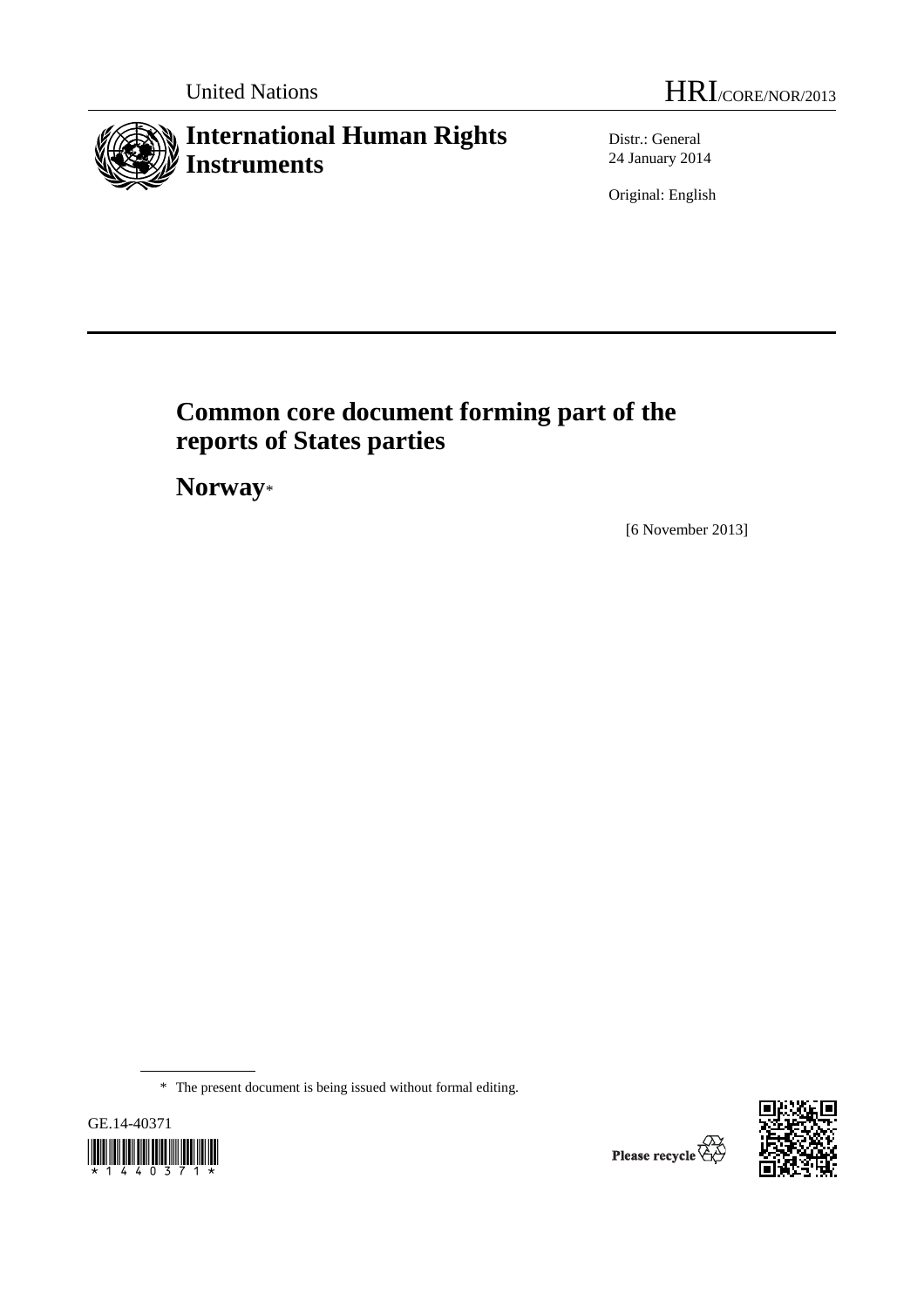United Nations HRI/CORE/NOR/2013

# International Human Rights Instruments

Distr.: General
24 January 2014

Original: English

# Common core document forming part of the reports of States parties

## Norway*

[6 November 2013]

\* The present document is being issued without formal editing.

GE.14-40371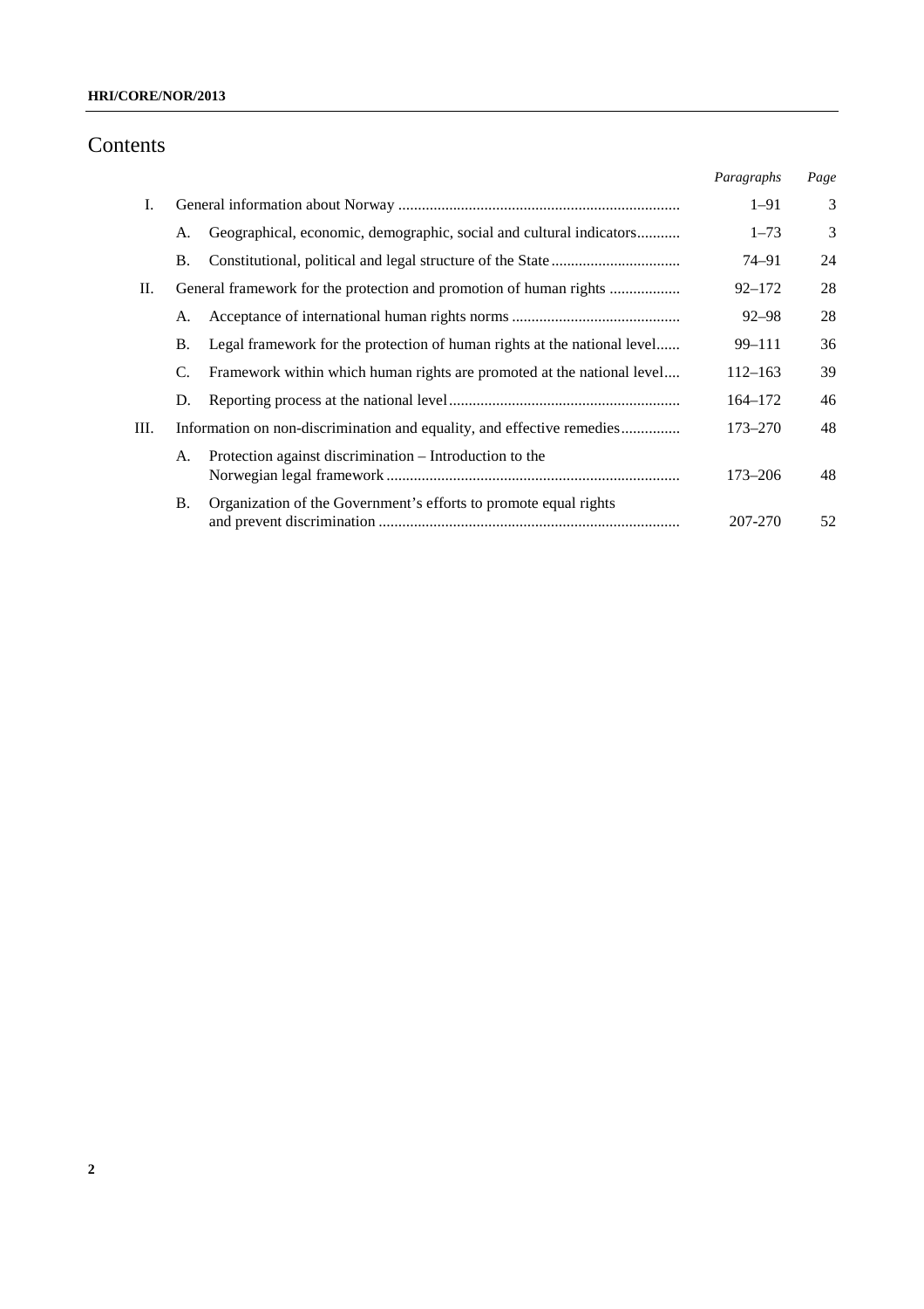# Contents

| | | | *Paragraphs* | *Page* |
|---|---|---|---|---|
| I. | | General information about Norway | 1–91 | 3 |
| | A. | Geographical, economic, demographic, social and cultural indicators | 1–73 | 3 |
| | B. | Constitutional, political and legal structure of the State | 74–91 | 24 |
| II. | | General framework for the protection and promotion of human rights | 92–172 | 28 |
| | A. | Acceptance of international human rights norms | 92–98 | 28 |
| | B. | Legal framework for the protection of human rights at the national level | 99–111 | 36 |
| | C. | Framework within which human rights are promoted at the national level | 112–163 | 39 |
| | D. | Reporting process at the national level | 164–172 | 46 |
| III. | | Information on non-discrimination and equality, and effective remedies | 173–270 | 48 |
| | A. | Protection against discrimination – Introduction to the Norwegian legal framework | 173–206 | 48 |
| | B. | Organization of the Government's efforts to promote equal rights and prevent discrimination | 207-270 | 52 |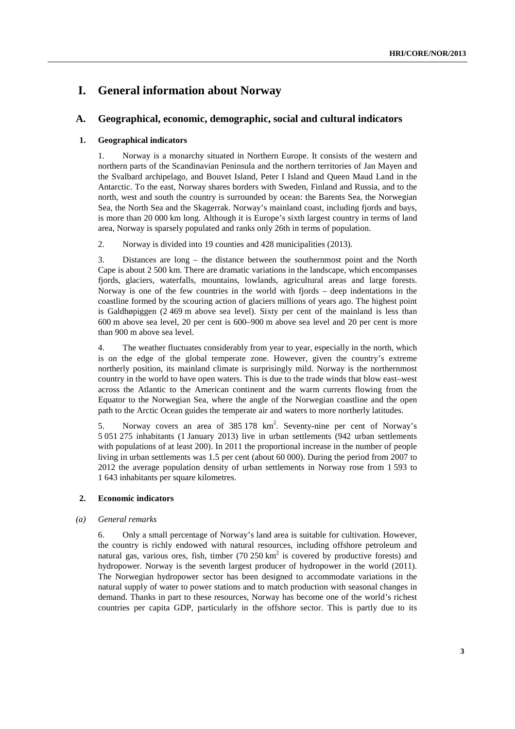# I. General information about Norway

## A. Geographical, economic, demographic, social and cultural indicators

### 1. Geographical indicators

1. Norway is a monarchy situated in Northern Europe. It consists of the western and northern parts of the Scandinavian Peninsula and the northern territories of Jan Mayen and the Svalbard archipelago, and Bouvet Island, Peter I Island and Queen Maud Land in the Antarctic. To the east, Norway shares borders with Sweden, Finland and Russia, and to the north, west and south the country is surrounded by ocean: the Barents Sea, the Norwegian Sea, the North Sea and the Skagerrak. Norway's mainland coast, including fjords and bays, is more than 20 000 km long. Although it is Europe's sixth largest country in terms of land area, Norway is sparsely populated and ranks only 26th in terms of population.

2. Norway is divided into 19 counties and 428 municipalities (2013).

3. Distances are long – the distance between the southernmost point and the North Cape is about 2 500 km. There are dramatic variations in the landscape, which encompasses fjords, glaciers, waterfalls, mountains, lowlands, agricultural areas and large forests. Norway is one of the few countries in the world with fjords – deep indentations in the coastline formed by the scouring action of glaciers millions of years ago. The highest point is Galdhøpiggen (2 469 m above sea level). Sixty per cent of the mainland is less than 600 m above sea level, 20 per cent is 600–900 m above sea level and 20 per cent is more than 900 m above sea level.

4. The weather fluctuates considerably from year to year, especially in the north, which is on the edge of the global temperate zone. However, given the country's extreme northerly position, its mainland climate is surprisingly mild. Norway is the northernmost country in the world to have open waters. This is due to the trade winds that blow east–west across the Atlantic to the American continent and the warm currents flowing from the Equator to the Norwegian Sea, where the angle of the Norwegian coastline and the open path to the Arctic Ocean guides the temperate air and waters to more northerly latitudes.

5. Norway covers an area of 385 178 $km^2$. Seventy-nine per cent of Norway's 5 051 275 inhabitants (1 January 2013) live in urban settlements (942 urban settlements with populations of at least 200). In 2011 the proportional increase in the number of people living in urban settlements was 1.5 per cent (about 60 000). During the period from 2007 to 2012 the average population density of urban settlements in Norway rose from 1 593 to 1 643 inhabitants per square kilometres.

### 2. Economic indicators

#### *(a) General remarks*

6. Only a small percentage of Norway's land area is suitable for cultivation. However, the country is richly endowed with natural resources, including offshore petroleum and natural gas, various ores, fish, timber (70 250 $km^2$ is covered by productive forests) and hydropower. Norway is the seventh largest producer of hydropower in the world (2011). The Norwegian hydropower sector has been designed to accommodate variations in the natural supply of water to power stations and to match production with seasonal changes in demand. Thanks in part to these resources, Norway has become one of the world's richest countries per capita GDP, particularly in the offshore sector. This is partly due to its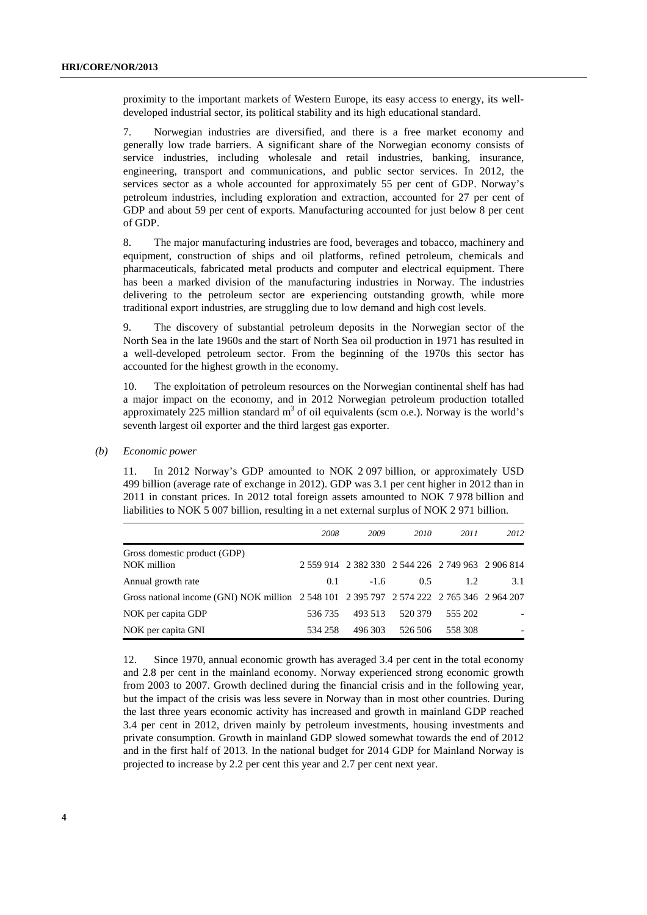proximity to the important markets of Western Europe, its easy access to energy, its well-developed industrial sector, its political stability and its high educational standard.

7. Norwegian industries are diversified, and there is a free market economy and generally low trade barriers. A significant share of the Norwegian economy consists of service industries, including wholesale and retail industries, banking, insurance, engineering, transport and communications, and public sector services. In 2012, the services sector as a whole accounted for approximately 55 per cent of GDP. Norway's petroleum industries, including exploration and extraction, accounted for 27 per cent of GDP and about 59 per cent of exports. Manufacturing accounted for just below 8 per cent of GDP.

8. The major manufacturing industries are food, beverages and tobacco, machinery and equipment, construction of ships and oil platforms, refined petroleum, chemicals and pharmaceuticals, fabricated metal products and computer and electrical equipment. There has been a marked division of the manufacturing industries in Norway. The industries delivering to the petroleum sector are experiencing outstanding growth, while more traditional export industries, are struggling due to low demand and high cost levels.

9. The discovery of substantial petroleum deposits in the Norwegian sector of the North Sea in the late 1960s and the start of North Sea oil production in 1971 has resulted in a well-developed petroleum sector. From the beginning of the 1970s this sector has accounted for the highest growth in the economy.

10. The exploitation of petroleum resources on the Norwegian continental shelf has had a major impact on the economy, and in 2012 Norwegian petroleum production totalled approximately 225 million standard $m^3$ of oil equivalents (scm o.e.). Norway is the world's seventh largest oil exporter and the third largest gas exporter.

### *(b) Economic power*

11. In 2012 Norway's GDP amounted to NOK 2 097 billion, or approximately USD 499 billion (average rate of exchange in 2012). GDP was 3.1 per cent higher in 2012 than in 2011 in constant prices. In 2012 total foreign assets amounted to NOK 7 978 billion and liabilities to NOK 5 007 billion, resulting in a net external surplus of NOK 2 971 billion.

| | *2008* | *2009* | *2010* | *2011* | *2012* |
|---|---|---|---|---|---|
| Gross domestic product (GDP) NOK million | 2 559 914 | 2 382 330 | 2 544 226 | 2 749 963 | 2 906 814 |
| Annual growth rate | 0.1 | -1.6 | 0.5 | 1.2 | 3.1 |
| Gross national income (GNI) NOK million | 2 548 101 | 2 395 797 | 2 574 222 | 2 765 346 | 2 964 207 |
| NOK per capita GDP | 536 735 | 493 513 | 520 379 | 555 202 | - |
| NOK per capita GNI | 534 258 | 496 303 | 526 506 | 558 308 | - |

12. Since 1970, annual economic growth has averaged 3.4 per cent in the total economy and 2.8 per cent in the mainland economy. Norway experienced strong economic growth from 2003 to 2007. Growth declined during the financial crisis and in the following year, but the impact of the crisis was less severe in Norway than in most other countries. During the last three years economic activity has increased and growth in mainland GDP reached 3.4 per cent in 2012, driven mainly by petroleum investments, housing investments and private consumption. Growth in mainland GDP slowed somewhat towards the end of 2012 and in the first half of 2013. In the national budget for 2014 GDP for Mainland Norway is projected to increase by 2.2 per cent this year and 2.7 per cent next year.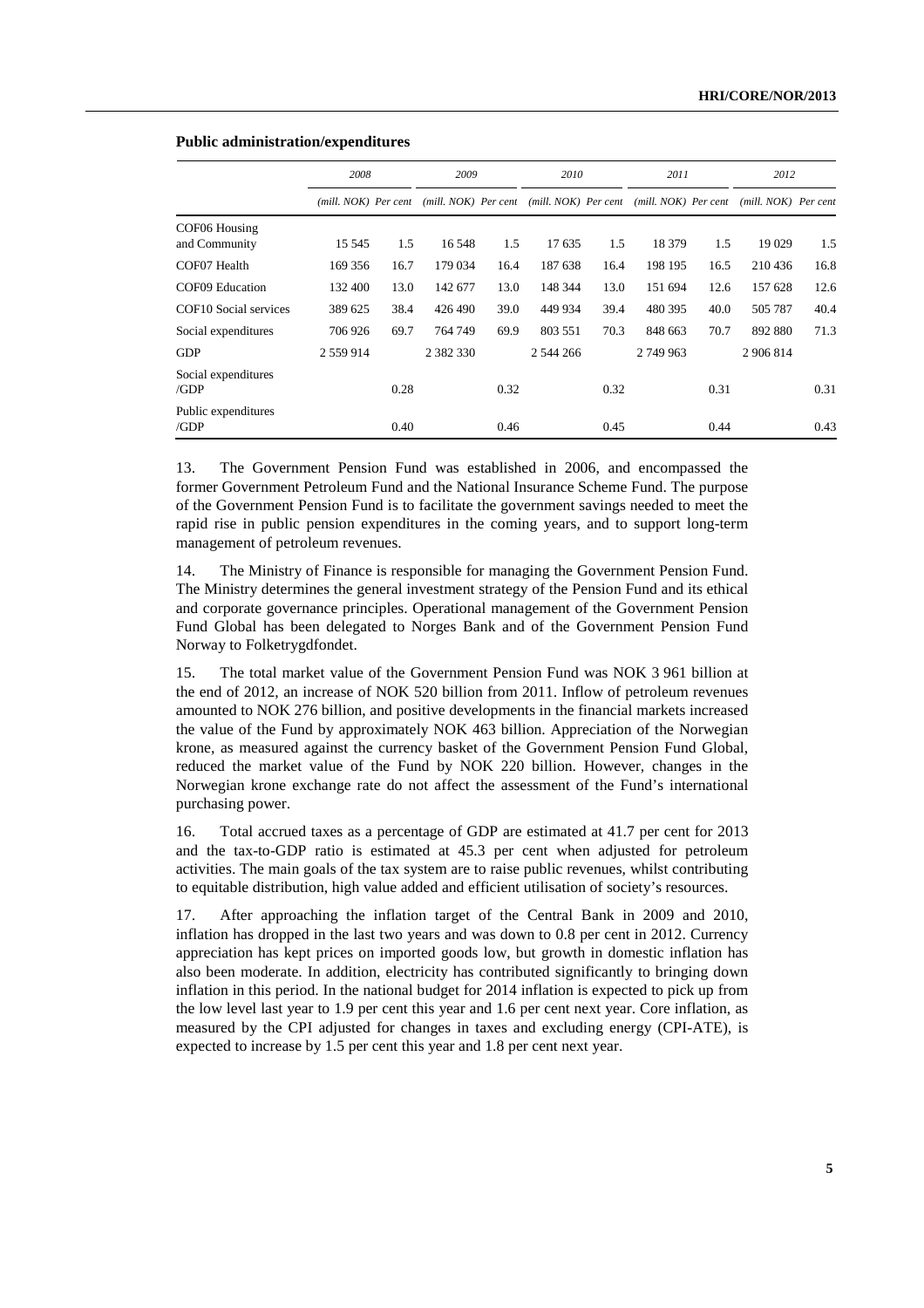**Public administration/expenditures**

| | 2008 | | 2009 | | 2010 | | 2011 | | 2012 | |
|---|---|---|---|---|---|---|---|---|---|---|
| | *(mill. NOK)* | *Per cent* | *(mill. NOK)* | *Per cent* | *(mill. NOK)* | *Per cent* | *(mill. NOK)* | *Per cent* | *(mill. NOK)* | *Per cent* |
| COF06 Housing and Community | 15 545 | 1.5 | 16 548 | 1.5 | 17 635 | 1.5 | 18 379 | 1.5 | 19 029 | 1.5 |
| COF07 Health | 169 356 | 16.7 | 179 034 | 16.4 | 187 638 | 16.4 | 198 195 | 16.5 | 210 436 | 16.8 |
| COF09 Education | 132 400 | 13.0 | 142 677 | 13.0 | 148 344 | 13.0 | 151 694 | 12.6 | 157 628 | 12.6 |
| COF10 Social services | 389 625 | 38.4 | 426 490 | 39.0 | 449 934 | 39.4 | 480 395 | 40.0 | 505 787 | 40.4 |
| Social expenditures | 706 926 | 69.7 | 764 749 | 69.9 | 803 551 | 70.3 | 848 663 | 70.7 | 892 880 | 71.3 |
| GDP | 2 559 914 | | 2 382 330 | | 2 544 266 | | 2 749 963 | | 2 906 814 | |
| Social expenditures /GDP | | 0.28 | | 0.32 | | 0.32 | | 0.31 | | 0.31 |
| Public expenditures /GDP | | 0.40 | | 0.46 | | 0.45 | | 0.44 | | 0.43 |

13. The Government Pension Fund was established in 2006, and encompassed the former Government Petroleum Fund and the National Insurance Scheme Fund. The purpose of the Government Pension Fund is to facilitate the government savings needed to meet the rapid rise in public pension expenditures in the coming years, and to support long-term management of petroleum revenues.

14. The Ministry of Finance is responsible for managing the Government Pension Fund. The Ministry determines the general investment strategy of the Pension Fund and its ethical and corporate governance principles. Operational management of the Government Pension Fund Global has been delegated to Norges Bank and of the Government Pension Fund Norway to Folketrygdfondet.

15. The total market value of the Government Pension Fund was NOK 3 961 billion at the end of 2012, an increase of NOK 520 billion from 2011. Inflow of petroleum revenues amounted to NOK 276 billion, and positive developments in the financial markets increased the value of the Fund by approximately NOK 463 billion. Appreciation of the Norwegian krone, as measured against the currency basket of the Government Pension Fund Global, reduced the market value of the Fund by NOK 220 billion. However, changes in the Norwegian krone exchange rate do not affect the assessment of the Fund's international purchasing power.

16. Total accrued taxes as a percentage of GDP are estimated at 41.7 per cent for 2013 and the tax-to-GDP ratio is estimated at 45.3 per cent when adjusted for petroleum activities. The main goals of the tax system are to raise public revenues, whilst contributing to equitable distribution, high value added and efficient utilisation of society's resources.

17. After approaching the inflation target of the Central Bank in 2009 and 2010, inflation has dropped in the last two years and was down to 0.8 per cent in 2012. Currency appreciation has kept prices on imported goods low, but growth in domestic inflation has also been moderate. In addition, electricity has contributed significantly to bringing down inflation in this period. In the national budget for 2014 inflation is expected to pick up from the low level last year to 1.9 per cent this year and 1.6 per cent next year. Core inflation, as measured by the CPI adjusted for changes in taxes and excluding energy (CPI-ATE), is expected to increase by 1.5 per cent this year and 1.8 per cent next year.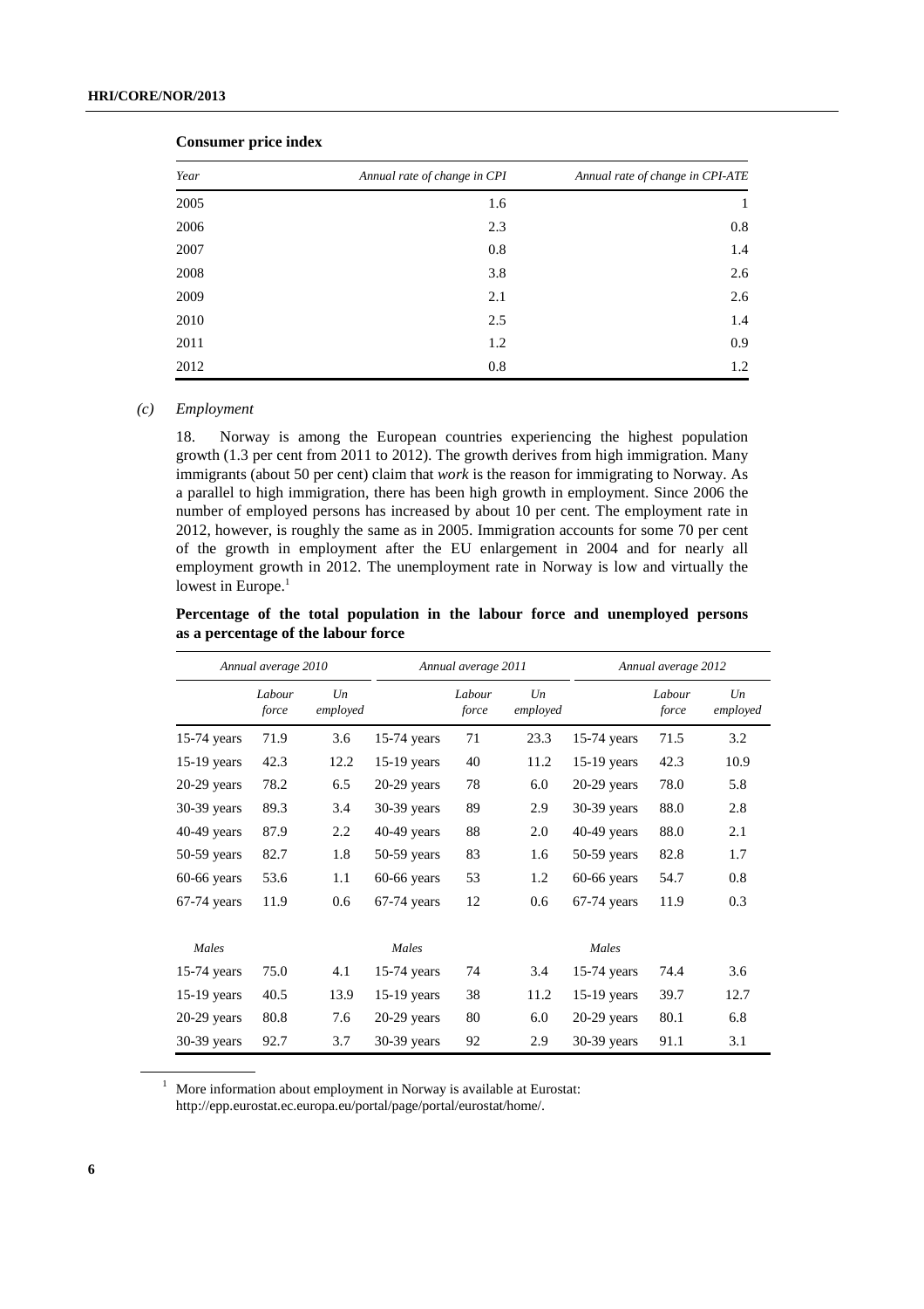**Consumer price index**

| Year | Annual rate of change in CPI | Annual rate of change in CPI-ATE |
|---|---|---|
| 2005 | 1.6 | 1 |
| 2006 | 2.3 | 0.8 |
| 2007 | 0.8 | 1.4 |
| 2008 | 3.8 | 2.6 |
| 2009 | 2.1 | 2.6 |
| 2010 | 2.5 | 1.4 |
| 2011 | 1.2 | 0.9 |
| 2012 | 0.8 | 1.2 |

### *(c) Employment*

18. Norway is among the European countries experiencing the highest population growth (1.3 per cent from 2011 to 2012). The growth derives from high immigration. Many immigrants (about 50 per cent) claim that *work* is the reason for immigrating to Norway. As a parallel to high immigration, there has been high growth in employment. Since 2006 the number of employed persons has increased by about 10 per cent. The employment rate in 2012, however, is roughly the same as in 2005. Immigration accounts for some 70 per cent of the growth in employment after the EU enlargement in 2004 and for nearly all employment growth in 2012. The unemployment rate in Norway is low and virtually the lowest in Europe.[1]

**Percentage of the total population in the labour force and unemployed persons as a percentage of the labour force**

| *Annual average 2010* | | | *Annual average 2011* | | | *Annual average 2012* | | |
|---|---|---|---|---|---|---|---|---|
| | *Labour force* | *Un employed* | | *Labour force* | *Un employed* | | *Labour force* | *Un employed* |
| 15-74 years | 71.9 | 3.6 | 15-74 years | 71 | 23.3 | 15-74 years | 71.5 | 3.2 |
| 15-19 years | 42.3 | 12.2 | 15-19 years | 40 | 11.2 | 15-19 years | 42.3 | 10.9 |
| 20-29 years | 78.2 | 6.5 | 20-29 years | 78 | 6.0 | 20-29 years | 78.0 | 5.8 |
| 30-39 years | 89.3 | 3.4 | 30-39 years | 89 | 2.9 | 30-39 years | 88.0 | 2.8 |
| 40-49 years | 87.9 | 2.2 | 40-49 years | 88 | 2.0 | 40-49 years | 88.0 | 2.1 |
| 50-59 years | 82.7 | 1.8 | 50-59 years | 83 | 1.6 | 50-59 years | 82.8 | 1.7 |
| 60-66 years | 53.6 | 1.1 | 60-66 years | 53 | 1.2 | 60-66 years | 54.7 | 0.8 |
| 67-74 years | 11.9 | 0.6 | 67-74 years | 12 | 0.6 | 67-74 years | 11.9 | 0.3 |
| *Males* | | | *Males* | | | *Males* | | |
| 15-74 years | 75.0 | 4.1 | 15-74 years | 74 | 3.4 | 15-74 years | 74.4 | 3.6 |
| 15-19 years | 40.5 | 13.9 | 15-19 years | 38 | 11.2 | 15-19 years | 39.7 | 12.7 |
| 20-29 years | 80.8 | 7.6 | 20-29 years | 80 | 6.0 | 20-29 years | 80.1 | 6.8 |
| 30-39 years | 92.7 | 3.7 | 30-39 years | 92 | 2.9 | 30-39 years | 91.1 | 3.1 |

[1] More information about employment in Norway is available at Eurostat: http://epp.eurostat.ec.europa.eu/portal/page/portal/eurostat/home/.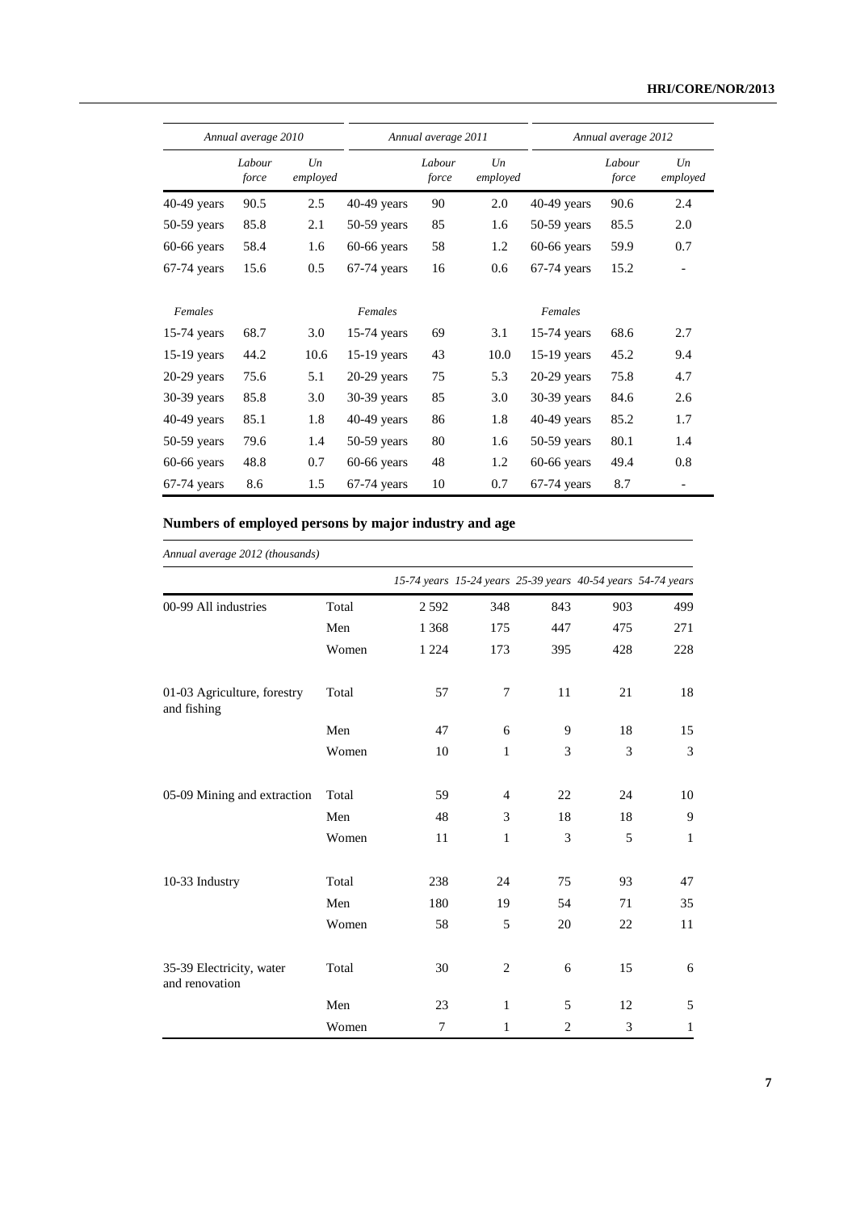| Annual average 2010 | | | Annual average 2011 | | | Annual average 2012 | | |
|---|---|---|---|---|---|---|---|---|
| | Labour force | Un employed | | Labour force | Un employed | | Labour force | Un employed |
| 40-49 years | 90.5 | 2.5 | 40-49 years | 90 | 2.0 | 40-49 years | 90.6 | 2.4 |
| 50-59 years | 85.8 | 2.1 | 50-59 years | 85 | 1.6 | 50-59 years | 85.5 | 2.0 |
| 60-66 years | 58.4 | 1.6 | 60-66 years | 58 | 1.2 | 60-66 years | 59.9 | 0.7 |
| 67-74 years | 15.6 | 0.5 | 67-74 years | 16 | 0.6 | 67-74 years | 15.2 | - |
| *Females* | | | *Females* | | | *Females* | | |
| 15-74 years | 68.7 | 3.0 | 15-74 years | 69 | 3.1 | 15-74 years | 68.6 | 2.7 |
| 15-19 years | 44.2 | 10.6 | 15-19 years | 43 | 10.0 | 15-19 years | 45.2 | 9.4 |
| 20-29 years | 75.6 | 5.1 | 20-29 years | 75 | 5.3 | 20-29 years | 75.8 | 4.7 |
| 30-39 years | 85.8 | 3.0 | 30-39 years | 85 | 3.0 | 30-39 years | 84.6 | 2.6 |
| 40-49 years | 85.1 | 1.8 | 40-49 years | 86 | 1.8 | 40-49 years | 85.2 | 1.7 |
| 50-59 years | 79.6 | 1.4 | 50-59 years | 80 | 1.6 | 50-59 years | 80.1 | 1.4 |
| 60-66 years | 48.8 | 0.7 | 60-66 years | 48 | 1.2 | 60-66 years | 49.4 | 0.8 |
| 67-74 years | 8.6 | 1.5 | 67-74 years | 10 | 0.7 | 67-74 years | 8.7 | - |

## Numbers of employed persons by major industry and age

*Annual average 2012 (thousands)*

| | | *15-74 years* | *15-24 years* | *25-39 years* | *40-54 years* | *54-74 years* |
|---|---|---|---|---|---|---|
| 00-99 All industries | Total | 2 592 | 348 | 843 | 903 | 499 |
| | Men | 1 368 | 175 | 447 | 475 | 271 |
| | Women | 1 224 | 173 | 395 | 428 | 228 |
| 01-03 Agriculture, forestry and fishing | Total | 57 | 7 | 11 | 21 | 18 |
| | Men | 47 | 6 | 9 | 18 | 15 |
| | Women | 10 | 1 | 3 | 3 | 3 |
| 05-09 Mining and extraction | Total | 59 | 4 | 22 | 24 | 10 |
| | Men | 48 | 3 | 18 | 18 | 9 |
| | Women | 11 | 1 | 3 | 5 | 1 |
| 10-33 Industry | Total | 238 | 24 | 75 | 93 | 47 |
| | Men | 180 | 19 | 54 | 71 | 35 |
| | Women | 58 | 5 | 20 | 22 | 11 |
| 35-39 Electricity, water and renovation | Total | 30 | 2 | 6 | 15 | 6 |
| | Men | 23 | 1 | 5 | 12 | 5 |
| | Women | 7 | 1 | 2 | 3 | 1 |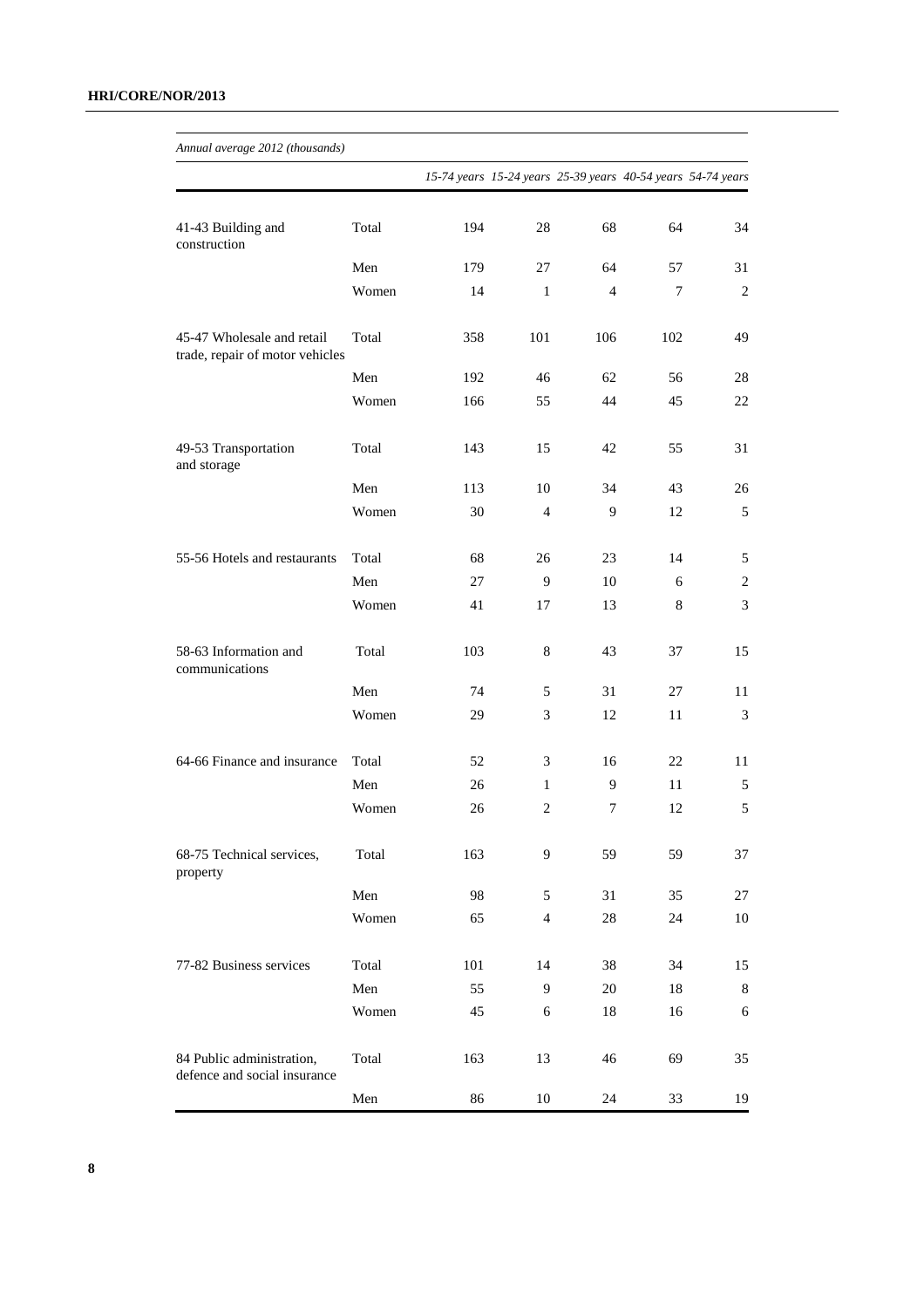*Annual average 2012 (thousands)*

| | | *15-74 years* | *15-24 years* | *25-39 years* | *40-54 years* | *54-74 years* |
|---|---|---|---|---|---|---|
| 41-43 Building and construction | Total | 194 | 28 | 68 | 64 | 34 |
| | Men | 179 | 27 | 64 | 57 | 31 |
| | Women | 14 | 1 | 4 | 7 | 2 |
| 45-47 Wholesale and retail trade, repair of motor vehicles | Total | 358 | 101 | 106 | 102 | 49 |
| | Men | 192 | 46 | 62 | 56 | 28 |
| | Women | 166 | 55 | 44 | 45 | 22 |
| 49-53 Transportation and storage | Total | 143 | 15 | 42 | 55 | 31 |
| | Men | 113 | 10 | 34 | 43 | 26 |
| | Women | 30 | 4 | 9 | 12 | 5 |
| 55-56 Hotels and restaurants | Total | 68 | 26 | 23 | 14 | 5 |
| | Men | 27 | 9 | 10 | 6 | 2 |
| | Women | 41 | 17 | 13 | 8 | 3 |
| 58-63 Information and communications | Total | 103 | 8 | 43 | 37 | 15 |
| | Men | 74 | 5 | 31 | 27 | 11 |
| | Women | 29 | 3 | 12 | 11 | 3 |
| 64-66 Finance and insurance | Total | 52 | 3 | 16 | 22 | 11 |
| | Men | 26 | 1 | 9 | 11 | 5 |
| | Women | 26 | 2 | 7 | 12 | 5 |
| 68-75 Technical services, property | Total | 163 | 9 | 59 | 59 | 37 |
| | Men | 98 | 5 | 31 | 35 | 27 |
| | Women | 65 | 4 | 28 | 24 | 10 |
| 77-82 Business services | Total | 101 | 14 | 38 | 34 | 15 |
| | Men | 55 | 9 | 20 | 18 | 8 |
| | Women | 45 | 6 | 18 | 16 | 6 |
| 84 Public administration, defence and social insurance | Total | 163 | 13 | 46 | 69 | 35 |
| | Men | 86 | 10 | 24 | 33 | 19 |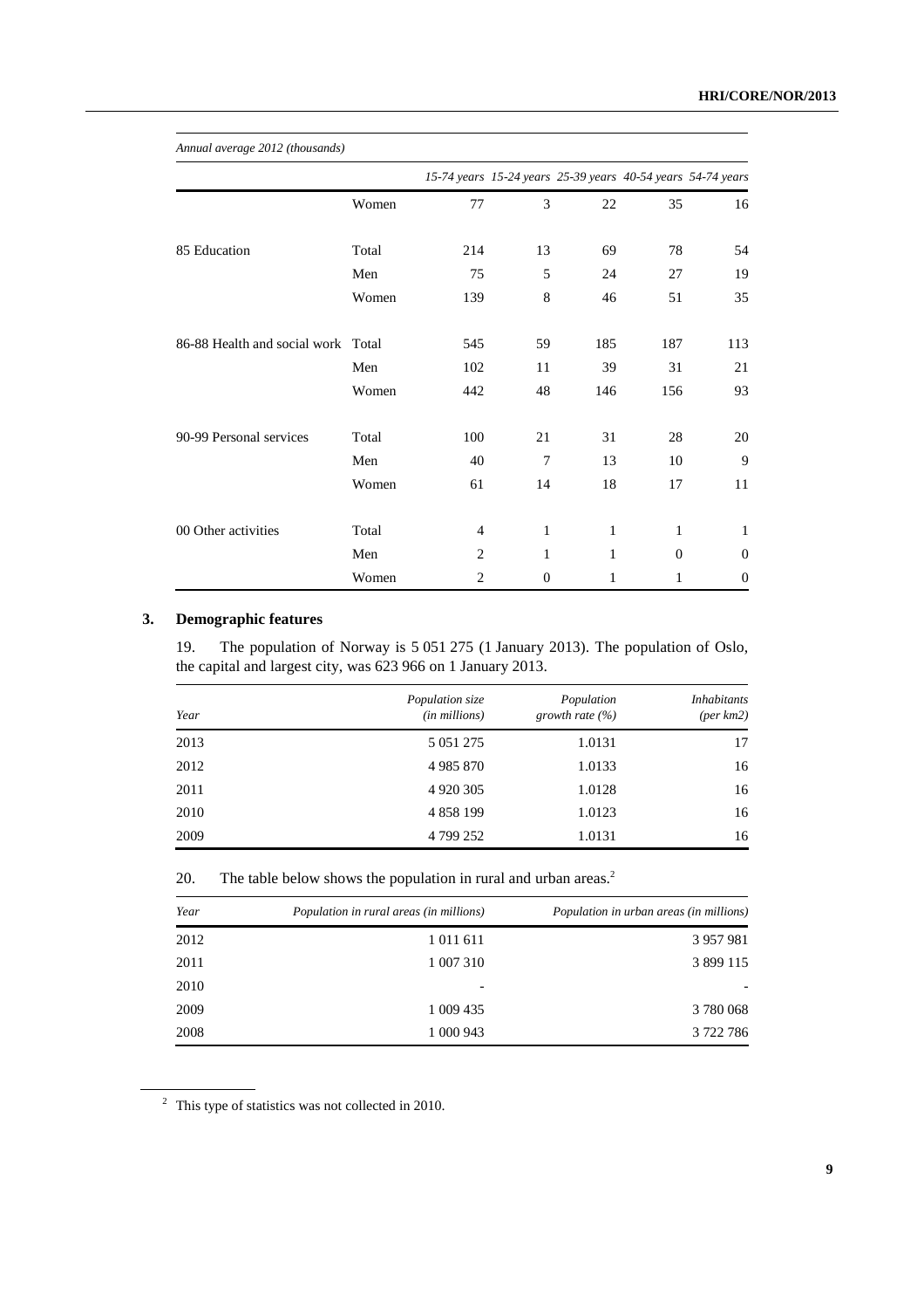*Annual average 2012 (thousands)*

| | | *15-74 years* | *15-24 years* | *25-39 years* | *40-54 years* | *54-74 years* |
|---|---|---|---|---|---|---|
| | Women | 77 | 3 | 22 | 35 | 16 |
| 85 Education | Total | 214 | 13 | 69 | 78 | 54 |
| | Men | 75 | 5 | 24 | 27 | 19 |
| | Women | 139 | 8 | 46 | 51 | 35 |
| 86-88 Health and social work | Total | 545 | 59 | 185 | 187 | 113 |
| | Men | 102 | 11 | 39 | 31 | 21 |
| | Women | 442 | 48 | 146 | 156 | 93 |
| 90-99 Personal services | Total | 100 | 21 | 31 | 28 | 20 |
| | Men | 40 | 7 | 13 | 10 | 9 |
| | Women | 61 | 14 | 18 | 17 | 11 |
| 00 Other activities | Total | 4 | 1 | 1 | 1 | 1 |
| | Men | 2 | 1 | 1 | 0 | 0 |
| | Women | 2 | 0 | 1 | 1 | 0 |

## 3. Demographic features

19. The population of Norway is 5 051 275 (1 January 2013). The population of Oslo, the capital and largest city, was 623 966 on 1 January 2013.

| *Year* | *Population size (in millions)* | *Population growth rate (%)* | *Inhabitants (per km2)* |
|---|---|---|---|
| 2013 | 5 051 275 | 1.0131 | 17 |
| 2012 | 4 985 870 | 1.0133 | 16 |
| 2011 | 4 920 305 | 1.0128 | 16 |
| 2010 | 4 858 199 | 1.0123 | 16 |
| 2009 | 4 799 252 | 1.0131 | 16 |

20. The table below shows the population in rural and urban areas.[2]

| *Year* | *Population in rural areas (in millions)* | *Population in urban areas (in millions)* |
|---|---|---|
| 2012 | 1 011 611 | 3 957 981 |
| 2011 | 1 007 310 | 3 899 115 |
| 2010 | - | - |
| 2009 | 1 009 435 | 3 780 068 |
| 2008 | 1 000 943 | 3 722 786 |

[2] This type of statistics was not collected in 2010.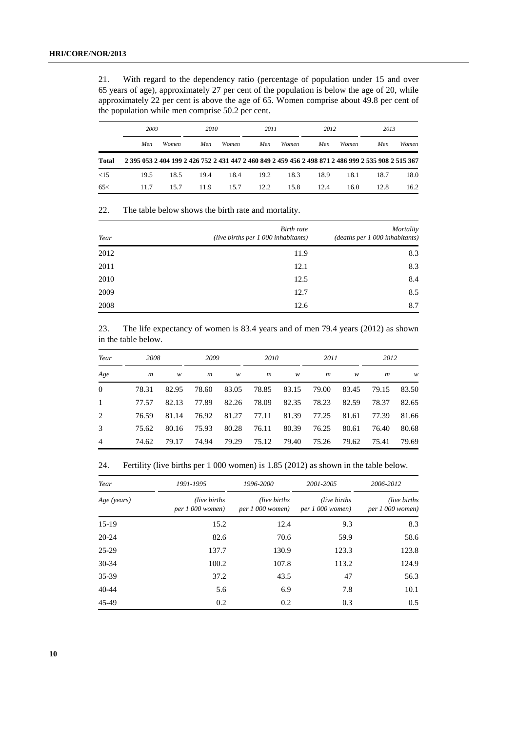21. With regard to the dependency ratio (percentage of population under 15 and over 65 years of age), approximately 27 per cent of the population is below the age of 20, while approximately 22 per cent is above the age of 65. Women comprise about 49.8 per cent of the population while men comprise 50.2 per cent.

| | *2009* | | *2010* | | *2011* | | *2012* | | *2013* | |
|---|---|---|---|---|---|---|---|---|---|---|
| | *Men* | *Women* | *Men* | *Women* | *Men* | *Women* | *Men* | *Women* | *Men* | *Women* |
| **Total** | **2 395 053** | **2 404 199** | **2 426 752** | **2 431 447** | **2 460 849** | **2 459 456** | **2 498 871** | **2 486 999** | **2 535 908** | **2 515 367** |
| <15 | 19.5 | 18.5 | 19.4 | 18.4 | 19.2 | 18.3 | 18.9 | 18.1 | 18.7 | 18.0 |
| 65< | 11.7 | 15.7 | 11.9 | 15.7 | 12.2 | 15.8 | 12.4 | 16.0 | 12.8 | 16.2 |

22. The table below shows the birth rate and mortality.

| *Year* | *Birth rate (live births per 1 000 inhabitants)* | *Mortality (deaths per 1 000 inhabitants)* |
|---|---|---|
| 2012 | 11.9 | 8.3 |
| 2011 | 12.1 | 8.3 |
| 2010 | 12.5 | 8.4 |
| 2009 | 12.7 | 8.5 |
| 2008 | 12.6 | 8.7 |

23. The life expectancy of women is 83.4 years and of men 79.4 years (2012) as shown in the table below.

| *Year* | *2008* | | *2009* | | *2010* | | *2011* | | *2012* | |
|---|---|---|---|---|---|---|---|---|---|---|
| *Age* | *m* | *w* | *m* | *w* | *m* | *w* | *m* | *w* | *m* | *w* |
| 0 | 78.31 | 82.95 | 78.60 | 83.05 | 78.85 | 83.15 | 79.00 | 83.45 | 79.15 | 83.50 |
| 1 | 77.57 | 82.13 | 77.89 | 82.26 | 78.09 | 82.35 | 78.23 | 82.59 | 78.37 | 82.65 |
| 2 | 76.59 | 81.14 | 76.92 | 81.27 | 77.11 | 81.39 | 77.25 | 81.61 | 77.39 | 81.66 |
| 3 | 75.62 | 80.16 | 75.93 | 80.28 | 76.11 | 80.39 | 76.25 | 80.61 | 76.40 | 80.68 |
| 4 | 74.62 | 79.17 | 74.94 | 79.29 | 75.12 | 79.40 | 75.26 | 79.62 | 75.41 | 79.69 |

24. Fertility (live births per 1 000 women) is 1.85 (2012) as shown in the table below.

| *Year* | *1991-1995* | *1996-2000* | *2001-2005* | *2006-2012* |
|---|---|---|---|---|
| *Age (years)* | *(live births per 1 000 women)* | *(live births per 1 000 women)* | *(live births per 1 000 women)* | *(live births per 1 000 women)* |
| 15-19 | 15.2 | 12.4 | 9.3 | 8.3 |
| 20-24 | 82.6 | 70.6 | 59.9 | 58.6 |
| 25-29 | 137.7 | 130.9 | 123.3 | 123.8 |
| 30-34 | 100.2 | 107.8 | 113.2 | 124.9 |
| 35-39 | 37.2 | 43.5 | 47 | 56.3 |
| 40-44 | 5.6 | 6.9 | 7.8 | 10.1 |
| 45-49 | 0.2 | 0.2 | 0.3 | 0.5 |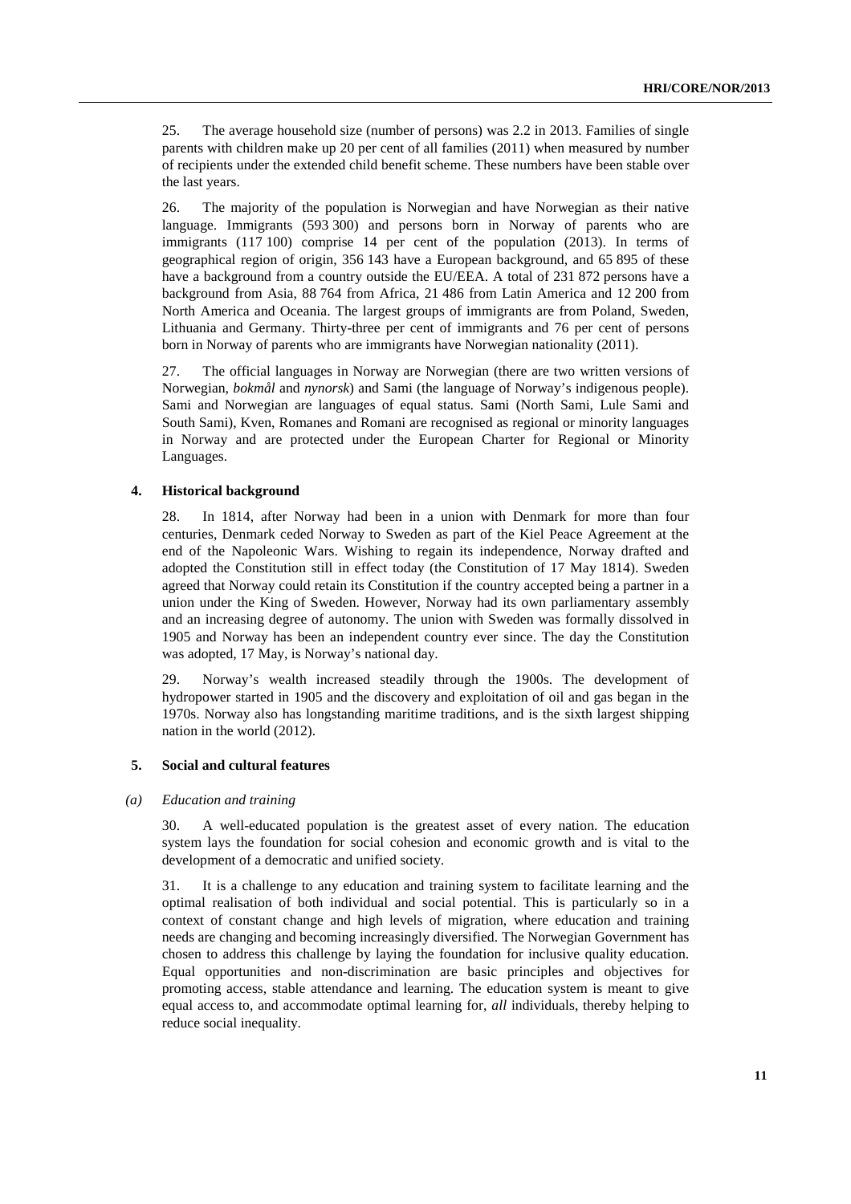25. The average household size (number of persons) was 2.2 in 2013. Families of single parents with children make up 20 per cent of all families (2011) when measured by number of recipients under the extended child benefit scheme. These numbers have been stable over the last years.

26. The majority of the population is Norwegian and have Norwegian as their native language. Immigrants (593 300) and persons born in Norway of parents who are immigrants (117 100) comprise 14 per cent of the population (2013). In terms of geographical region of origin, 356 143 have a European background, and 65 895 of these have a background from a country outside the EU/EEA. A total of 231 872 persons have a background from Asia, 88 764 from Africa, 21 486 from Latin America and 12 200 from North America and Oceania. The largest groups of immigrants are from Poland, Sweden, Lithuania and Germany. Thirty-three per cent of immigrants and 76 per cent of persons born in Norway of parents who are immigrants have Norwegian nationality (2011).

27. The official languages in Norway are Norwegian (there are two written versions of Norwegian, *bokmål* and *nynorsk*) and Sami (the language of Norway's indigenous people). Sami and Norwegian are languages of equal status. Sami (North Sami, Lule Sami and South Sami), Kven, Romanes and Romani are recognised as regional or minority languages in Norway and are protected under the European Charter for Regional or Minority Languages.

### 4. Historical background

28. In 1814, after Norway had been in a union with Denmark for more than four centuries, Denmark ceded Norway to Sweden as part of the Kiel Peace Agreement at the end of the Napoleonic Wars. Wishing to regain its independence, Norway drafted and adopted the Constitution still in effect today (the Constitution of 17 May 1814). Sweden agreed that Norway could retain its Constitution if the country accepted being a partner in a union under the King of Sweden. However, Norway had its own parliamentary assembly and an increasing degree of autonomy. The union with Sweden was formally dissolved in 1905 and Norway has been an independent country ever since. The day the Constitution was adopted, 17 May, is Norway's national day.

29. Norway's wealth increased steadily through the 1900s. The development of hydropower started in 1905 and the discovery and exploitation of oil and gas began in the 1970s. Norway also has longstanding maritime traditions, and is the sixth largest shipping nation in the world (2012).

### 5. Social and cultural features

#### *(a) Education and training*

30. A well-educated population is the greatest asset of every nation. The education system lays the foundation for social cohesion and economic growth and is vital to the development of a democratic and unified society.

31. It is a challenge to any education and training system to facilitate learning and the optimal realisation of both individual and social potential. This is particularly so in a context of constant change and high levels of migration, where education and training needs are changing and becoming increasingly diversified. The Norwegian Government has chosen to address this challenge by laying the foundation for inclusive quality education. Equal opportunities and non-discrimination are basic principles and objectives for promoting access, stable attendance and learning. The education system is meant to give equal access to, and accommodate optimal learning for, *all* individuals, thereby helping to reduce social inequality.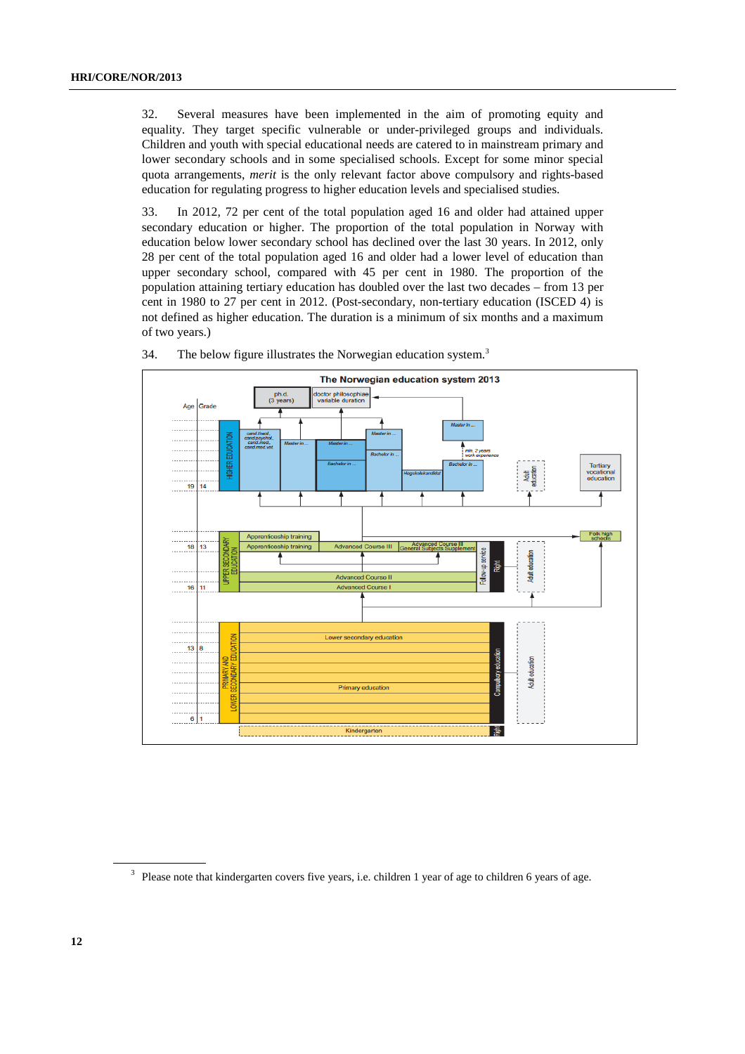32. Several measures have been implemented in the aim of promoting equity and equality. They target specific vulnerable or under-privileged groups and individuals. Children and youth with special educational needs are catered to in mainstream primary and lower secondary schools and in some specialised schools. Except for some minor special quota arrangements, *merit* is the only relevant factor above compulsory and rights-based education for regulating progress to higher education levels and specialised studies.

33. In 2012, 72 per cent of the total population aged 16 and older had attained upper secondary education or higher. The proportion of the total population in Norway with education below lower secondary school has declined over the last 30 years. In 2012, only 28 per cent of the total population aged 16 and older had a lower level of education than upper secondary school, compared with 45 per cent in 1980. The proportion of the population attaining tertiary education has doubled over the last two decades – from 13 per cent in 1980 to 27 per cent in 2012. (Post-secondary, non-tertiary education (ISCED 4) is not defined as higher education. The duration is a minimum of six months and a maximum of two years.)

34. The below figure illustrates the Norwegian education system.[3]

**The Norwegian education system 2013**

(Figure labels: ph.d. (3 years); doctor philosophiae variable duration; Age; Grade; HIGHER EDUCATION; cand.theol., cand.psychol., cand.med., cand.med.vet; Master in ...; Bachelor in ...; Høgskolekandidat; min. 2 years work experience; Adult education; Tertiary vocational education; Folk high schools; UPPER SECONDARY EDUCATION; Apprenticeship training; Advanced Course III; Advanced Course III General Subjects Supplement; Advanced Course II; Advanced Course I; Follow-up service; Right; PRIMARY AND LOWER SECONDARY EDUCATION; Lower secondary education; Primary education; Compulsory education; Kindergarten; Ages 19, 18, 16, 13, 6; Grades 14, 13, 11, 8, 1)

---

[3] Please note that kindergarten covers five years, i.e. children 1 year of age to children 6 years of age.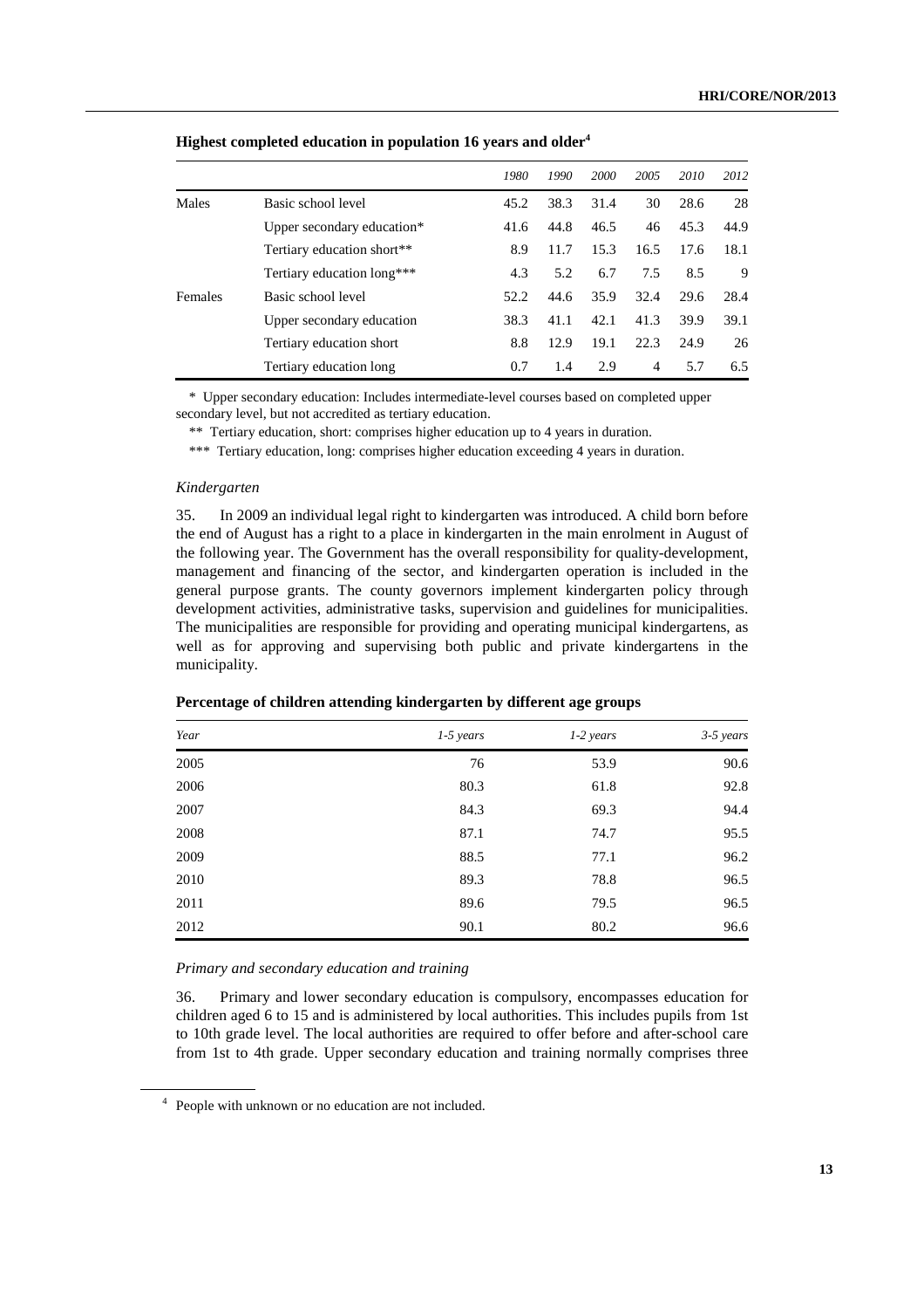**Highest completed education in population 16 years and older[4]**

| | | *1980* | *1990* | *2000* | *2005* | *2010* | *2012* |
|---|---|---|---|---|---|---|---|
| Males | Basic school level | 45.2 | 38.3 | 31.4 | 30 | 28.6 | 28 |
| | Upper secondary education* | 41.6 | 44.8 | 46.5 | 46 | 45.3 | 44.9 |
| | Tertiary education short** | 8.9 | 11.7 | 15.3 | 16.5 | 17.6 | 18.1 |
| | Tertiary education long*** | 4.3 | 5.2 | 6.7 | 7.5 | 8.5 | 9 |
| Females | Basic school level | 52.2 | 44.6 | 35.9 | 32.4 | 29.6 | 28.4 |
| | Upper secondary education | 38.3 | 41.1 | 42.1 | 41.3 | 39.9 | 39.1 |
| | Tertiary education short | 8.8 | 12.9 | 19.1 | 22.3 | 24.9 | 26 |
| | Tertiary education long | 0.7 | 1.4 | 2.9 | 4 | 5.7 | 6.5 |

\* Upper secondary education: Includes intermediate-level courses based on completed upper secondary level, but not accredited as tertiary education.

\*\* Tertiary education, short: comprises higher education up to 4 years in duration.

\*\*\* Tertiary education, long: comprises higher education exceeding 4 years in duration.

*Kindergarten*

35. In 2009 an individual legal right to kindergarten was introduced. A child born before the end of August has a right to a place in kindergarten in the main enrolment in August of the following year. The Government has the overall responsibility for quality-development, management and financing of the sector, and kindergarten operation is included in the general purpose grants. The county governors implement kindergarten policy through development activities, administrative tasks, supervision and guidelines for municipalities. The municipalities are responsible for providing and operating municipal kindergartens, as well as for approving and supervising both public and private kindergartens in the municipality.

**Percentage of children attending kindergarten by different age groups**

| *Year* | *1-5 years* | *1-2 years* | *3-5 years* |
|---|---|---|---|
| 2005 | 76 | 53.9 | 90.6 |
| 2006 | 80.3 | 61.8 | 92.8 |
| 2007 | 84.3 | 69.3 | 94.4 |
| 2008 | 87.1 | 74.7 | 95.5 |
| 2009 | 88.5 | 77.1 | 96.2 |
| 2010 | 89.3 | 78.8 | 96.5 |
| 2011 | 89.6 | 79.5 | 96.5 |
| 2012 | 90.1 | 80.2 | 96.6 |

*Primary and secondary education and training*

36. Primary and lower secondary education is compulsory, encompasses education for children aged 6 to 15 and is administered by local authorities. This includes pupils from 1st to 10th grade level. The local authorities are required to offer before and after-school care from 1st to 4th grade. Upper secondary education and training normally comprises three

[4] People with unknown or no education are not included.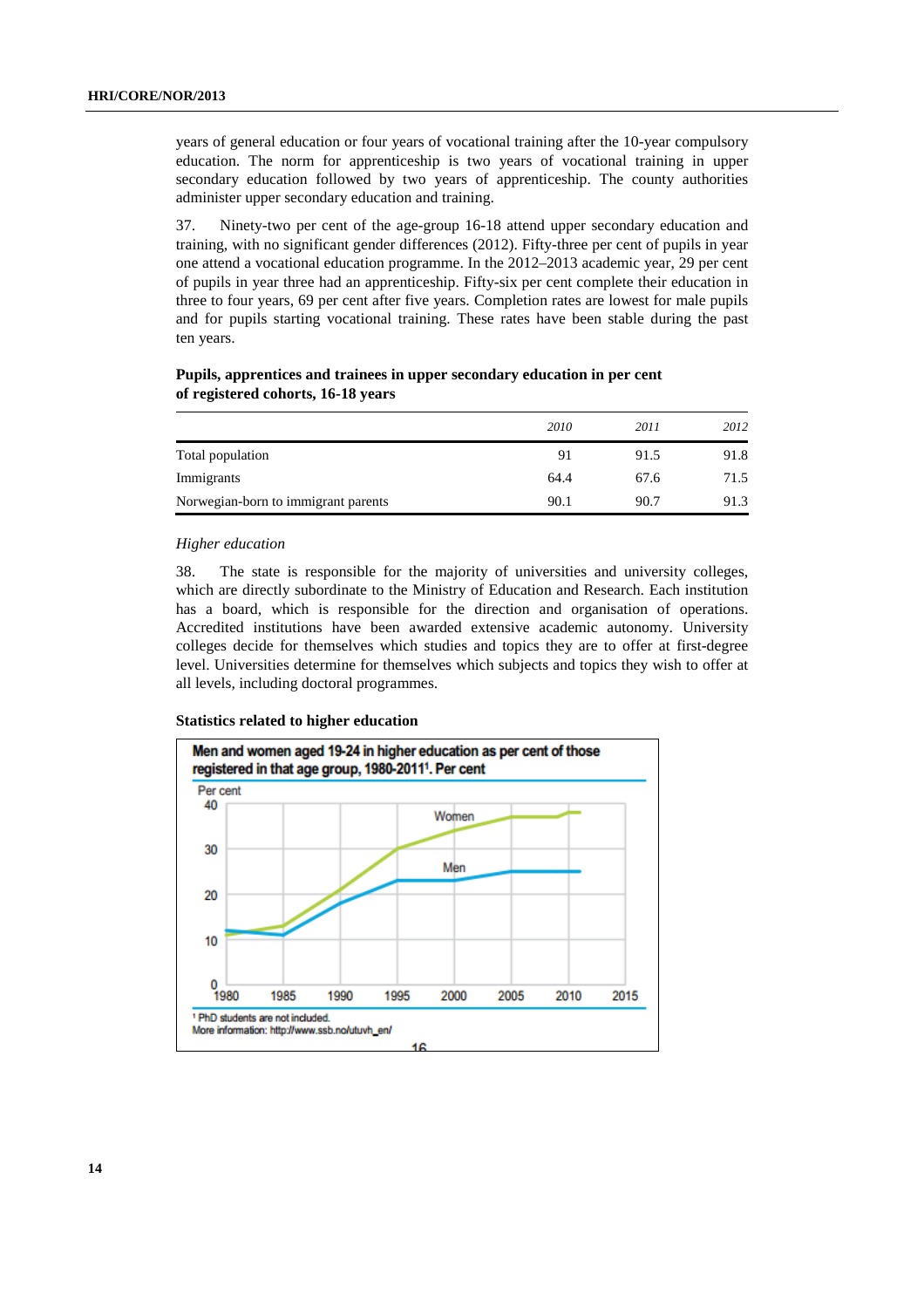years of general education or four years of vocational training after the 10-year compulsory education. The norm for apprenticeship is two years of vocational training in upper secondary education followed by two years of apprenticeship. The county authorities administer upper secondary education and training.

37. Ninety-two per cent of the age-group 16-18 attend upper secondary education and training, with no significant gender differences (2012). Fifty-three per cent of pupils in year one attend a vocational education programme. In the 2012–2013 academic year, 29 per cent of pupils in year three had an apprenticeship. Fifty-six per cent complete their education in three to four years, 69 per cent after five years. Completion rates are lowest for male pupils and for pupils starting vocational training. These rates have been stable during the past ten years.

**Pupils, apprentices and trainees in upper secondary education in per cent of registered cohorts, 16-18 years**

| | *2010* | *2011* | *2012* |
|---|---|---|---|
| Total population | 91 | 91.5 | 91.8 |
| Immigrants | 64.4 | 67.6 | 71.5 |
| Norwegian-born to immigrant parents | 90.1 | 90.7 | 91.3 |

*Higher education*

38. The state is responsible for the majority of universities and university colleges, which are directly subordinate to the Ministry of Education and Research. Each institution has a board, which is responsible for the direction and organisation of operations. Accredited institutions have been awarded extensive academic autonomy. University colleges decide for themselves which studies and topics they are to offer at first-degree level. Universities determine for themselves which subjects and topics they wish to offer at all levels, including doctoral programmes.

**Statistics related to higher education**

**Men and women aged 19-24 in higher education as per cent of those registered in that age group, 1980-2011[1]. Per cent**

[1] PhD students are not included.
More information: http://www.ssb.no/utuvh_en/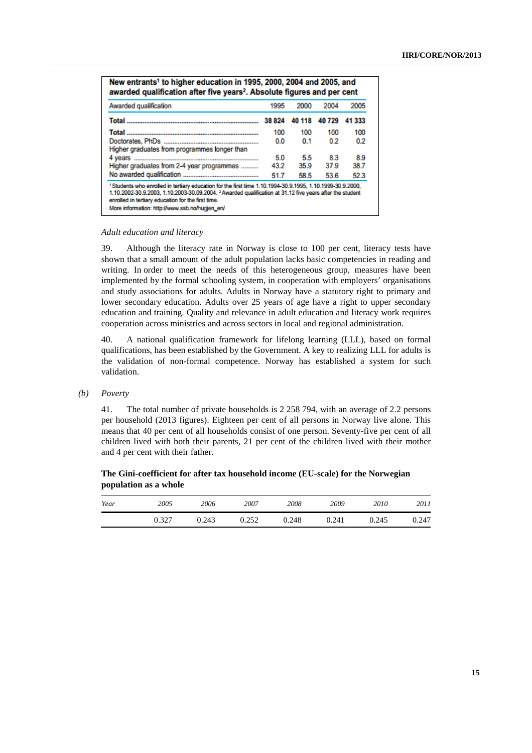**New entrants[1] to higher education in 1995, 2000, 2004 and 2005, and awarded qualification after five years[2]. Absolute figures and per cent**

| Awarded qualification | 1995 | 2000 | 2004 | 2005 |
|---|---|---|---|---|
| **Total** | **38 824** | **40 118** | **40 729** | **41 333** |
| **Total** | 100 | 100 | 100 | 100 |
| Doctorates, PhDs | 0.0 | 0.1 | 0.2 | 0.2 |
| Higher graduates from programmes longer than 4 years | 5.0 | 5.5 | 8.3 | 8.9 |
| Higher graduates from 2-4 year programmes | 43.2 | 35.9 | 37.9 | 38.7 |
| No awarded qualification | 51.7 | 58.5 | 53.6 | 52.3 |

[1] Students who enrolled in tertiary education for the first time 1.10.1994-30.9.1995, 1.10.1999-30.9.2000, 1.10.2002-30.9.2003, 1.10.2003-30.09.2004. [2] Awarded qualification at 31.12 five years after the student enrolled in tertiary education for the first time.

More information: http://www.ssb.no/hugjen_en/

*Adult education and literacy*

39. Although the literacy rate in Norway is close to 100 per cent, literacy tests have shown that a small amount of the adult population lacks basic competencies in reading and writing. In order to meet the needs of this heterogeneous group, measures have been implemented by the formal schooling system, in cooperation with employers' organisations and study associations for adults. Adults in Norway have a statutory right to primary and lower secondary education. Adults over 25 years of age have a right to upper secondary education and training. Quality and relevance in adult education and literacy work requires cooperation across ministries and across sectors in local and regional administration.

40. A national qualification framework for lifelong learning (LLL), based on formal qualifications, has been established by the Government. A key to realizing LLL for adults is the validation of non-formal competence. Norway has established a system for such validation.

*(b) Poverty*

41. The total number of private households is 2 258 794, with an average of 2.2 persons per household (2013 figures). Eighteen per cent of all persons in Norway live alone. This means that 40 per cent of all households consist of one person. Seventy-five per cent of all children lived with both their parents, 21 per cent of the children lived with their mother and 4 per cent with their father.

**The Gini-coefficient for after tax household income (EU-scale) for the Norwegian population as a whole**

| *Year* | *2005* | *2006* | *2007* | *2008* | *2009* | *2010* | *2011* |
|---|---|---|---|---|---|---|---|
| | 0.327 | 0.243 | 0.252 | 0.248 | 0.241 | 0.245 | 0.247 |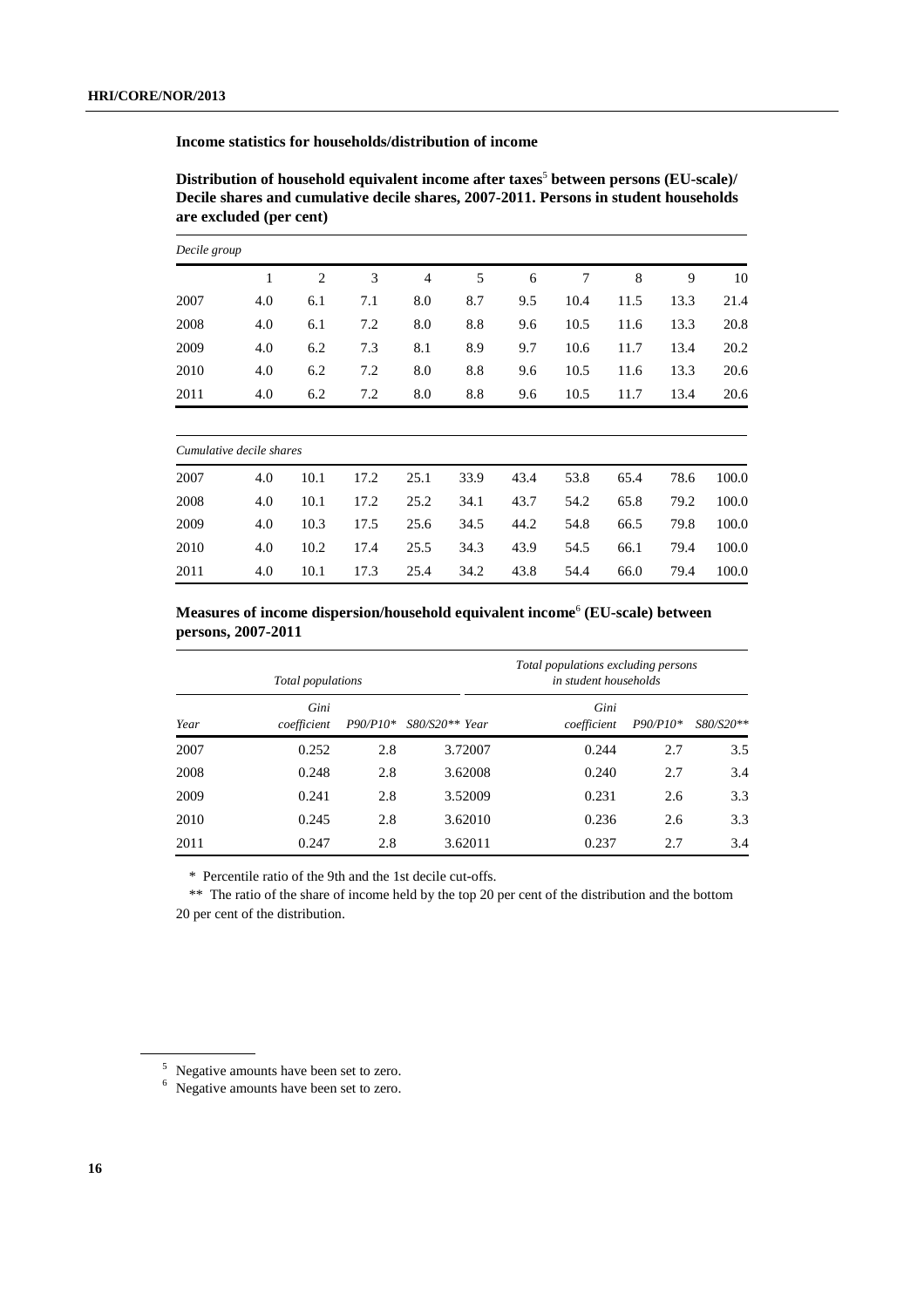**Income statistics for households/distribution of income**

**Distribution of household equivalent income after taxes[5] between persons (EU-scale)/ Decile shares and cumulative decile shares, 2007-2011. Persons in student households are excluded (per cent)**

| *Decile group* | | | | | | | | | | |
|---|---|---|---|---|---|---|---|---|---|---|
| | 1 | 2 | 3 | 4 | 5 | 6 | 7 | 8 | 9 | 10 |
| 2007 | 4.0 | 6.1 | 7.1 | 8.0 | 8.7 | 9.5 | 10.4 | 11.5 | 13.3 | 21.4 |
| 2008 | 4.0 | 6.1 | 7.2 | 8.0 | 8.8 | 9.6 | 10.5 | 11.6 | 13.3 | 20.8 |
| 2009 | 4.0 | 6.2 | 7.3 | 8.1 | 8.9 | 9.7 | 10.6 | 11.7 | 13.4 | 20.2 |
| 2010 | 4.0 | 6.2 | 7.2 | 8.0 | 8.8 | 9.6 | 10.5 | 11.6 | 13.3 | 20.6 |
| 2011 | 4.0 | 6.2 | 7.2 | 8.0 | 8.8 | 9.6 | 10.5 | 11.7 | 13.4 | 20.6 |
| *Cumulative decile shares* | | | | | | | | | | |
| 2007 | 4.0 | 10.1 | 17.2 | 25.1 | 33.9 | 43.4 | 53.8 | 65.4 | 78.6 | 100.0 |
| 2008 | 4.0 | 10.1 | 17.2 | 25.2 | 34.1 | 43.7 | 54.2 | 65.8 | 79.2 | 100.0 |
| 2009 | 4.0 | 10.3 | 17.5 | 25.6 | 34.5 | 44.2 | 54.8 | 66.5 | 79.8 | 100.0 |
| 2010 | 4.0 | 10.2 | 17.4 | 25.5 | 34.3 | 43.9 | 54.5 | 66.1 | 79.4 | 100.0 |
| 2011 | 4.0 | 10.1 | 17.3 | 25.4 | 34.2 | 43.8 | 54.4 | 66.0 | 79.4 | 100.0 |

**Measures of income dispersion/household equivalent income[6] (EU-scale) between persons, 2007-2011**

| | *Total populations* | | | | *Total populations excluding persons in student households* | | |
|---|---|---|---|---|---|---|---|
| *Year* | *Gini coefficient* | *P90/P10\** | *S80/S20\*\** | *Year* | *Gini coefficient* | *P90/P10\** | *S80/S20\*\** |
| 2007 | 0.252 | 2.8 | 3.7 | 2007 | 0.244 | 2.7 | 3.5 |
| 2008 | 0.248 | 2.8 | 3.6 | 2008 | 0.240 | 2.7 | 3.4 |
| 2009 | 0.241 | 2.8 | 3.5 | 2009 | 0.231 | 2.6 | 3.3 |
| 2010 | 0.245 | 2.8 | 3.6 | 2010 | 0.236 | 2.6 | 3.3 |
| 2011 | 0.247 | 2.8 | 3.6 | 2011 | 0.237 | 2.7 | 3.4 |

\* Percentile ratio of the 9th and the 1st decile cut-offs.

\*\* The ratio of the share of income held by the top 20 per cent of the distribution and the bottom 20 per cent of the distribution.

[5] Negative amounts have been set to zero.

[6] Negative amounts have been set to zero.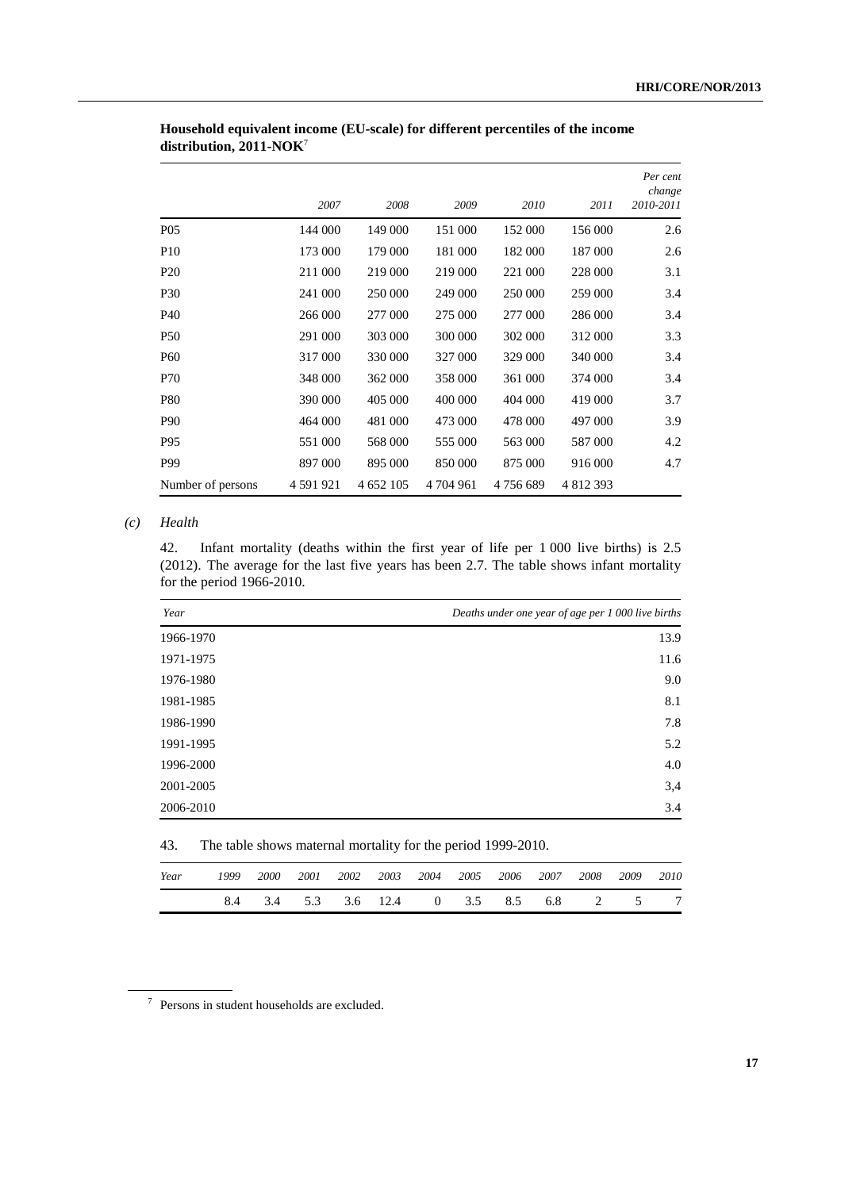**Household equivalent income (EU-scale) for different percentiles of the income distribution, 2011-NOK**[7]

| | *2007* | *2008* | *2009* | *2010* | *2011* | *Per cent change 2010-2011* |
|---|---|---|---|---|---|---|
| P05 | 144 000 | 149 000 | 151 000 | 152 000 | 156 000 | 2.6 |
| P10 | 173 000 | 179 000 | 181 000 | 182 000 | 187 000 | 2.6 |
| P20 | 211 000 | 219 000 | 219 000 | 221 000 | 228 000 | 3.1 |
| P30 | 241 000 | 250 000 | 249 000 | 250 000 | 259 000 | 3.4 |
| P40 | 266 000 | 277 000 | 275 000 | 277 000 | 286 000 | 3.4 |
| P50 | 291 000 | 303 000 | 300 000 | 302 000 | 312 000 | 3.3 |
| P60 | 317 000 | 330 000 | 327 000 | 329 000 | 340 000 | 3.4 |
| P70 | 348 000 | 362 000 | 358 000 | 361 000 | 374 000 | 3.4 |
| P80 | 390 000 | 405 000 | 400 000 | 404 000 | 419 000 | 3.7 |
| P90 | 464 000 | 481 000 | 473 000 | 478 000 | 497 000 | 3.9 |
| P95 | 551 000 | 568 000 | 555 000 | 563 000 | 587 000 | 4.2 |
| P99 | 897 000 | 895 000 | 850 000 | 875 000 | 916 000 | 4.7 |
| Number of persons | 4 591 921 | 4 652 105 | 4 704 961 | 4 756 689 | 4 812 393 | |

*(c) Health*

42. Infant mortality (deaths within the first year of life per 1 000 live births) is 2.5 (2012). The average for the last five years has been 2.7. The table shows infant mortality for the period 1966-2010.

| *Year* | *Deaths under one year of age per 1 000 live births* |
|---|---|
| 1966-1970 | 13.9 |
| 1971-1975 | 11.6 |
| 1976-1980 | 9.0 |
| 1981-1985 | 8.1 |
| 1986-1990 | 7.8 |
| 1991-1995 | 5.2 |
| 1996-2000 | 4.0 |
| 2001-2005 | 3,4 |
| 2006-2010 | 3.4 |

43. The table shows maternal mortality for the period 1999-2010.

| *Year* | *1999* | *2000* | *2001* | *2002* | *2003* | *2004* | *2005* | *2006* | *2007* | *2008* | *2009* | *2010* |
|---|---|---|---|---|---|---|---|---|---|---|---|---|
| | 8.4 | 3.4 | 5.3 | 3.6 | 12.4 | 0 | 3.5 | 8.5 | 6.8 | 2 | 5 | 7 |

[7] Persons in student households are excluded.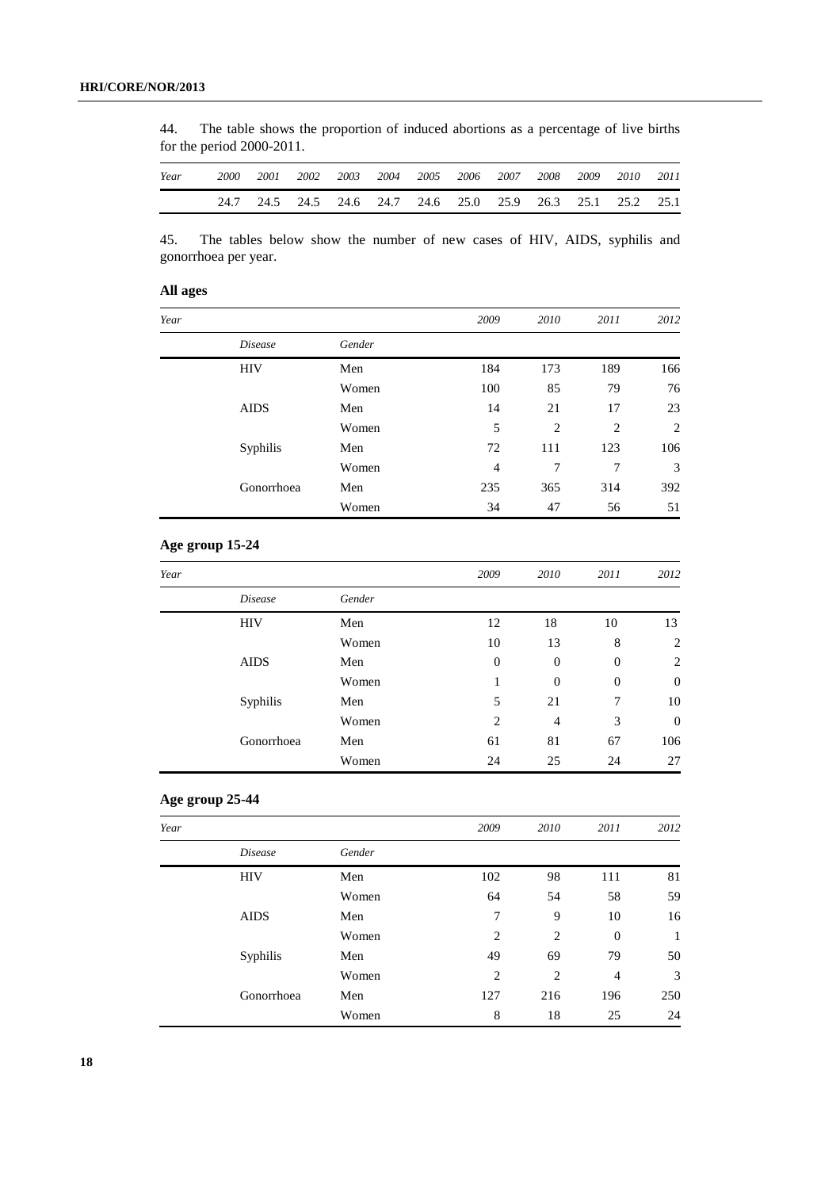44. The table shows the proportion of induced abortions as a percentage of live births for the period 2000-2011.

| *Year* | *2000* | *2001* | *2002* | *2003* | *2004* | *2005* | *2006* | *2007* | *2008* | *2009* | *2010* | *2011* |
|---|---|---|---|---|---|---|---|---|---|---|---|---|
| | 24.7 | 24.5 | 24.5 | 24.6 | 24.7 | 24.6 | 25.0 | 25.9 | 26.3 | 25.1 | 25.2 | 25.1 |

45. The tables below show the number of new cases of HIV, AIDS, syphilis and gonorrhoea per year.

**All ages**

| *Year* | | | *2009* | *2010* | *2011* | *2012* |
|---|---|---|---|---|---|---|
| | *Disease* | *Gender* | | | | |
| | HIV | Men | 184 | 173 | 189 | 166 |
| | | Women | 100 | 85 | 79 | 76 |
| | AIDS | Men | 14 | 21 | 17 | 23 |
| | | Women | 5 | 2 | 2 | 2 |
| | Syphilis | Men | 72 | 111 | 123 | 106 |
| | | Women | 4 | 7 | 7 | 3 |
| | Gonorrhoea | Men | 235 | 365 | 314 | 392 |
| | | Women | 34 | 47 | 56 | 51 |

**Age group 15-24**

| *Year* | | | *2009* | *2010* | *2011* | *2012* |
|---|---|---|---|---|---|---|
| | *Disease* | *Gender* | | | | |
| | HIV | Men | 12 | 18 | 10 | 13 |
| | | Women | 10 | 13 | 8 | 2 |
| | AIDS | Men | 0 | 0 | 0 | 2 |
| | | Women | 1 | 0 | 0 | 0 |
| | Syphilis | Men | 5 | 21 | 7 | 10 |
| | | Women | 2 | 4 | 3 | 0 |
| | Gonorrhoea | Men | 61 | 81 | 67 | 106 |
| | | Women | 24 | 25 | 24 | 27 |

**Age group 25-44**

| *Year* | | | *2009* | *2010* | *2011* | *2012* |
|---|---|---|---|---|---|---|
| | *Disease* | *Gender* | | | | |
| | HIV | Men | 102 | 98 | 111 | 81 |
| | | Women | 64 | 54 | 58 | 59 |
| | AIDS | Men | 7 | 9 | 10 | 16 |
| | | Women | 2 | 2 | 0 | 1 |
| | Syphilis | Men | 49 | 69 | 79 | 50 |
| | | Women | 2 | 2 | 4 | 3 |
| | Gonorrhoea | Men | 127 | 216 | 196 | 250 |
| | | Women | 8 | 18 | 25 | 24 |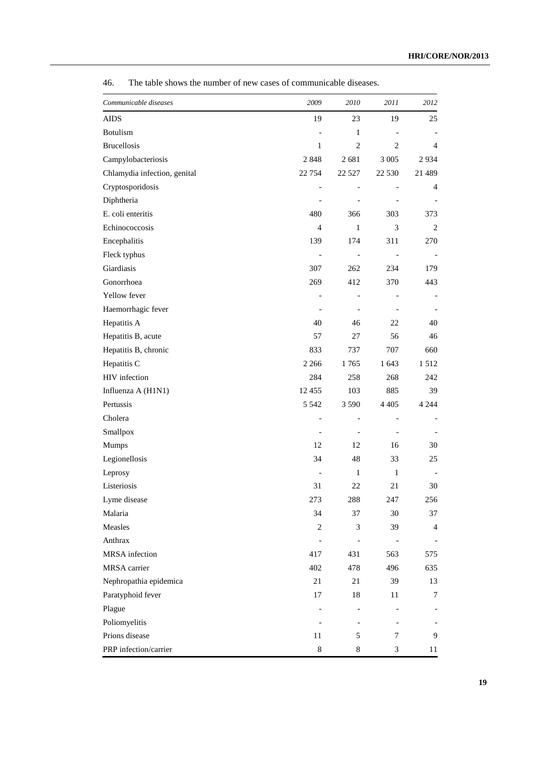46. The table shows the number of new cases of communicable diseases.

| *Communicable diseases* | *2009* | *2010* | *2011* | *2012* |
|---|---|---|---|---|
| AIDS | 19 | 23 | 19 | 25 |
| Botulism | - | 1 | - | - |
| Brucellosis | 1 | 2 | 2 | 4 |
| Campylobacteriosis | 2 848 | 2 681 | 3 005 | 2 934 |
| Chlamydia infection, genital | 22 754 | 22 527 | 22 530 | 21 489 |
| Cryptosporidosis | - | - | - | 4 |
| Diphtheria | - | - | - | - |
| E. coli enteritis | 480 | 366 | 303 | 373 |
| Echinococcosis | 4 | 1 | 3 | 2 |
| Encephalitis | 139 | 174 | 311 | 270 |
| Fleck typhus | - | - | - | - |
| Giardiasis | 307 | 262 | 234 | 179 |
| Gonorrhoea | 269 | 412 | 370 | 443 |
| Yellow fever | - | - | - | - |
| Haemorrhagic fever | - | - | - | - |
| Hepatitis A | 40 | 46 | 22 | 40 |
| Hepatitis B, acute | 57 | 27 | 56 | 46 |
| Hepatitis B, chronic | 833 | 737 | 707 | 660 |
| Hepatitis C | 2 266 | 1 765 | 1 643 | 1 512 |
| HIV infection | 284 | 258 | 268 | 242 |
| Influenza A (H1N1) | 12 455 | 103 | 885 | 39 |
| Pertussis | 5 542 | 3 590 | 4 405 | 4 244 |
| Cholera | - | - | - | - |
| Smallpox | - | - | - | - |
| Mumps | 12 | 12 | 16 | 30 |
| Legionellosis | 34 | 48 | 33 | 25 |
| Leprosy | - | 1 | 1 | - |
| Listeriosis | 31 | 22 | 21 | 30 |
| Lyme disease | 273 | 288 | 247 | 256 |
| Malaria | 34 | 37 | 30 | 37 |
| Measles | 2 | 3 | 39 | 4 |
| Anthrax | - | - | - | - |
| MRSA infection | 417 | 431 | 563 | 575 |
| MRSA carrier | 402 | 478 | 496 | 635 |
| Nephropathia epidemica | 21 | 21 | 39 | 13 |
| Paratyphoid fever | 17 | 18 | 11 | 7 |
| Plague | - | - | - | - |
| Poliomyelitis | - | - | - | - |
| Prions disease | 11 | 5 | 7 | 9 |
| PRP infection/carrier | 8 | 8 | 3 | 11 |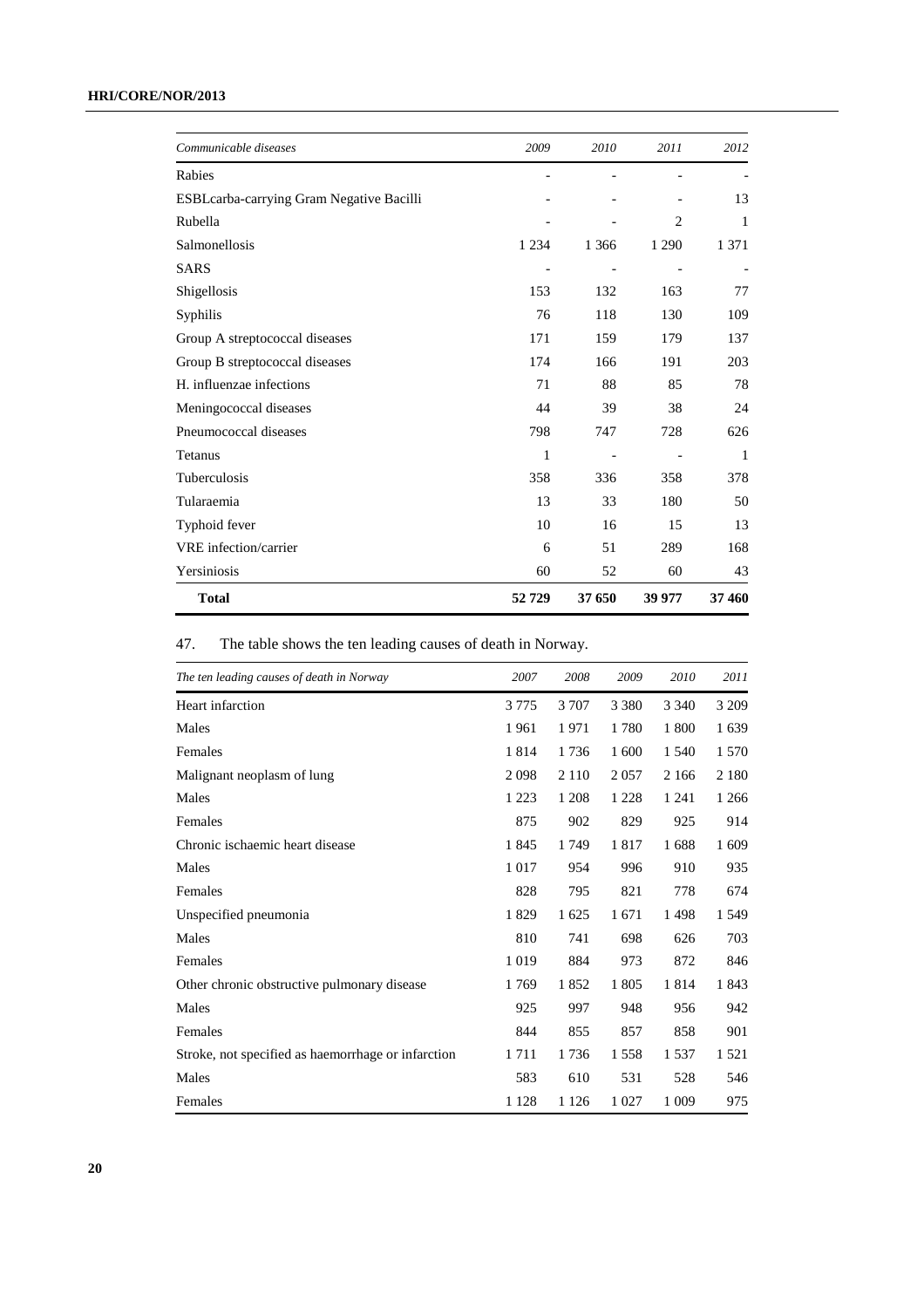| *Communicable diseases* | *2009* | *2010* | *2011* | *2012* |
|---|---|---|---|---|
| Rabies | - | - | - | - |
| ESBLcarba-carrying Gram Negative Bacilli | - | - | - | 13 |
| Rubella | - | - | 2 | 1 |
| Salmonellosis | 1 234 | 1 366 | 1 290 | 1 371 |
| SARS | - | - | - | - |
| Shigellosis | 153 | 132 | 163 | 77 |
| Syphilis | 76 | 118 | 130 | 109 |
| Group A streptococcal diseases | 171 | 159 | 179 | 137 |
| Group B streptococcal diseases | 174 | 166 | 191 | 203 |
| H. influenzae infections | 71 | 88 | 85 | 78 |
| Meningococcal diseases | 44 | 39 | 38 | 24 |
| Pneumococcal diseases | 798 | 747 | 728 | 626 |
| Tetanus | 1 | - | - | 1 |
| Tuberculosis | 358 | 336 | 358 | 378 |
| Tularaemia | 13 | 33 | 180 | 50 |
| Typhoid fever | 10 | 16 | 15 | 13 |
| VRE infection/carrier | 6 | 51 | 289 | 168 |
| Yersiniosis | 60 | 52 | 60 | 43 |
| **Total** | **52 729** | **37 650** | **39 977** | **37 460** |

47. The table shows the ten leading causes of death in Norway.

| *The ten leading causes of death in Norway* | *2007* | *2008* | *2009* | *2010* | *2011* |
|---|---|---|---|---|---|
| Heart infarction | 3 775 | 3 707 | 3 380 | 3 340 | 3 209 |
| Males | 1 961 | 1 971 | 1 780 | 1 800 | 1 639 |
| Females | 1 814 | 1 736 | 1 600 | 1 540 | 1 570 |
| Malignant neoplasm of lung | 2 098 | 2 110 | 2 057 | 2 166 | 2 180 |
| Males | 1 223 | 1 208 | 1 228 | 1 241 | 1 266 |
| Females | 875 | 902 | 829 | 925 | 914 |
| Chronic ischaemic heart disease | 1 845 | 1 749 | 1 817 | 1 688 | 1 609 |
| Males | 1 017 | 954 | 996 | 910 | 935 |
| Females | 828 | 795 | 821 | 778 | 674 |
| Unspecified pneumonia | 1 829 | 1 625 | 1 671 | 1 498 | 1 549 |
| Males | 810 | 741 | 698 | 626 | 703 |
| Females | 1 019 | 884 | 973 | 872 | 846 |
| Other chronic obstructive pulmonary disease | 1 769 | 1 852 | 1 805 | 1 814 | 1 843 |
| Males | 925 | 997 | 948 | 956 | 942 |
| Females | 844 | 855 | 857 | 858 | 901 |
| Stroke, not specified as haemorrhage or infarction | 1 711 | 1 736 | 1 558 | 1 537 | 1 521 |
| Males | 583 | 610 | 531 | 528 | 546 |
| Females | 1 128 | 1 126 | 1 027 | 1 009 | 975 |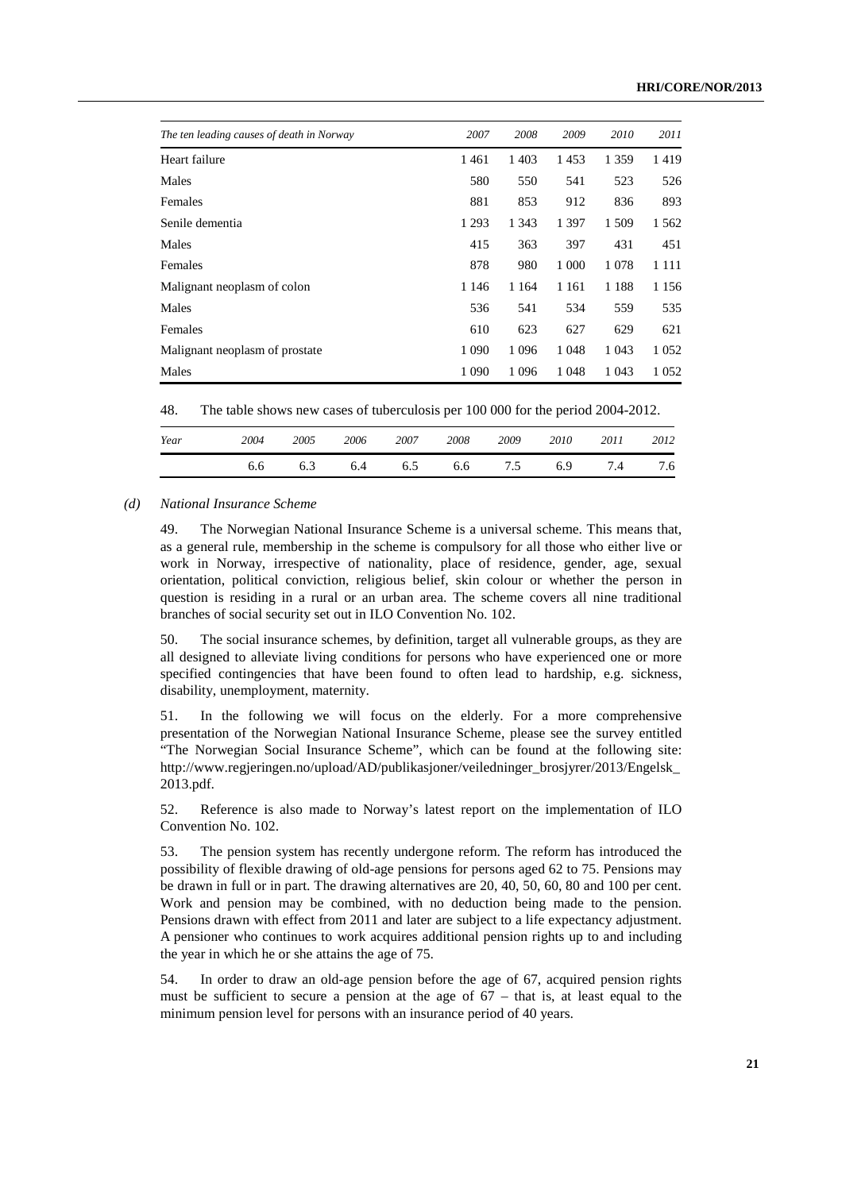| The ten leading causes of death in Norway | 2007 | 2008 | 2009 | 2010 | 2011 |
|---|---|---|---|---|---|
| Heart failure | 1 461 | 1 403 | 1 453 | 1 359 | 1 419 |
| Males | 580 | 550 | 541 | 523 | 526 |
| Females | 881 | 853 | 912 | 836 | 893 |
| Senile dementia | 1 293 | 1 343 | 1 397 | 1 509 | 1 562 |
| Males | 415 | 363 | 397 | 431 | 451 |
| Females | 878 | 980 | 1 000 | 1 078 | 1 111 |
| Malignant neoplasm of colon | 1 146 | 1 164 | 1 161 | 1 188 | 1 156 |
| Males | 536 | 541 | 534 | 559 | 535 |
| Females | 610 | 623 | 627 | 629 | 621 |
| Malignant neoplasm of prostate | 1 090 | 1 096 | 1 048 | 1 043 | 1 052 |
| Males | 1 090 | 1 096 | 1 048 | 1 043 | 1 052 |

48. The table shows new cases of tuberculosis per 100 000 for the period 2004-2012.

| Year | 2004 | 2005 | 2006 | 2007 | 2008 | 2009 | 2010 | 2011 | 2012 |
|---|---|---|---|---|---|---|---|---|---|
| | 6.6 | 6.3 | 6.4 | 6.5 | 6.6 | 7.5 | 6.9 | 7.4 | 7.6 |

### *(d) National Insurance Scheme*

49. The Norwegian National Insurance Scheme is a universal scheme. This means that, as a general rule, membership in the scheme is compulsory for all those who either live or work in Norway, irrespective of nationality, place of residence, gender, age, sexual orientation, political conviction, religious belief, skin colour or whether the person in question is residing in a rural or an urban area. The scheme covers all nine traditional branches of social security set out in ILO Convention No. 102.

50. The social insurance schemes, by definition, target all vulnerable groups, as they are all designed to alleviate living conditions for persons who have experienced one or more specified contingencies that have been found to often lead to hardship, e.g. sickness, disability, unemployment, maternity.

51. In the following we will focus on the elderly. For a more comprehensive presentation of the Norwegian National Insurance Scheme, please see the survey entitled "The Norwegian Social Insurance Scheme", which can be found at the following site: http://www.regjeringen.no/upload/AD/publikasjoner/veiledninger_brosjyrer/2013/Engelsk_2013.pdf.

52. Reference is also made to Norway's latest report on the implementation of ILO Convention No. 102.

53. The pension system has recently undergone reform. The reform has introduced the possibility of flexible drawing of old-age pensions for persons aged 62 to 75. Pensions may be drawn in full or in part. The drawing alternatives are 20, 40, 50, 60, 80 and 100 per cent. Work and pension may be combined, with no deduction being made to the pension. Pensions drawn with effect from 2011 and later are subject to a life expectancy adjustment. A pensioner who continues to work acquires additional pension rights up to and including the year in which he or she attains the age of 75.

54. In order to draw an old-age pension before the age of 67, acquired pension rights must be sufficient to secure a pension at the age of 67 – that is, at least equal to the minimum pension level for persons with an insurance period of 40 years.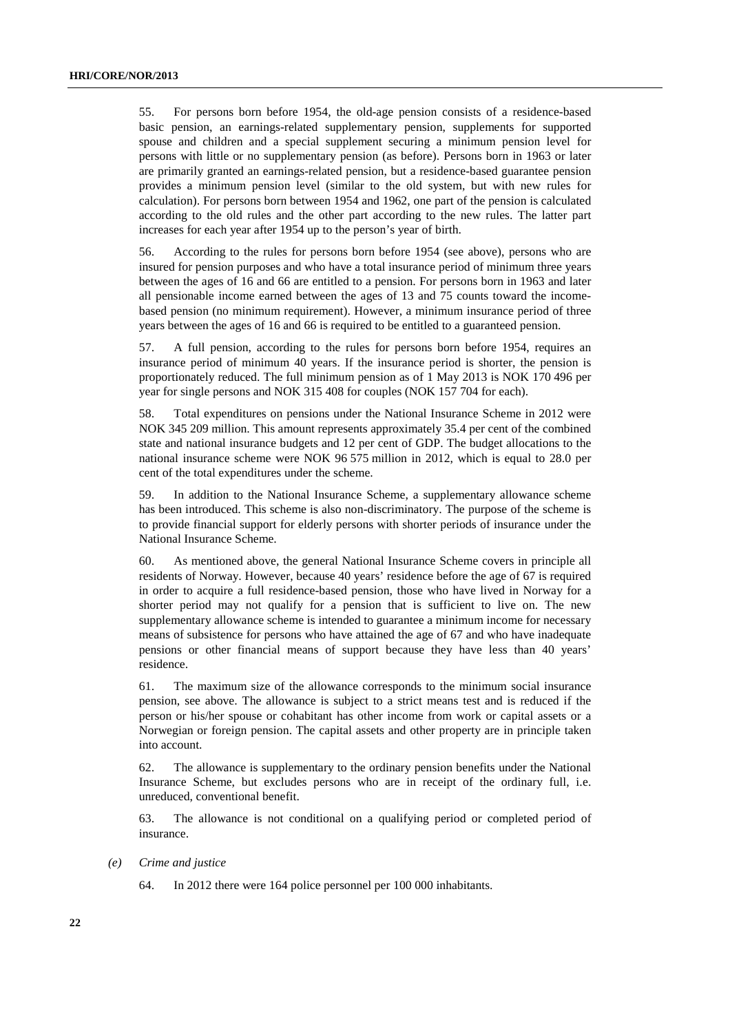55. For persons born before 1954, the old-age pension consists of a residence-based basic pension, an earnings-related supplementary pension, supplements for supported spouse and children and a special supplement securing a minimum pension level for persons with little or no supplementary pension (as before). Persons born in 1963 or later are primarily granted an earnings-related pension, but a residence-based guarantee pension provides a minimum pension level (similar to the old system, but with new rules for calculation). For persons born between 1954 and 1962, one part of the pension is calculated according to the old rules and the other part according to the new rules. The latter part increases for each year after 1954 up to the person's year of birth.

56. According to the rules for persons born before 1954 (see above), persons who are insured for pension purposes and who have a total insurance period of minimum three years between the ages of 16 and 66 are entitled to a pension. For persons born in 1963 and later all pensionable income earned between the ages of 13 and 75 counts toward the income-based pension (no minimum requirement). However, a minimum insurance period of three years between the ages of 16 and 66 is required to be entitled to a guaranteed pension.

57. A full pension, according to the rules for persons born before 1954, requires an insurance period of minimum 40 years. If the insurance period is shorter, the pension is proportionately reduced. The full minimum pension as of 1 May 2013 is NOK 170 496 per year for single persons and NOK 315 408 for couples (NOK 157 704 for each).

58. Total expenditures on pensions under the National Insurance Scheme in 2012 were NOK 345 209 million. This amount represents approximately 35.4 per cent of the combined state and national insurance budgets and 12 per cent of GDP. The budget allocations to the national insurance scheme were NOK 96 575 million in 2012, which is equal to 28.0 per cent of the total expenditures under the scheme.

59. In addition to the National Insurance Scheme, a supplementary allowance scheme has been introduced. This scheme is also non-discriminatory. The purpose of the scheme is to provide financial support for elderly persons with shorter periods of insurance under the National Insurance Scheme.

60. As mentioned above, the general National Insurance Scheme covers in principle all residents of Norway. However, because 40 years' residence before the age of 67 is required in order to acquire a full residence-based pension, those who have lived in Norway for a shorter period may not qualify for a pension that is sufficient to live on. The new supplementary allowance scheme is intended to guarantee a minimum income for necessary means of subsistence for persons who have attained the age of 67 and who have inadequate pensions or other financial means of support because they have less than 40 years' residence.

61. The maximum size of the allowance corresponds to the minimum social insurance pension, see above. The allowance is subject to a strict means test and is reduced if the person or his/her spouse or cohabitant has other income from work or capital assets or a Norwegian or foreign pension. The capital assets and other property are in principle taken into account.

62. The allowance is supplementary to the ordinary pension benefits under the National Insurance Scheme, but excludes persons who are in receipt of the ordinary full, i.e. unreduced, conventional benefit.

63. The allowance is not conditional on a qualifying period or completed period of insurance.

*(e) Crime and justice*

64. In 2012 there were 164 police personnel per 100 000 inhabitants.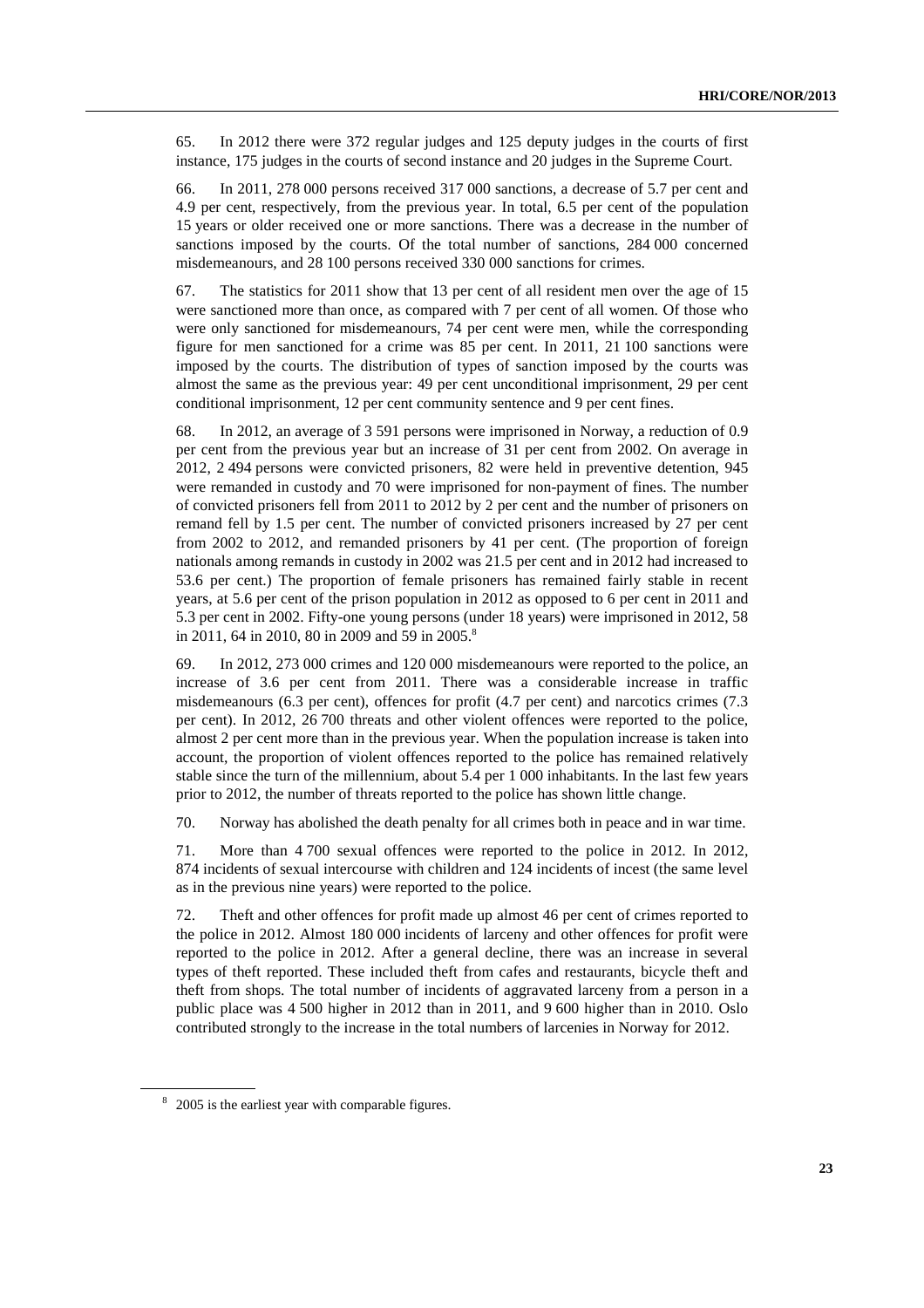65. In 2012 there were 372 regular judges and 125 deputy judges in the courts of first instance, 175 judges in the courts of second instance and 20 judges in the Supreme Court.

66. In 2011, 278 000 persons received 317 000 sanctions, a decrease of 5.7 per cent and 4.9 per cent, respectively, from the previous year. In total, 6.5 per cent of the population 15 years or older received one or more sanctions. There was a decrease in the number of sanctions imposed by the courts. Of the total number of sanctions, 284 000 concerned misdemeanours, and 28 100 persons received 330 000 sanctions for crimes.

67. The statistics for 2011 show that 13 per cent of all resident men over the age of 15 were sanctioned more than once, as compared with 7 per cent of all women. Of those who were only sanctioned for misdemeanours, 74 per cent were men, while the corresponding figure for men sanctioned for a crime was 85 per cent. In 2011, 21 100 sanctions were imposed by the courts. The distribution of types of sanction imposed by the courts was almost the same as the previous year: 49 per cent unconditional imprisonment, 29 per cent conditional imprisonment, 12 per cent community sentence and 9 per cent fines.

68. In 2012, an average of 3 591 persons were imprisoned in Norway, a reduction of 0.9 per cent from the previous year but an increase of 31 per cent from 2002. On average in 2012, 2 494 persons were convicted prisoners, 82 were held in preventive detention, 945 were remanded in custody and 70 were imprisoned for non-payment of fines. The number of convicted prisoners fell from 2011 to 2012 by 2 per cent and the number of prisoners on remand fell by 1.5 per cent. The number of convicted prisoners increased by 27 per cent from 2002 to 2012, and remanded prisoners by 41 per cent. (The proportion of foreign nationals among remands in custody in 2002 was 21.5 per cent and in 2012 had increased to 53.6 per cent.) The proportion of female prisoners has remained fairly stable in recent years, at 5.6 per cent of the prison population in 2012 as opposed to 6 per cent in 2011 and 5.3 per cent in 2002. Fifty-one young persons (under 18 years) were imprisoned in 2012, 58 in 2011, 64 in 2010, 80 in 2009 and 59 in 2005.[8]

69. In 2012, 273 000 crimes and 120 000 misdemeanours were reported to the police, an increase of 3.6 per cent from 2011. There was a considerable increase in traffic misdemeanours (6.3 per cent), offences for profit (4.7 per cent) and narcotics crimes (7.3 per cent). In 2012, 26 700 threats and other violent offences were reported to the police, almost 2 per cent more than in the previous year. When the population increase is taken into account, the proportion of violent offences reported to the police has remained relatively stable since the turn of the millennium, about 5.4 per 1 000 inhabitants. In the last few years prior to 2012, the number of threats reported to the police has shown little change.

70. Norway has abolished the death penalty for all crimes both in peace and in war time.

71. More than 4 700 sexual offences were reported to the police in 2012. In 2012, 874 incidents of sexual intercourse with children and 124 incidents of incest (the same level as in the previous nine years) were reported to the police.

72. Theft and other offences for profit made up almost 46 per cent of crimes reported to the police in 2012. Almost 180 000 incidents of larceny and other offences for profit were reported to the police in 2012. After a general decline, there was an increase in several types of theft reported. These included theft from cafes and restaurants, bicycle theft and theft from shops. The total number of incidents of aggravated larceny from a person in a public place was 4 500 higher in 2012 than in 2011, and 9 600 higher than in 2010. Oslo contributed strongly to the increase in the total numbers of larcenies in Norway for 2012.

[8] 2005 is the earliest year with comparable figures.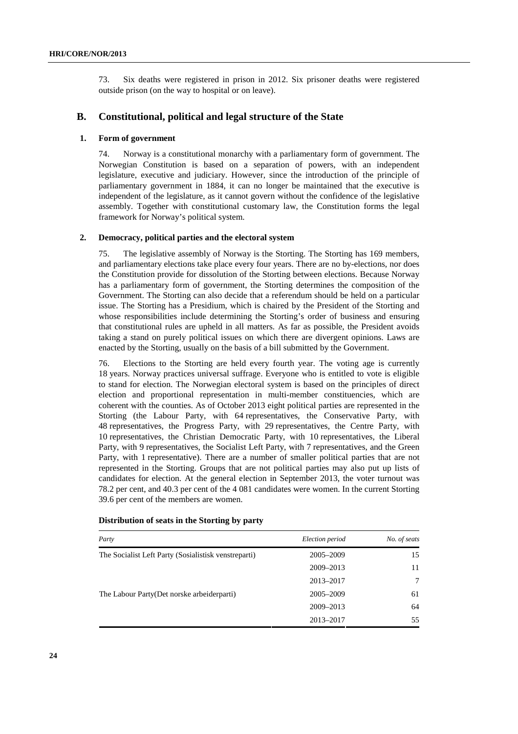73. Six deaths were registered in prison in 2012. Six prisoner deaths were registered outside prison (on the way to hospital or on leave).

## B. Constitutional, political and legal structure of the State

### 1. Form of government

74. Norway is a constitutional monarchy with a parliamentary form of government. The Norwegian Constitution is based on a separation of powers, with an independent legislature, executive and judiciary. However, since the introduction of the principle of parliamentary government in 1884, it can no longer be maintained that the executive is independent of the legislature, as it cannot govern without the confidence of the legislative assembly. Together with constitutional customary law, the Constitution forms the legal framework for Norway's political system.

### 2. Democracy, political parties and the electoral system

75. The legislative assembly of Norway is the Storting. The Storting has 169 members, and parliamentary elections take place every four years. There are no by-elections, nor does the Constitution provide for dissolution of the Storting between elections. Because Norway has a parliamentary form of government, the Storting determines the composition of the Government. The Storting can also decide that a referendum should be held on a particular issue. The Storting has a Presidium, which is chaired by the President of the Storting and whose responsibilities include determining the Storting's order of business and ensuring that constitutional rules are upheld in all matters. As far as possible, the President avoids taking a stand on purely political issues on which there are divergent opinions. Laws are enacted by the Storting, usually on the basis of a bill submitted by the Government.

76. Elections to the Storting are held every fourth year. The voting age is currently 18 years. Norway practices universal suffrage. Everyone who is entitled to vote is eligible to stand for election. The Norwegian electoral system is based on the principles of direct election and proportional representation in multi-member constituencies, which are coherent with the counties. As of October 2013 eight political parties are represented in the Storting (the Labour Party, with 64 representatives, the Conservative Party, with 48 representatives, the Progress Party, with 29 representatives, the Centre Party, with 10 representatives, the Christian Democratic Party, with 10 representatives, the Liberal Party, with 9 representatives, the Socialist Left Party, with 7 representatives, and the Green Party, with 1 representative). There are a number of smaller political parties that are not represented in the Storting. Groups that are not political parties may also put up lists of candidates for election. At the general election in September 2013, the voter turnout was 78.2 per cent, and 40.3 per cent of the 4 081 candidates were women. In the current Storting 39.6 per cent of the members are women.

**Distribution of seats in the Storting by party**

| *Party* | *Election period* | *No. of seats* |
|---|---|---|
| The Socialist Left Party (Sosialistisk venstreparti) | 2005–2009 | 15 |
| | 2009–2013 | 11 |
| | 2013–2017 | 7 |
| The Labour Party(Det norske arbeiderparti) | 2005–2009 | 61 |
| | 2009–2013 | 64 |
| | 2013–2017 | 55 |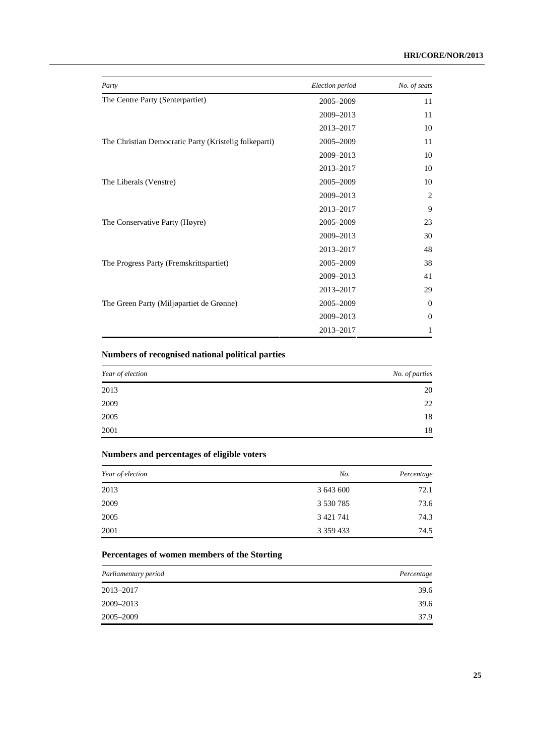| *Party* | *Election period* | *No. of seats* |
| --- | --- | --- |
| The Centre Party (Senterpartiet) | 2005–2009 | 11 |
| | 2009–2013 | 11 |
| | 2013–2017 | 10 |
| The Christian Democratic Party (Kristelig folkeparti) | 2005–2009 | 11 |
| | 2009–2013 | 10 |
| | 2013–2017 | 10 |
| The Liberals (Venstre) | 2005–2009 | 10 |
| | 2009–2013 | 2 |
| | 2013–2017 | 9 |
| The Conservative Party (Høyre) | 2005–2009 | 23 |
| | 2009–2013 | 30 |
| | 2013–2017 | 48 |
| The Progress Party (Fremskrittspartiet) | 2005–2009 | 38 |
| | 2009–2013 | 41 |
| | 2013–2017 | 29 |
| The Green Party (Miljøpartiet de Grønne) | 2005–2009 | 0 |
| | 2009–2013 | 0 |
| | 2013–2017 | 1 |

### Numbers of recognised national political parties

| *Year of election* | *No. of parties* |
| --- | --- |
| 2013 | 20 |
| 2009 | 22 |
| 2005 | 18 |
| 2001 | 18 |

### Numbers and percentages of eligible voters

| *Year of election* | *No.* | *Percentage* |
| --- | --- | --- |
| 2013 | 3 643 600 | 72.1 |
| 2009 | 3 530 785 | 73.6 |
| 2005 | 3 421 741 | 74.3 |
| 2001 | 3 359 433 | 74.5 |

### Percentages of women members of the Storting

| *Parliamentary period* | *Percentage* |
| --- | --- |
| 2013–2017 | 39.6 |
| 2009–2013 | 39.6 |
| 2005–2009 | 37.9 |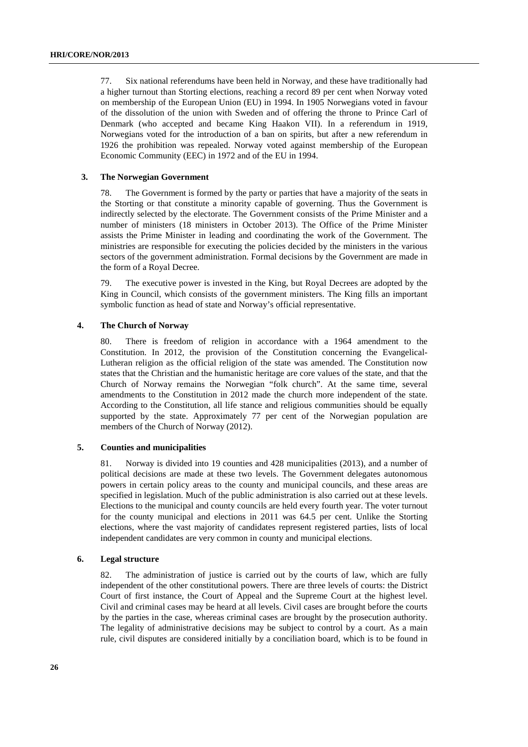77. Six national referendums have been held in Norway, and these have traditionally had a higher turnout than Storting elections, reaching a record 89 per cent when Norway voted on membership of the European Union (EU) in 1994. In 1905 Norwegians voted in favour of the dissolution of the union with Sweden and of offering the throne to Prince Carl of Denmark (who accepted and became King Haakon VII). In a referendum in 1919, Norwegians voted for the introduction of a ban on spirits, but after a new referendum in 1926 the prohibition was repealed. Norway voted against membership of the European Economic Community (EEC) in 1972 and of the EU in 1994.

### 3. The Norwegian Government

78. The Government is formed by the party or parties that have a majority of the seats in the Storting or that constitute a minority capable of governing. Thus the Government is indirectly selected by the electorate. The Government consists of the Prime Minister and a number of ministers (18 ministers in October 2013). The Office of the Prime Minister assists the Prime Minister in leading and coordinating the work of the Government. The ministries are responsible for executing the policies decided by the ministers in the various sectors of the government administration. Formal decisions by the Government are made in the form of a Royal Decree.

79. The executive power is invested in the King, but Royal Decrees are adopted by the King in Council, which consists of the government ministers. The King fills an important symbolic function as head of state and Norway's official representative.

### 4. The Church of Norway

80. There is freedom of religion in accordance with a 1964 amendment to the Constitution. In 2012, the provision of the Constitution concerning the Evangelical-Lutheran religion as the official religion of the state was amended. The Constitution now states that the Christian and the humanistic heritage are core values of the state, and that the Church of Norway remains the Norwegian "folk church". At the same time, several amendments to the Constitution in 2012 made the church more independent of the state. According to the Constitution, all life stance and religious communities should be equally supported by the state. Approximately 77 per cent of the Norwegian population are members of the Church of Norway (2012).

### 5. Counties and municipalities

81. Norway is divided into 19 counties and 428 municipalities (2013), and a number of political decisions are made at these two levels. The Government delegates autonomous powers in certain policy areas to the county and municipal councils, and these areas are specified in legislation. Much of the public administration is also carried out at these levels. Elections to the municipal and county councils are held every fourth year. The voter turnout for the county municipal and elections in 2011 was 64.5 per cent. Unlike the Storting elections, where the vast majority of candidates represent registered parties, lists of local independent candidates are very common in county and municipal elections.

### 6. Legal structure

82. The administration of justice is carried out by the courts of law, which are fully independent of the other constitutional powers. There are three levels of courts: the District Court of first instance, the Court of Appeal and the Supreme Court at the highest level. Civil and criminal cases may be heard at all levels. Civil cases are brought before the courts by the parties in the case, whereas criminal cases are brought by the prosecution authority. The legality of administrative decisions may be subject to control by a court. As a main rule, civil disputes are considered initially by a conciliation board, which is to be found in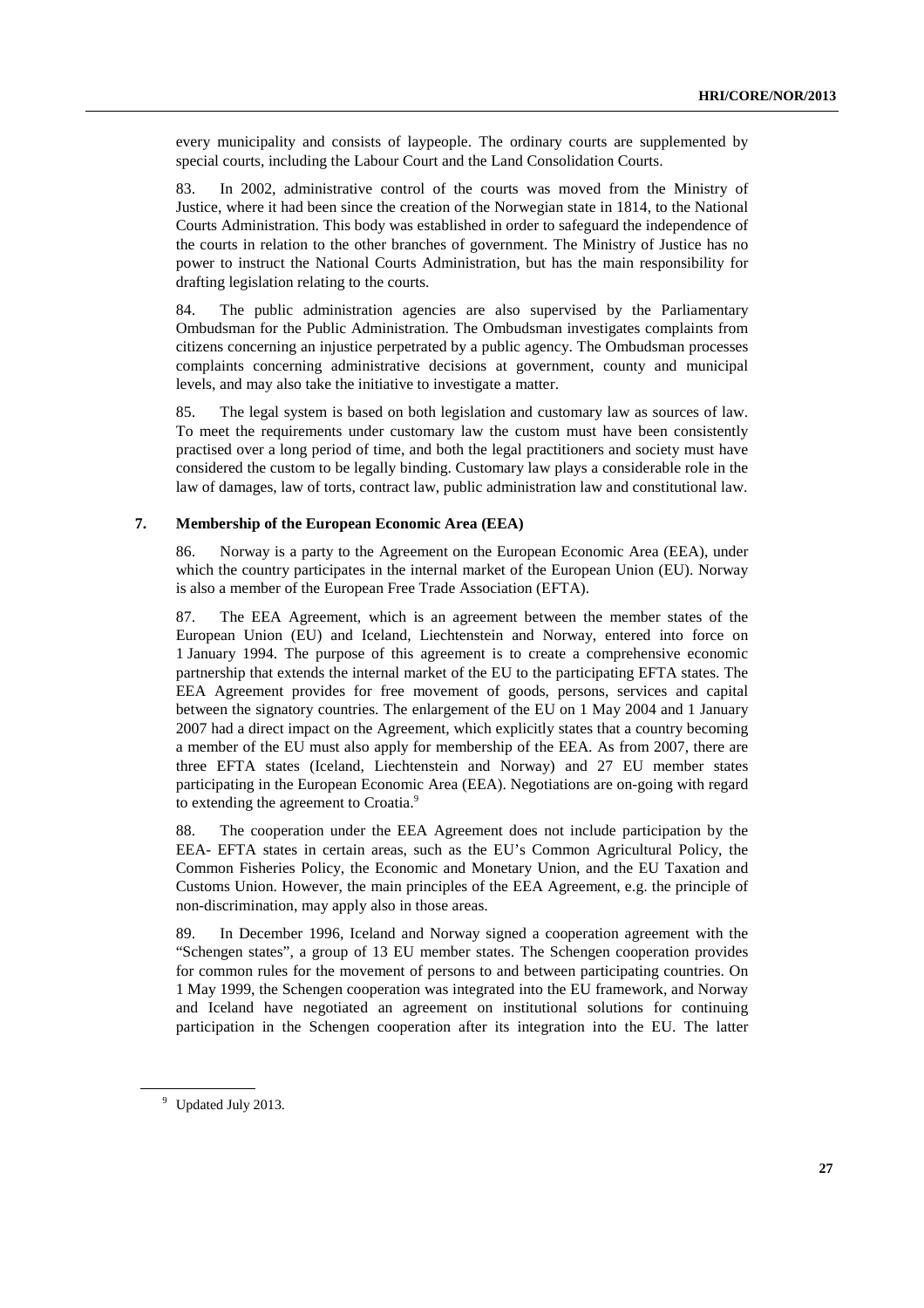every municipality and consists of laypeople. The ordinary courts are supplemented by special courts, including the Labour Court and the Land Consolidation Courts.

83. In 2002, administrative control of the courts was moved from the Ministry of Justice, where it had been since the creation of the Norwegian state in 1814, to the National Courts Administration. This body was established in order to safeguard the independence of the courts in relation to the other branches of government. The Ministry of Justice has no power to instruct the National Courts Administration, but has the main responsibility for drafting legislation relating to the courts.

84. The public administration agencies are also supervised by the Parliamentary Ombudsman for the Public Administration. The Ombudsman investigates complaints from citizens concerning an injustice perpetrated by a public agency. The Ombudsman processes complaints concerning administrative decisions at government, county and municipal levels, and may also take the initiative to investigate a matter.

85. The legal system is based on both legislation and customary law as sources of law. To meet the requirements under customary law the custom must have been consistently practised over a long period of time, and both the legal practitioners and society must have considered the custom to be legally binding. Customary law plays a considerable role in the law of damages, law of torts, contract law, public administration law and constitutional law.

### 7. Membership of the European Economic Area (EEA)

86. Norway is a party to the Agreement on the European Economic Area (EEA), under which the country participates in the internal market of the European Union (EU). Norway is also a member of the European Free Trade Association (EFTA).

87. The EEA Agreement, which is an agreement between the member states of the European Union (EU) and Iceland, Liechtenstein and Norway, entered into force on 1 January 1994. The purpose of this agreement is to create a comprehensive economic partnership that extends the internal market of the EU to the participating EFTA states. The EEA Agreement provides for free movement of goods, persons, services and capital between the signatory countries. The enlargement of the EU on 1 May 2004 and 1 January 2007 had a direct impact on the Agreement, which explicitly states that a country becoming a member of the EU must also apply for membership of the EEA. As from 2007, there are three EFTA states (Iceland, Liechtenstein and Norway) and 27 EU member states participating in the European Economic Area (EEA). Negotiations are on-going with regard to extending the agreement to Croatia.[9]

88. The cooperation under the EEA Agreement does not include participation by the EEA- EFTA states in certain areas, such as the EU's Common Agricultural Policy, the Common Fisheries Policy, the Economic and Monetary Union, and the EU Taxation and Customs Union. However, the main principles of the EEA Agreement, e.g. the principle of non-discrimination, may apply also in those areas.

89. In December 1996, Iceland and Norway signed a cooperation agreement with the "Schengen states", a group of 13 EU member states. The Schengen cooperation provides for common rules for the movement of persons to and between participating countries. On 1 May 1999, the Schengen cooperation was integrated into the EU framework, and Norway and Iceland have negotiated an agreement on institutional solutions for continuing participation in the Schengen cooperation after its integration into the EU. The latter

[9] Updated July 2013.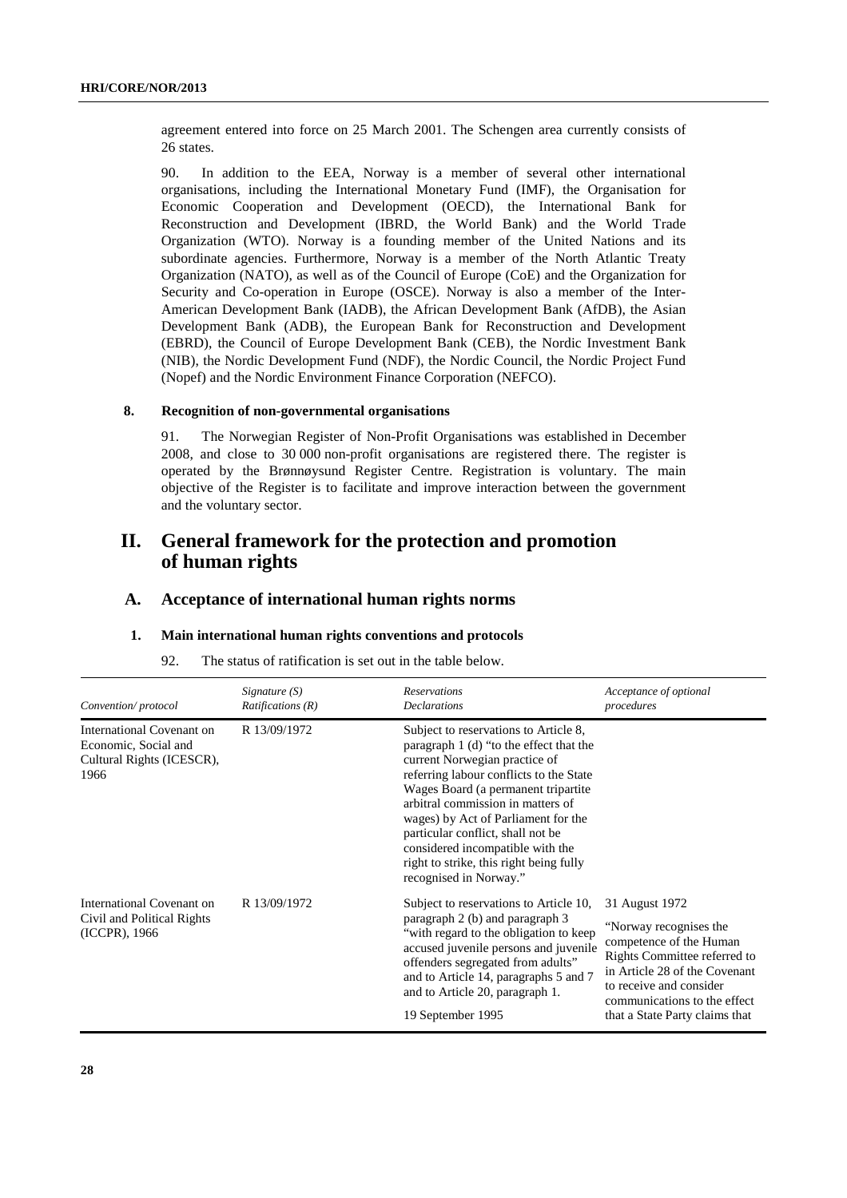agreement entered into force on 25 March 2001. The Schengen area currently consists of 26 states.

90. In addition to the EEA, Norway is a member of several other international organisations, including the International Monetary Fund (IMF), the Organisation for Economic Cooperation and Development (OECD), the International Bank for Reconstruction and Development (IBRD, the World Bank) and the World Trade Organization (WTO). Norway is a founding member of the United Nations and its subordinate agencies. Furthermore, Norway is a member of the North Atlantic Treaty Organization (NATO), as well as of the Council of Europe (CoE) and the Organization for Security and Co-operation in Europe (OSCE). Norway is also a member of the Inter-American Development Bank (IADB), the African Development Bank (AfDB), the Asian Development Bank (ADB), the European Bank for Reconstruction and Development (EBRD), the Council of Europe Development Bank (CEB), the Nordic Investment Bank (NIB), the Nordic Development Fund (NDF), the Nordic Council, the Nordic Project Fund (Nopef) and the Nordic Environment Finance Corporation (NEFCO).

### 8. Recognition of non-governmental organisations

91. The Norwegian Register of Non-Profit Organisations was established in December 2008, and close to 30 000 non-profit organisations are registered there. The register is operated by the Brønnøysund Register Centre. Registration is voluntary. The main objective of the Register is to facilitate and improve interaction between the government and the voluntary sector.

# II. General framework for the protection and promotion of human rights

## A. Acceptance of international human rights norms

### 1. Main international human rights conventions and protocols

92. The status of ratification is set out in the table below.

| *Convention/ protocol* | *Signature (S) Ratifications (R)* | *Reservations Declarations* | *Acceptance of optional procedures* |
|---|---|---|---|
| International Covenant on Economic, Social and Cultural Rights (ICESCR), 1966 | R 13/09/1972 | Subject to reservations to Article 8, paragraph 1 (d) "to the effect that the current Norwegian practice of referring labour conflicts to the State Wages Board (a permanent tripartite arbitral commission in matters of wages) by Act of Parliament for the particular conflict, shall not be considered incompatible with the right to strike, this right being fully recognised in Norway." | |
| International Covenant on Civil and Political Rights (ICCPR), 1966 | R 13/09/1972 | Subject to reservations to Article 10, paragraph 2 (b) and paragraph 3 "with regard to the obligation to keep accused juvenile persons and juvenile offenders segregated from adults" and to Article 14, paragraphs 5 and 7 and to Article 20, paragraph 1.<br><br>19 September 1995 | 31 August 1972<br><br>"Norway recognises the competence of the Human Rights Committee referred to in Article 28 of the Covenant to receive and consider communications to the effect that a State Party claims that |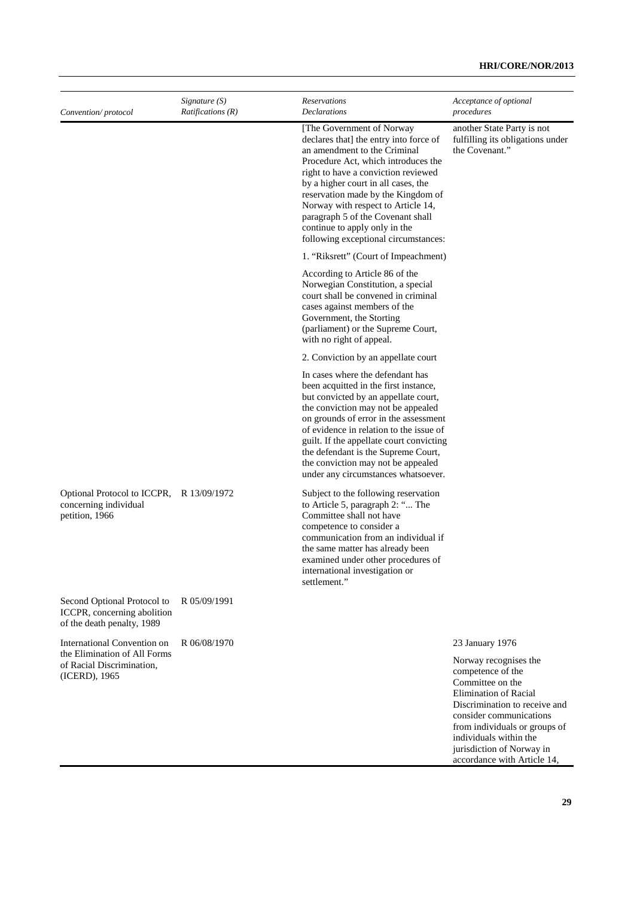| *Convention/ protocol* | *Signature (S) Ratifications (R)* | *Reservations Declarations* | *Acceptance of optional procedures* |
|---|---|---|---|
| | | [The Government of Norway declares that] the entry into force of an amendment to the Criminal Procedure Act, which introduces the right to have a conviction reviewed by a higher court in all cases, the reservation made by the Kingdom of Norway with respect to Article 14, paragraph 5 of the Covenant shall continue to apply only in the following exceptional circumstances:<br><br>1. "Riksrett" (Court of Impeachment)<br><br>According to Article 86 of the Norwegian Constitution, a special court shall be convened in criminal cases against members of the Government, the Storting (parliament) or the Supreme Court, with no right of appeal.<br><br>2. Conviction by an appellate court<br><br>In cases where the defendant has been acquitted in the first instance, but convicted by an appellate court, the conviction may not be appealed on grounds of error in the assessment of evidence in relation to the issue of guilt. If the appellate court convicting the defendant is the Supreme Court, the conviction may not be appealed under any circumstances whatsoever. | another State Party is not fulfilling its obligations under the Covenant." |
| Optional Protocol to ICCPR, concerning individual petition, 1966 | R 13/09/1972 | Subject to the following reservation to Article 5, paragraph 2: "... The Committee shall not have competence to consider a communication from an individual if the same matter has already been examined under other procedures of international investigation or settlement." | |
| Second Optional Protocol to ICCPR, concerning abolition of the death penalty, 1989 | R 05/09/1991 | | |
| International Convention on the Elimination of All Forms of Racial Discrimination, (ICERD), 1965 | R 06/08/1970 | | 23 January 1976<br><br>Norway recognises the competence of the Committee on the Elimination of Racial Discrimination to receive and consider communications from individuals or groups of individuals within the jurisdiction of Norway in accordance with Article 14, |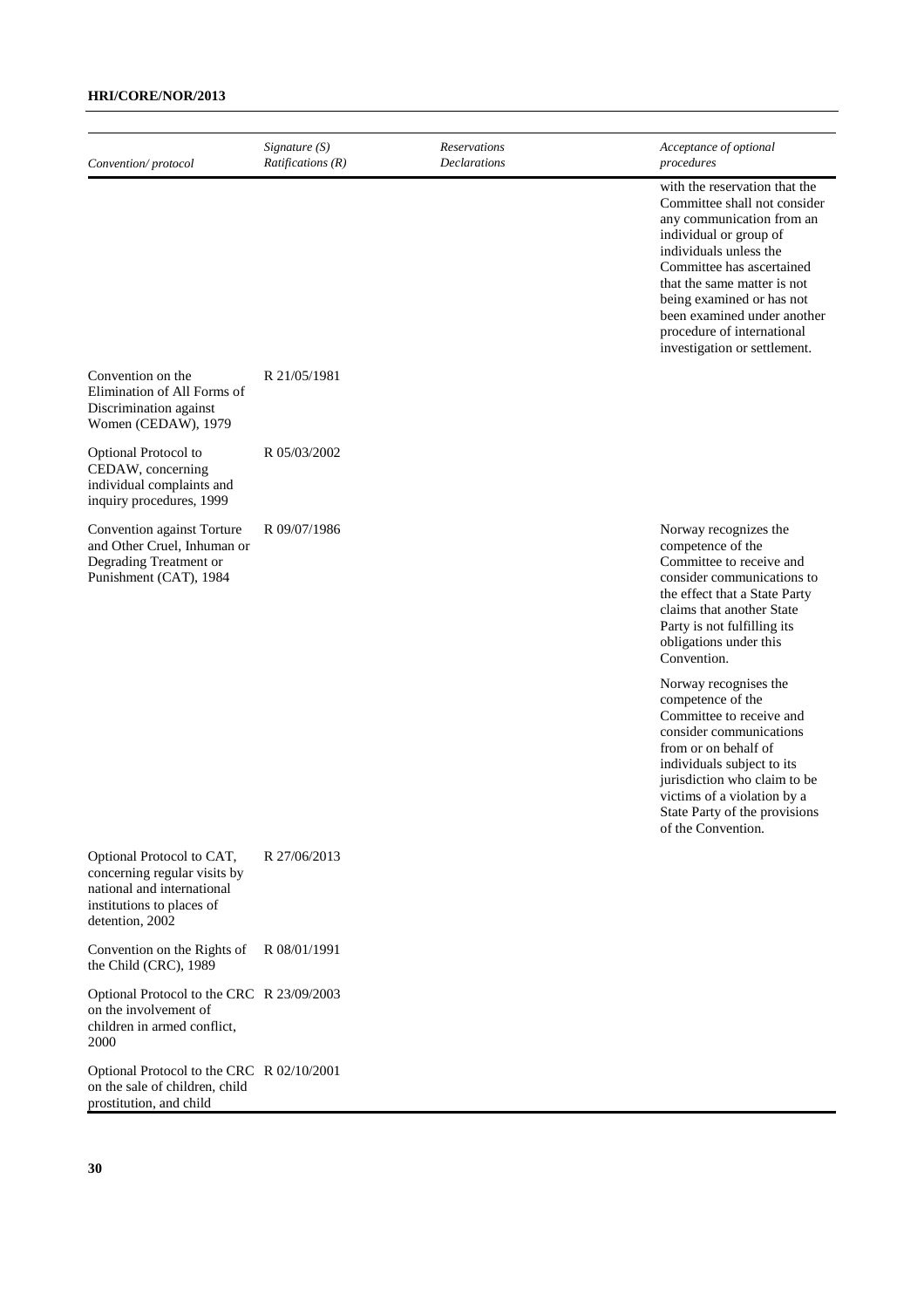| Convention/ protocol | Signature (S) Ratifications (R) | Reservations Declarations | Acceptance of optional procedures |
|---|---|---|---|
| | | | with the reservation that the Committee shall not consider any communication from an individual or group of individuals unless the Committee has ascertained that the same matter is not being examined or has not been examined under another procedure of international investigation or settlement. |
| Convention on the Elimination of All Forms of Discrimination against Women (CEDAW), 1979 | R 21/05/1981 | | |
| Optional Protocol to CEDAW, concerning individual complaints and inquiry procedures, 1999 | R 05/03/2002 | | |
| Convention against Torture and Other Cruel, Inhuman or Degrading Treatment or Punishment (CAT), 1984 | R 09/07/1986 | | Norway recognizes the competence of the Committee to receive and consider communications to the effect that a State Party claims that another State Party is not fulfilling its obligations under this Convention.<br><br>Norway recognises the competence of the Committee to receive and consider communications from or on behalf of individuals subject to its jurisdiction who claim to be victims of a violation by a State Party of the provisions of the Convention. |
| Optional Protocol to CAT, concerning regular visits by national and international institutions to places of detention, 2002 | R 27/06/2013 | | |
| Convention on the Rights of the Child (CRC), 1989 | R 08/01/1991 | | |
| Optional Protocol to the CRC on the involvement of children in armed conflict, 2000 | R 23/09/2003 | | |
| Optional Protocol to the CRC on the sale of children, child prostitution, and child | R 02/10/2001 | | |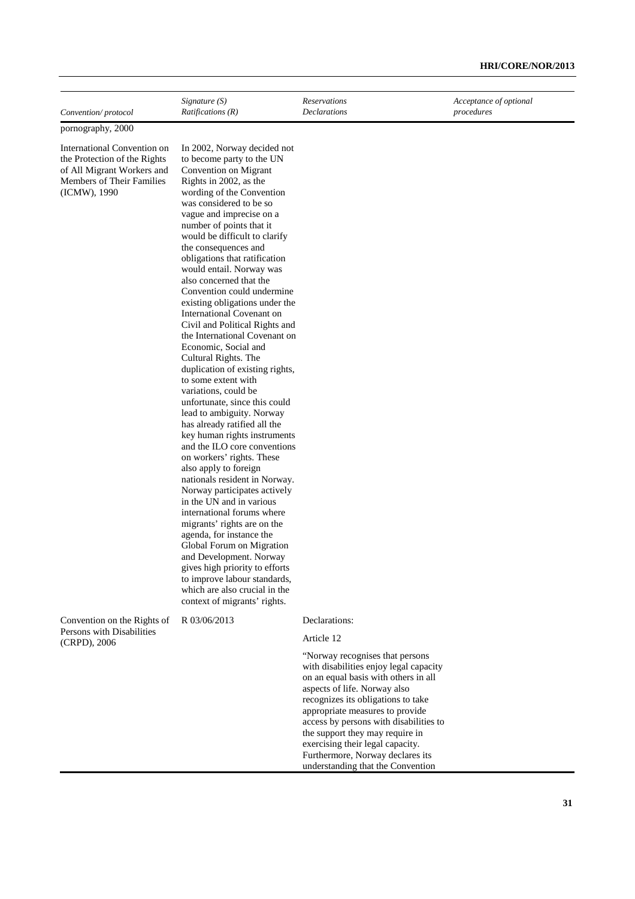| *Convention/ protocol* | *Signature (S) Ratifications (R)* | *Reservations Declarations* | *Acceptance of optional procedures* |
|---|---|---|---|
| pornography, 2000 | | | |
| International Convention on the Protection of the Rights of All Migrant Workers and Members of Their Families (ICMW), 1990 | In 2002, Norway decided not to become party to the UN Convention on Migrant Rights in 2002, as the wording of the Convention was considered to be so vague and imprecise on a number of points that it would be difficult to clarify the consequences and obligations that ratification would entail. Norway was also concerned that the Convention could undermine existing obligations under the International Covenant on Civil and Political Rights and the International Covenant on Economic, Social and Cultural Rights. The duplication of existing rights, to some extent with variations, could be unfortunate, since this could lead to ambiguity. Norway has already ratified all the key human rights instruments and the ILO core conventions on workers' rights. These also apply to foreign nationals resident in Norway. Norway participates actively in the UN and in various international forums where migrants' rights are on the agenda, for instance the Global Forum on Migration and Development. Norway gives high priority to efforts to improve labour standards, which are also crucial in the context of migrants' rights. | | |
| Convention on the Rights of Persons with Disabilities (CRPD), 2006 | R 03/06/2013 | Declarations:<br><br>Article 12<br><br>"Norway recognises that persons with disabilities enjoy legal capacity on an equal basis with others in all aspects of life. Norway also recognizes its obligations to take appropriate measures to provide access by persons with disabilities to the support they may require in exercising their legal capacity. Furthermore, Norway declares its understanding that the Convention | |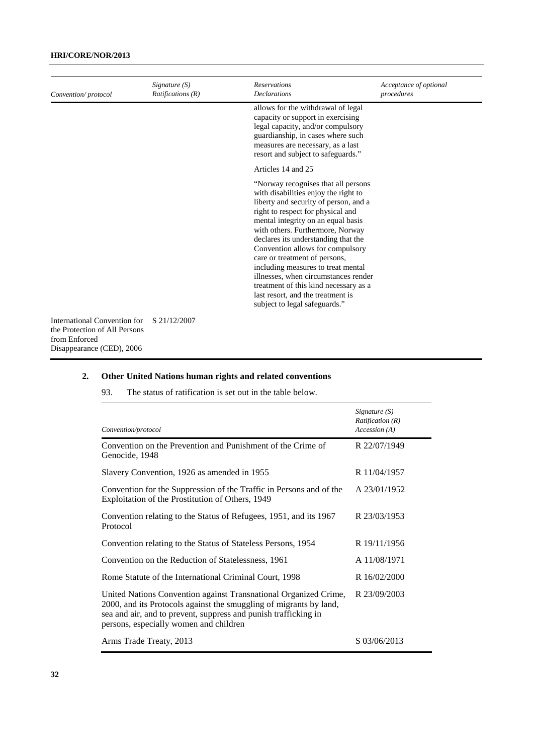| Convention/ protocol | Signature (S) Ratifications (R) | Reservations Declarations | Acceptance of optional procedures |
|---|---|---|---|
| | | allows for the withdrawal of legal capacity or support in exercising legal capacity, and/or compulsory guardianship, in cases where such measures are necessary, as a last resort and subject to safeguards." | |
| | | Articles 14 and 25 | |
| | | "Norway recognises that all persons with disabilities enjoy the right to liberty and security of person, and a right to respect for physical and mental integrity on an equal basis with others. Furthermore, Norway declares its understanding that the Convention allows for compulsory care or treatment of persons, including measures to treat mental illnesses, when circumstances render treatment of this kind necessary as a last resort, and the treatment is subject to legal safeguards." | |
| International Convention for the Protection of All Persons from Enforced Disappearance (CED), 2006 | S 21/12/2007 | | |

## 2. Other United Nations human rights and related conventions

93. The status of ratification is set out in the table below.

| Convention/protocol | Signature (S) Ratification (R) Accession (A) |
|---|---|
| Convention on the Prevention and Punishment of the Crime of Genocide, 1948 | R 22/07/1949 |
| Slavery Convention, 1926 as amended in 1955 | R 11/04/1957 |
| Convention for the Suppression of the Traffic in Persons and of the Exploitation of the Prostitution of Others, 1949 | A 23/01/1952 |
| Convention relating to the Status of Refugees, 1951, and its 1967 Protocol | R 23/03/1953 |
| Convention relating to the Status of Stateless Persons, 1954 | R 19/11/1956 |
| Convention on the Reduction of Statelessness, 1961 | A 11/08/1971 |
| Rome Statute of the International Criminal Court, 1998 | R 16/02/2000 |
| United Nations Convention against Transnational Organized Crime, 2000, and its Protocols against the smuggling of migrants by land, sea and air, and to prevent, suppress and punish trafficking in persons, especially women and children | R 23/09/2003 |
| Arms Trade Treaty, 2013 | S 03/06/2013 |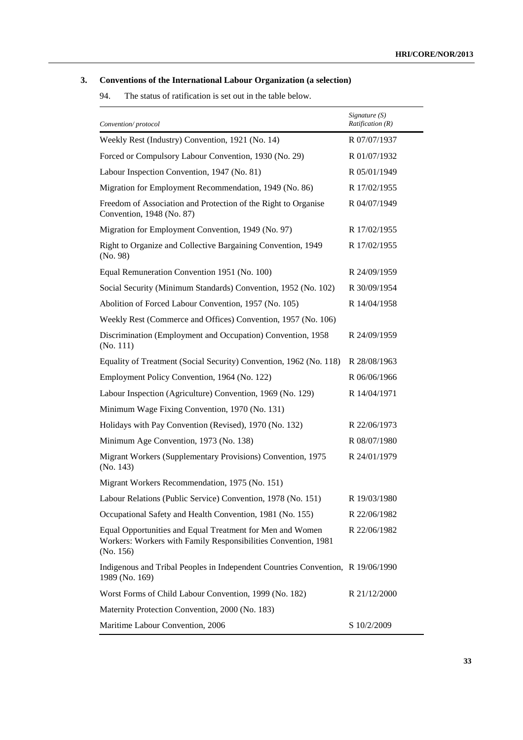### 3. Conventions of the International Labour Organization (a selection)

94. The status of ratification is set out in the table below.

| *Convention/ protocol* | *Signature (S) Ratification (R)* |
|---|---|
| Weekly Rest (Industry) Convention, 1921 (No. 14) | R 07/07/1937 |
| Forced or Compulsory Labour Convention, 1930 (No. 29) | R 01/07/1932 |
| Labour Inspection Convention, 1947 (No. 81) | R 05/01/1949 |
| Migration for Employment Recommendation, 1949 (No. 86) | R 17/02/1955 |
| Freedom of Association and Protection of the Right to Organise Convention, 1948 (No. 87) | R 04/07/1949 |
| Migration for Employment Convention, 1949 (No. 97) | R 17/02/1955 |
| Right to Organize and Collective Bargaining Convention, 1949 (No. 98) | R 17/02/1955 |
| Equal Remuneration Convention 1951 (No. 100) | R 24/09/1959 |
| Social Security (Minimum Standards) Convention, 1952 (No. 102) | R 30/09/1954 |
| Abolition of Forced Labour Convention, 1957 (No. 105) | R 14/04/1958 |
| Weekly Rest (Commerce and Offices) Convention, 1957 (No. 106) | |
| Discrimination (Employment and Occupation) Convention, 1958 (No. 111) | R 24/09/1959 |
| Equality of Treatment (Social Security) Convention, 1962 (No. 118) | R 28/08/1963 |
| Employment Policy Convention, 1964 (No. 122) | R 06/06/1966 |
| Labour Inspection (Agriculture) Convention, 1969 (No. 129) | R 14/04/1971 |
| Minimum Wage Fixing Convention, 1970 (No. 131) | |
| Holidays with Pay Convention (Revised), 1970 (No. 132) | R 22/06/1973 |
| Minimum Age Convention, 1973 (No. 138) | R 08/07/1980 |
| Migrant Workers (Supplementary Provisions) Convention, 1975 (No. 143) | R 24/01/1979 |
| Migrant Workers Recommendation, 1975 (No. 151) | |
| Labour Relations (Public Service) Convention, 1978 (No. 151) | R 19/03/1980 |
| Occupational Safety and Health Convention, 1981 (No. 155) | R 22/06/1982 |
| Equal Opportunities and Equal Treatment for Men and Women Workers: Workers with Family Responsibilities Convention, 1981 (No. 156) | R 22/06/1982 |
| Indigenous and Tribal Peoples in Independent Countries Convention, 1989 (No. 169) | R 19/06/1990 |
| Worst Forms of Child Labour Convention, 1999 (No. 182) | R 21/12/2000 |
| Maternity Protection Convention, 2000 (No. 183) | |
| Maritime Labour Convention, 2006 | S 10/2/2009 |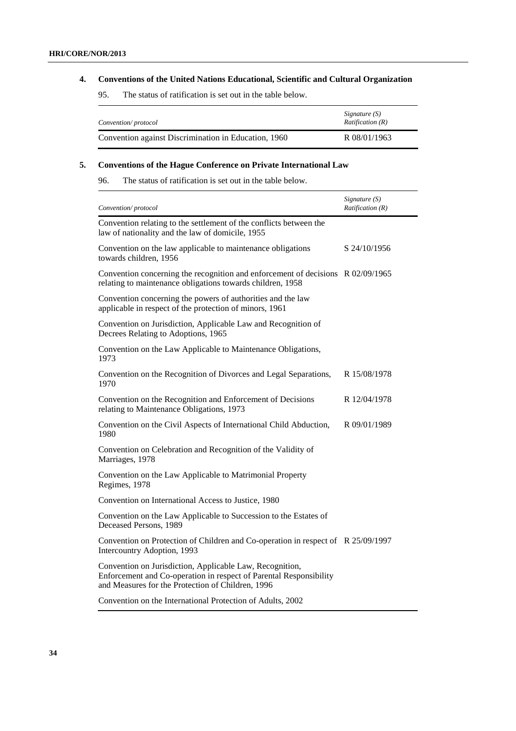### 4. Conventions of the United Nations Educational, Scientific and Cultural Organization

95. The status of ratification is set out in the table below.

| *Convention/ protocol* | *Signature (S) Ratification (R)* |
|---|---|
| Convention against Discrimination in Education, 1960 | R 08/01/1963 |

### 5. Conventions of the Hague Conference on Private International Law

96. The status of ratification is set out in the table below.

| *Convention/ protocol* | *Signature (S) Ratification (R)* |
|---|---|
| Convention relating to the settlement of the conflicts between the law of nationality and the law of domicile, 1955 | |
| Convention on the law applicable to maintenance obligations towards children, 1956 | S 24/10/1956 |
| Convention concerning the recognition and enforcement of decisions relating to maintenance obligations towards children, 1958 | R 02/09/1965 |
| Convention concerning the powers of authorities and the law applicable in respect of the protection of minors, 1961 | |
| Convention on Jurisdiction, Applicable Law and Recognition of Decrees Relating to Adoptions, 1965 | |
| Convention on the Law Applicable to Maintenance Obligations, 1973 | |
| Convention on the Recognition of Divorces and Legal Separations, 1970 | R 15/08/1978 |
| Convention on the Recognition and Enforcement of Decisions relating to Maintenance Obligations, 1973 | R 12/04/1978 |
| Convention on the Civil Aspects of International Child Abduction, 1980 | R 09/01/1989 |
| Convention on Celebration and Recognition of the Validity of Marriages, 1978 | |
| Convention on the Law Applicable to Matrimonial Property Regimes, 1978 | |
| Convention on International Access to Justice, 1980 | |
| Convention on the Law Applicable to Succession to the Estates of Deceased Persons, 1989 | |
| Convention on Protection of Children and Co-operation in respect of Intercountry Adoption, 1993 | R 25/09/1997 |
| Convention on Jurisdiction, Applicable Law, Recognition, Enforcement and Co-operation in respect of Parental Responsibility and Measures for the Protection of Children, 1996 | |
| Convention on the International Protection of Adults, 2002 | |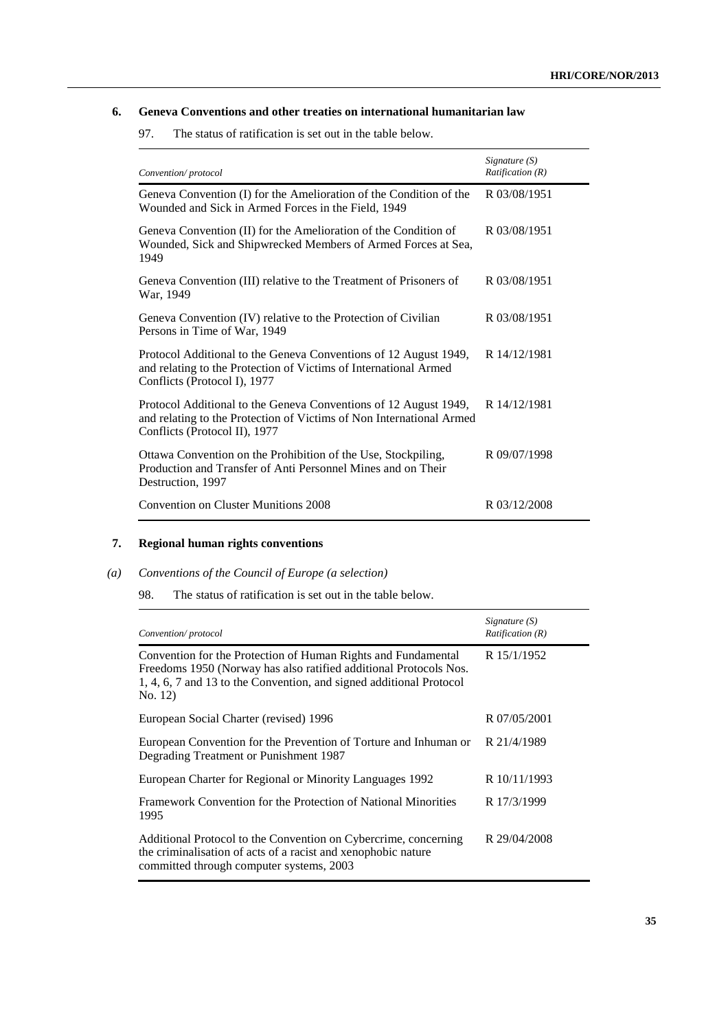## 6. Geneva Conventions and other treaties on international humanitarian law

97. The status of ratification is set out in the table below.

| *Convention/ protocol* | *Signature (S) Ratification (R)* |
|---|---|
| Geneva Convention (I) for the Amelioration of the Condition of the Wounded and Sick in Armed Forces in the Field, 1949 | R 03/08/1951 |
| Geneva Convention (II) for the Amelioration of the Condition of Wounded, Sick and Shipwrecked Members of Armed Forces at Sea, 1949 | R 03/08/1951 |
| Geneva Convention (III) relative to the Treatment of Prisoners of War, 1949 | R 03/08/1951 |
| Geneva Convention (IV) relative to the Protection of Civilian Persons in Time of War, 1949 | R 03/08/1951 |
| Protocol Additional to the Geneva Conventions of 12 August 1949, and relating to the Protection of Victims of International Armed Conflicts (Protocol I), 1977 | R 14/12/1981 |
| Protocol Additional to the Geneva Conventions of 12 August 1949, and relating to the Protection of Victims of Non International Armed Conflicts (Protocol II), 1977 | R 14/12/1981 |
| Ottawa Convention on the Prohibition of the Use, Stockpiling, Production and Transfer of Anti Personnel Mines and on Their Destruction, 1997 | R 09/07/1998 |
| Convention on Cluster Munitions 2008 | R 03/12/2008 |

## 7. Regional human rights conventions

### *(a) Conventions of the Council of Europe (a selection)*

98. The status of ratification is set out in the table below.

| *Convention/ protocol* | *Signature (S) Ratification (R)* |
|---|---|
| Convention for the Protection of Human Rights and Fundamental Freedoms 1950 (Norway has also ratified additional Protocols Nos. 1, 4, 6, 7 and 13 to the Convention, and signed additional Protocol No. 12) | R 15/1/1952 |
| European Social Charter (revised) 1996 | R 07/05/2001 |
| European Convention for the Prevention of Torture and Inhuman or Degrading Treatment or Punishment 1987 | R 21/4/1989 |
| European Charter for Regional or Minority Languages 1992 | R 10/11/1993 |
| Framework Convention for the Protection of National Minorities 1995 | R 17/3/1999 |
| Additional Protocol to the Convention on Cybercrime, concerning the criminalisation of acts of a racist and xenophobic nature committed through computer systems, 2003 | R 29/04/2008 |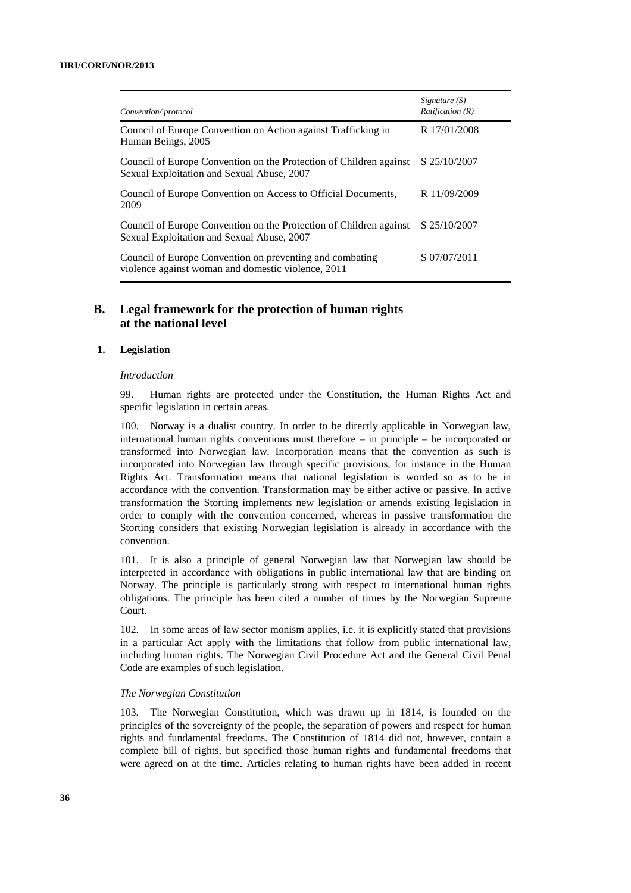| Convention/ protocol | Signature (S) Ratification (R) |
|---|---|
| Council of Europe Convention on Action against Trafficking in Human Beings, 2005 | R 17/01/2008 |
| Council of Europe Convention on the Protection of Children against Sexual Exploitation and Sexual Abuse, 2007 | S 25/10/2007 |
| Council of Europe Convention on Access to Official Documents, 2009 | R 11/09/2009 |
| Council of Europe Convention on the Protection of Children against Sexual Exploitation and Sexual Abuse, 2007 | S 25/10/2007 |
| Council of Europe Convention on preventing and combating violence against woman and domestic violence, 2011 | S 07/07/2011 |

## B. Legal framework for the protection of human rights at the national level

### 1. Legislation

*Introduction*

99. Human rights are protected under the Constitution, the Human Rights Act and specific legislation in certain areas.

100. Norway is a dualist country. In order to be directly applicable in Norwegian law, international human rights conventions must therefore – in principle – be incorporated or transformed into Norwegian law. Incorporation means that the convention as such is incorporated into Norwegian law through specific provisions, for instance in the Human Rights Act. Transformation means that national legislation is worded so as to be in accordance with the convention. Transformation may be either active or passive. In active transformation the Storting implements new legislation or amends existing legislation in order to comply with the convention concerned, whereas in passive transformation the Storting considers that existing Norwegian legislation is already in accordance with the convention.

101. It is also a principle of general Norwegian law that Norwegian law should be interpreted in accordance with obligations in public international law that are binding on Norway. The principle is particularly strong with respect to international human rights obligations. The principle has been cited a number of times by the Norwegian Supreme Court.

102. In some areas of law sector monism applies, i.e. it is explicitly stated that provisions in a particular Act apply with the limitations that follow from public international law, including human rights. The Norwegian Civil Procedure Act and the General Civil Penal Code are examples of such legislation.

*The Norwegian Constitution*

103. The Norwegian Constitution, which was drawn up in 1814, is founded on the principles of the sovereignty of the people, the separation of powers and respect for human rights and fundamental freedoms. The Constitution of 1814 did not, however, contain a complete bill of rights, but specified those human rights and fundamental freedoms that were agreed on at the time. Articles relating to human rights have been added in recent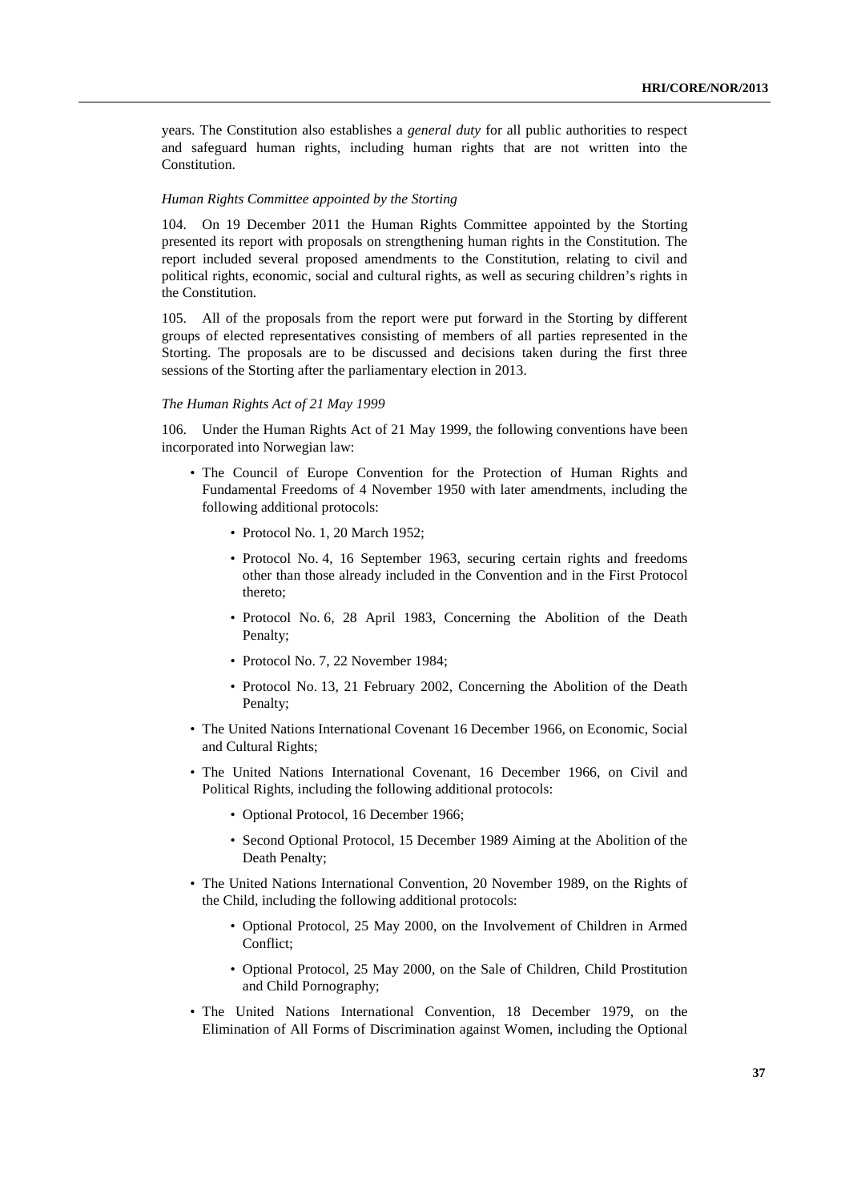years. The Constitution also establishes a *general duty* for all public authorities to respect and safeguard human rights, including human rights that are not written into the Constitution.

*Human Rights Committee appointed by the Storting*

104. On 19 December 2011 the Human Rights Committee appointed by the Storting presented its report with proposals on strengthening human rights in the Constitution. The report included several proposed amendments to the Constitution, relating to civil and political rights, economic, social and cultural rights, as well as securing children's rights in the Constitution.

105. All of the proposals from the report were put forward in the Storting by different groups of elected representatives consisting of members of all parties represented in the Storting. The proposals are to be discussed and decisions taken during the first three sessions of the Storting after the parliamentary election in 2013.

*The Human Rights Act of 21 May 1999*

106. Under the Human Rights Act of 21 May 1999, the following conventions have been incorporated into Norwegian law:

- The Council of Europe Convention for the Protection of Human Rights and Fundamental Freedoms of 4 November 1950 with later amendments, including the following additional protocols:
  - Protocol No. 1, 20 March 1952;
  - Protocol No. 4, 16 September 1963, securing certain rights and freedoms other than those already included in the Convention and in the First Protocol thereto;
  - Protocol No. 6, 28 April 1983, Concerning the Abolition of the Death Penalty;
  - Protocol No. 7, 22 November 1984;
  - Protocol No. 13, 21 February 2002, Concerning the Abolition of the Death Penalty;
- The United Nations International Covenant 16 December 1966, on Economic, Social and Cultural Rights;
- The United Nations International Covenant, 16 December 1966, on Civil and Political Rights, including the following additional protocols:
  - Optional Protocol, 16 December 1966;
  - Second Optional Protocol, 15 December 1989 Aiming at the Abolition of the Death Penalty;
- The United Nations International Convention, 20 November 1989, on the Rights of the Child, including the following additional protocols:
  - Optional Protocol, 25 May 2000, on the Involvement of Children in Armed Conflict;
  - Optional Protocol, 25 May 2000, on the Sale of Children, Child Prostitution and Child Pornography;
- The United Nations International Convention, 18 December 1979, on the Elimination of All Forms of Discrimination against Women, including the Optional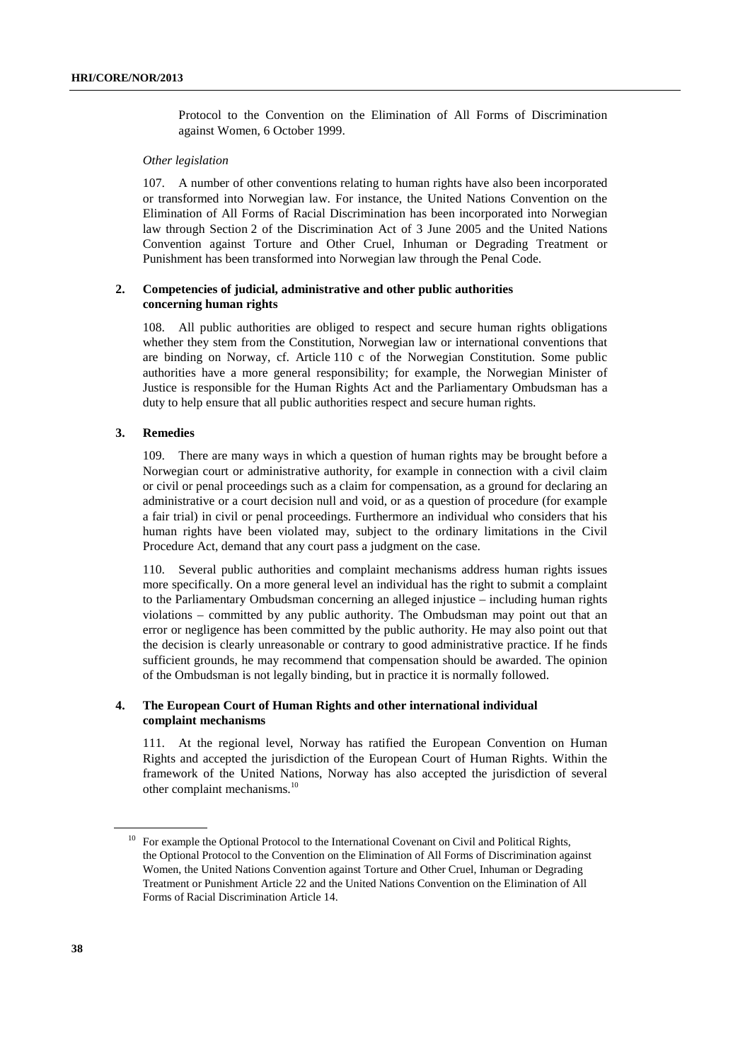Protocol to the Convention on the Elimination of All Forms of Discrimination against Women, 6 October 1999.

*Other legislation*

107. A number of other conventions relating to human rights have also been incorporated or transformed into Norwegian law. For instance, the United Nations Convention on the Elimination of All Forms of Racial Discrimination has been incorporated into Norwegian law through Section 2 of the Discrimination Act of 3 June 2005 and the United Nations Convention against Torture and Other Cruel, Inhuman or Degrading Treatment or Punishment has been transformed into Norwegian law through the Penal Code.

### 2. Competencies of judicial, administrative and other public authorities concerning human rights

108. All public authorities are obliged to respect and secure human rights obligations whether they stem from the Constitution, Norwegian law or international conventions that are binding on Norway, cf. Article 110 c of the Norwegian Constitution. Some public authorities have a more general responsibility; for example, the Norwegian Minister of Justice is responsible for the Human Rights Act and the Parliamentary Ombudsman has a duty to help ensure that all public authorities respect and secure human rights.

### 3. Remedies

109. There are many ways in which a question of human rights may be brought before a Norwegian court or administrative authority, for example in connection with a civil claim or civil or penal proceedings such as a claim for compensation, as a ground for declaring an administrative or a court decision null and void, or as a question of procedure (for example a fair trial) in civil or penal proceedings. Furthermore an individual who considers that his human rights have been violated may, subject to the ordinary limitations in the Civil Procedure Act, demand that any court pass a judgment on the case.

110. Several public authorities and complaint mechanisms address human rights issues more specifically. On a more general level an individual has the right to submit a complaint to the Parliamentary Ombudsman concerning an alleged injustice – including human rights violations – committed by any public authority. The Ombudsman may point out that an error or negligence has been committed by the public authority. He may also point out that the decision is clearly unreasonable or contrary to good administrative practice. If he finds sufficient grounds, he may recommend that compensation should be awarded. The opinion of the Ombudsman is not legally binding, but in practice it is normally followed.

### 4. The European Court of Human Rights and other international individual complaint mechanisms

111. At the regional level, Norway has ratified the European Convention on Human Rights and accepted the jurisdiction of the European Court of Human Rights. Within the framework of the United Nations, Norway has also accepted the jurisdiction of several other complaint mechanisms.[10]

---

[10] For example the Optional Protocol to the International Covenant on Civil and Political Rights, the Optional Protocol to the Convention on the Elimination of All Forms of Discrimination against Women, the United Nations Convention against Torture and Other Cruel, Inhuman or Degrading Treatment or Punishment Article 22 and the United Nations Convention on the Elimination of All Forms of Racial Discrimination Article 14.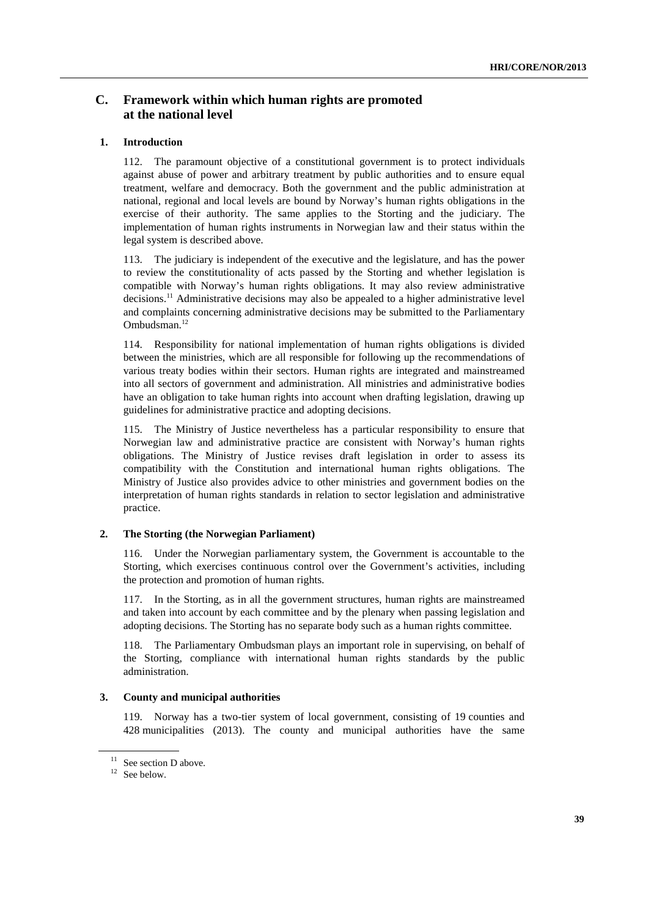## C. Framework within which human rights are promoted at the national level

### 1. Introduction

112. The paramount objective of a constitutional government is to protect individuals against abuse of power and arbitrary treatment by public authorities and to ensure equal treatment, welfare and democracy. Both the government and the public administration at national, regional and local levels are bound by Norway's human rights obligations in the exercise of their authority. The same applies to the Storting and the judiciary. The implementation of human rights instruments in Norwegian law and their status within the legal system is described above.

113. The judiciary is independent of the executive and the legislature, and has the power to review the constitutionality of acts passed by the Storting and whether legislation is compatible with Norway's human rights obligations. It may also review administrative decisions.[11] Administrative decisions may also be appealed to a higher administrative level and complaints concerning administrative decisions may be submitted to the Parliamentary Ombudsman.[12]

114. Responsibility for national implementation of human rights obligations is divided between the ministries, which are all responsible for following up the recommendations of various treaty bodies within their sectors. Human rights are integrated and mainstreamed into all sectors of government and administration. All ministries and administrative bodies have an obligation to take human rights into account when drafting legislation, drawing up guidelines for administrative practice and adopting decisions.

115. The Ministry of Justice nevertheless has a particular responsibility to ensure that Norwegian law and administrative practice are consistent with Norway's human rights obligations. The Ministry of Justice revises draft legislation in order to assess its compatibility with the Constitution and international human rights obligations. The Ministry of Justice also provides advice to other ministries and government bodies on the interpretation of human rights standards in relation to sector legislation and administrative practice.

### 2. The Storting (the Norwegian Parliament)

116. Under the Norwegian parliamentary system, the Government is accountable to the Storting, which exercises continuous control over the Government's activities, including the protection and promotion of human rights.

117. In the Storting, as in all the government structures, human rights are mainstreamed and taken into account by each committee and by the plenary when passing legislation and adopting decisions. The Storting has no separate body such as a human rights committee.

118. The Parliamentary Ombudsman plays an important role in supervising, on behalf of the Storting, compliance with international human rights standards by the public administration.

### 3. County and municipal authorities

119. Norway has a two-tier system of local government, consisting of 19 counties and 428 municipalities (2013). The county and municipal authorities have the same

---

[11] See section D above.

[12] See below.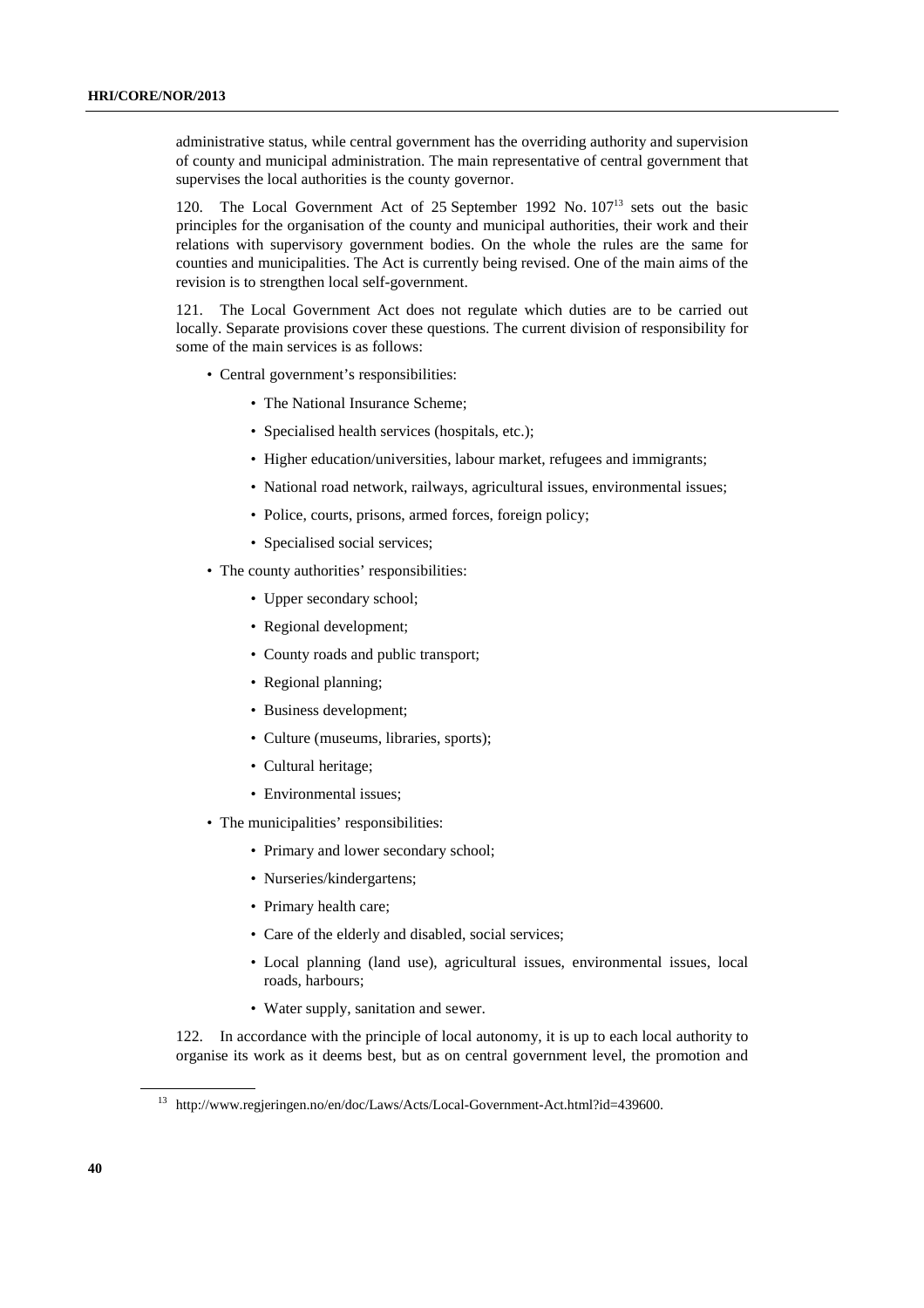administrative status, while central government has the overriding authority and supervision of county and municipal administration. The main representative of central government that supervises the local authorities is the county governor.

120. The Local Government Act of 25 September 1992 No. 107[13] sets out the basic principles for the organisation of the county and municipal authorities, their work and their relations with supervisory government bodies. On the whole the rules are the same for counties and municipalities. The Act is currently being revised. One of the main aims of the revision is to strengthen local self-government.

121. The Local Government Act does not regulate which duties are to be carried out locally. Separate provisions cover these questions. The current division of responsibility for some of the main services is as follows:

- Central government's responsibilities:
  - The National Insurance Scheme;
  - Specialised health services (hospitals, etc.);
  - Higher education/universities, labour market, refugees and immigrants;
  - National road network, railways, agricultural issues, environmental issues;
  - Police, courts, prisons, armed forces, foreign policy;
  - Specialised social services;
- The county authorities' responsibilities:
  - Upper secondary school;
  - Regional development;
  - County roads and public transport;
  - Regional planning;
  - Business development;
  - Culture (museums, libraries, sports);
  - Cultural heritage;
  - Environmental issues;
- The municipalities' responsibilities:
  - Primary and lower secondary school;
  - Nurseries/kindergartens;
  - Primary health care;
  - Care of the elderly and disabled, social services;
  - Local planning (land use), agricultural issues, environmental issues, local roads, harbours;
  - Water supply, sanitation and sewer.

122. In accordance with the principle of local autonomy, it is up to each local authority to organise its work as it deems best, but as on central government level, the promotion and

[13] http://www.regjeringen.no/en/doc/Laws/Acts/Local-Government-Act.html?id=439600.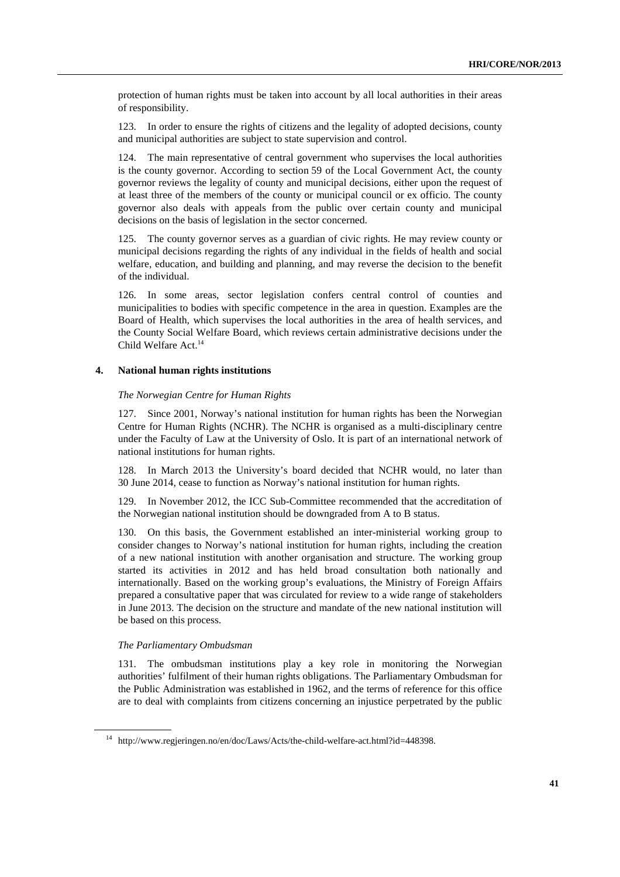protection of human rights must be taken into account by all local authorities in their areas of responsibility.

123. In order to ensure the rights of citizens and the legality of adopted decisions, county and municipal authorities are subject to state supervision and control.

124. The main representative of central government who supervises the local authorities is the county governor. According to section 59 of the Local Government Act, the county governor reviews the legality of county and municipal decisions, either upon the request of at least three of the members of the county or municipal council or ex officio. The county governor also deals with appeals from the public over certain county and municipal decisions on the basis of legislation in the sector concerned.

125. The county governor serves as a guardian of civic rights. He may review county or municipal decisions regarding the rights of any individual in the fields of health and social welfare, education, and building and planning, and may reverse the decision to the benefit of the individual.

126. In some areas, sector legislation confers central control of counties and municipalities to bodies with specific competence in the area in question. Examples are the Board of Health, which supervises the local authorities in the area of health services, and the County Social Welfare Board, which reviews certain administrative decisions under the Child Welfare Act.[14]

## 4. National human rights institutions

*The Norwegian Centre for Human Rights*

127. Since 2001, Norway's national institution for human rights has been the Norwegian Centre for Human Rights (NCHR). The NCHR is organised as a multi-disciplinary centre under the Faculty of Law at the University of Oslo. It is part of an international network of national institutions for human rights.

128. In March 2013 the University's board decided that NCHR would, no later than 30 June 2014, cease to function as Norway's national institution for human rights.

129. In November 2012, the ICC Sub-Committee recommended that the accreditation of the Norwegian national institution should be downgraded from A to B status.

130. On this basis, the Government established an inter-ministerial working group to consider changes to Norway's national institution for human rights, including the creation of a new national institution with another organisation and structure. The working group started its activities in 2012 and has held broad consultation both nationally and internationally. Based on the working group's evaluations, the Ministry of Foreign Affairs prepared a consultative paper that was circulated for review to a wide range of stakeholders in June 2013. The decision on the structure and mandate of the new national institution will be based on this process.

*The Parliamentary Ombudsman*

131. The ombudsman institutions play a key role in monitoring the Norwegian authorities' fulfilment of their human rights obligations. The Parliamentary Ombudsman for the Public Administration was established in 1962, and the terms of reference for this office are to deal with complaints from citizens concerning an injustice perpetrated by the public

---

[14] http://www.regjeringen.no/en/doc/Laws/Acts/the-child-welfare-act.html?id=448398.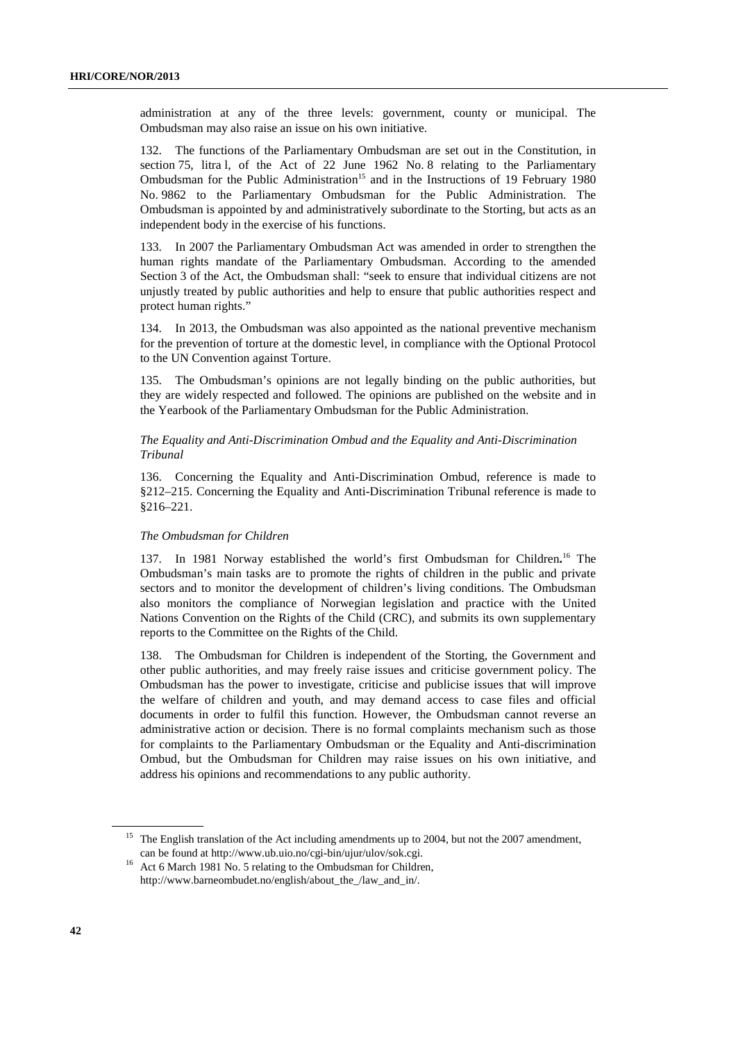administration at any of the three levels: government, county or municipal. The Ombudsman may also raise an issue on his own initiative.

132. The functions of the Parliamentary Ombudsman are set out in the Constitution, in section 75, litra l, of the Act of 22 June 1962 No. 8 relating to the Parliamentary Ombudsman for the Public Administration[15] and in the Instructions of 19 February 1980 No. 9862 to the Parliamentary Ombudsman for the Public Administration. The Ombudsman is appointed by and administratively subordinate to the Storting, but acts as an independent body in the exercise of his functions.

133. In 2007 the Parliamentary Ombudsman Act was amended in order to strengthen the human rights mandate of the Parliamentary Ombudsman. According to the amended Section 3 of the Act, the Ombudsman shall: "seek to ensure that individual citizens are not unjustly treated by public authorities and help to ensure that public authorities respect and protect human rights."

134. In 2013, the Ombudsman was also appointed as the national preventive mechanism for the prevention of torture at the domestic level, in compliance with the Optional Protocol to the UN Convention against Torture.

135. The Ombudsman's opinions are not legally binding on the public authorities, but they are widely respected and followed. The opinions are published on the website and in the Yearbook of the Parliamentary Ombudsman for the Public Administration.

*The Equality and Anti-Discrimination Ombud and the Equality and Anti-Discrimination Tribunal*

136. Concerning the Equality and Anti-Discrimination Ombud, reference is made to §212–215. Concerning the Equality and Anti-Discrimination Tribunal reference is made to §216–221.

*The Ombudsman for Children*

137. In 1981 Norway established the world's first Ombudsman for Children**.**[16] The Ombudsman's main tasks are to promote the rights of children in the public and private sectors and to monitor the development of children's living conditions. The Ombudsman also monitors the compliance of Norwegian legislation and practice with the United Nations Convention on the Rights of the Child (CRC), and submits its own supplementary reports to the Committee on the Rights of the Child.

138. The Ombudsman for Children is independent of the Storting, the Government and other public authorities, and may freely raise issues and criticise government policy. The Ombudsman has the power to investigate, criticise and publicise issues that will improve the welfare of children and youth, and may demand access to case files and official documents in order to fulfil this function. However, the Ombudsman cannot reverse an administrative action or decision. There is no formal complaints mechanism such as those for complaints to the Parliamentary Ombudsman or the Equality and Anti-discrimination Ombud, but the Ombudsman for Children may raise issues on his own initiative, and address his opinions and recommendations to any public authority.

---

[15] The English translation of the Act including amendments up to 2004, but not the 2007 amendment, can be found at http://www.ub.uio.no/cgi-bin/ujur/ulov/sok.cgi.

[16] Act 6 March 1981 No. 5 relating to the Ombudsman for Children, http://www.barneombudet.no/english/about_the_/law_and_in/.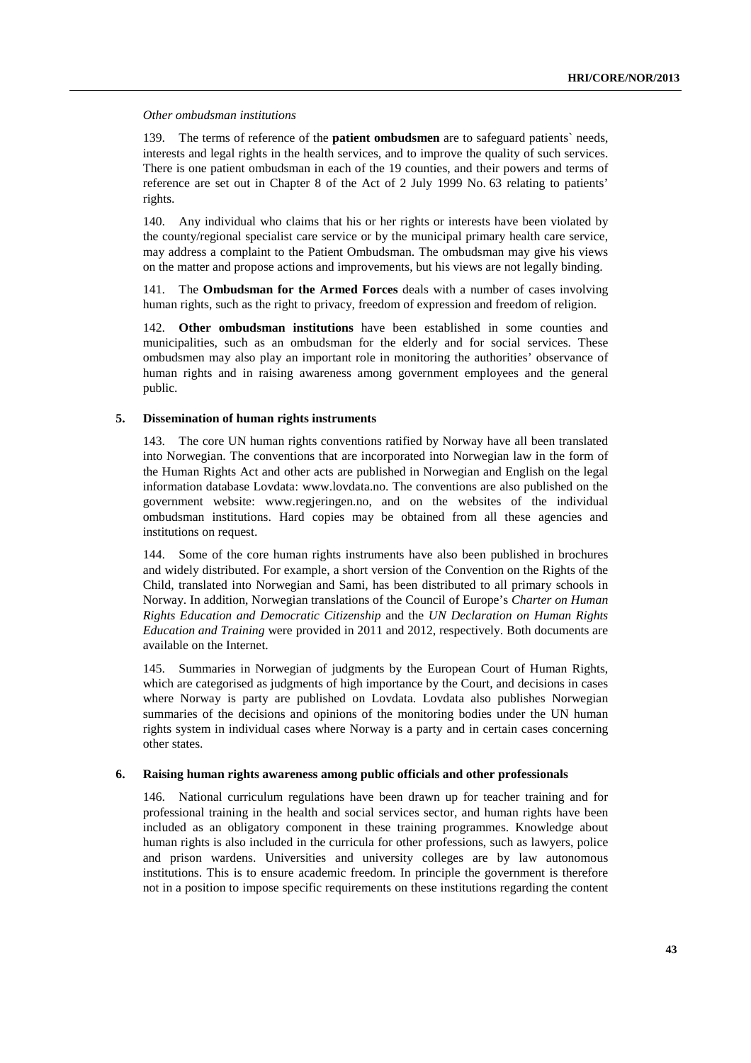*Other ombudsman institutions*

139. The terms of reference of the **patient ombudsmen** are to safeguard patients` needs, interests and legal rights in the health services, and to improve the quality of such services. There is one patient ombudsman in each of the 19 counties, and their powers and terms of reference are set out in Chapter 8 of the Act of 2 July 1999 No. 63 relating to patients' rights.

140. Any individual who claims that his or her rights or interests have been violated by the county/regional specialist care service or by the municipal primary health care service, may address a complaint to the Patient Ombudsman. The ombudsman may give his views on the matter and propose actions and improvements, but his views are not legally binding.

141. The **Ombudsman for the Armed Forces** deals with a number of cases involving human rights, such as the right to privacy, freedom of expression and freedom of religion.

142. **Other ombudsman institutions** have been established in some counties and municipalities, such as an ombudsman for the elderly and for social services. These ombudsmen may also play an important role in monitoring the authorities' observance of human rights and in raising awareness among government employees and the general public.

## 5. Dissemination of human rights instruments

143. The core UN human rights conventions ratified by Norway have all been translated into Norwegian. The conventions that are incorporated into Norwegian law in the form of the Human Rights Act and other acts are published in Norwegian and English on the legal information database Lovdata: www.lovdata.no. The conventions are also published on the government website: www.regjeringen.no, and on the websites of the individual ombudsman institutions. Hard copies may be obtained from all these agencies and institutions on request.

144. Some of the core human rights instruments have also been published in brochures and widely distributed. For example, a short version of the Convention on the Rights of the Child, translated into Norwegian and Sami, has been distributed to all primary schools in Norway. In addition, Norwegian translations of the Council of Europe's *Charter on Human Rights Education and Democratic Citizenship* and the *UN Declaration on Human Rights Education and Training* were provided in 2011 and 2012, respectively. Both documents are available on the Internet.

145. Summaries in Norwegian of judgments by the European Court of Human Rights, which are categorised as judgments of high importance by the Court, and decisions in cases where Norway is party are published on Lovdata. Lovdata also publishes Norwegian summaries of the decisions and opinions of the monitoring bodies under the UN human rights system in individual cases where Norway is a party and in certain cases concerning other states.

## 6. Raising human rights awareness among public officials and other professionals

146. National curriculum regulations have been drawn up for teacher training and for professional training in the health and social services sector, and human rights have been included as an obligatory component in these training programmes. Knowledge about human rights is also included in the curricula for other professions, such as lawyers, police and prison wardens. Universities and university colleges are by law autonomous institutions. This is to ensure academic freedom. In principle the government is therefore not in a position to impose specific requirements on these institutions regarding the content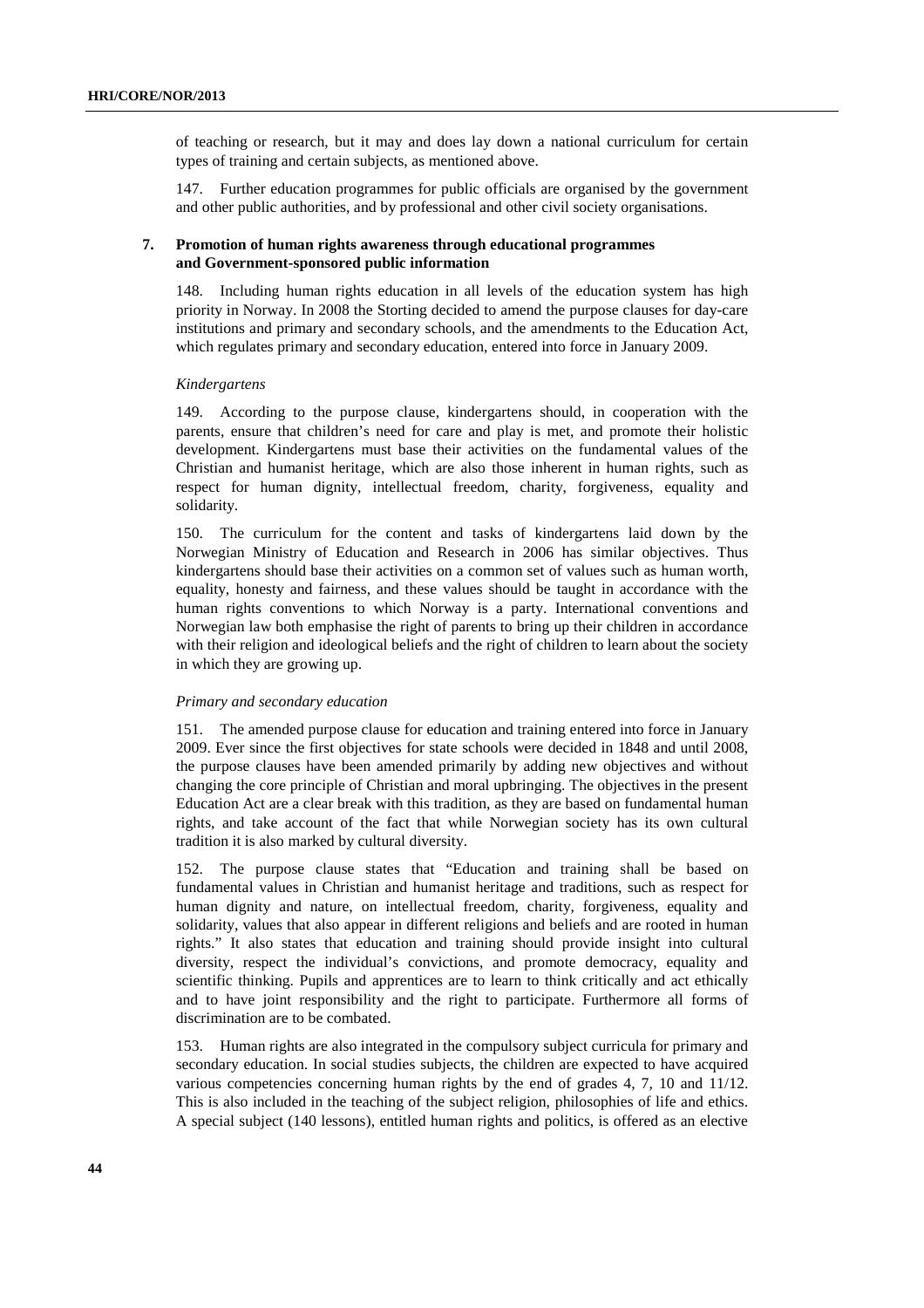of teaching or research, but it may and does lay down a national curriculum for certain types of training and certain subjects, as mentioned above.

147. Further education programmes for public officials are organised by the government and other public authorities, and by professional and other civil society organisations.

### 7. Promotion of human rights awareness through educational programmes and Government-sponsored public information

148. Including human rights education in all levels of the education system has high priority in Norway. In 2008 the Storting decided to amend the purpose clauses for day-care institutions and primary and secondary schools, and the amendments to the Education Act, which regulates primary and secondary education, entered into force in January 2009.

*Kindergartens*

149. According to the purpose clause, kindergartens should, in cooperation with the parents, ensure that children's need for care and play is met, and promote their holistic development. Kindergartens must base their activities on the fundamental values of the Christian and humanist heritage, which are also those inherent in human rights, such as respect for human dignity, intellectual freedom, charity, forgiveness, equality and solidarity.

150. The curriculum for the content and tasks of kindergartens laid down by the Norwegian Ministry of Education and Research in 2006 has similar objectives. Thus kindergartens should base their activities on a common set of values such as human worth, equality, honesty and fairness, and these values should be taught in accordance with the human rights conventions to which Norway is a party. International conventions and Norwegian law both emphasise the right of parents to bring up their children in accordance with their religion and ideological beliefs and the right of children to learn about the society in which they are growing up.

*Primary and secondary education*

151. The amended purpose clause for education and training entered into force in January 2009. Ever since the first objectives for state schools were decided in 1848 and until 2008, the purpose clauses have been amended primarily by adding new objectives and without changing the core principle of Christian and moral upbringing. The objectives in the present Education Act are a clear break with this tradition, as they are based on fundamental human rights, and take account of the fact that while Norwegian society has its own cultural tradition it is also marked by cultural diversity.

152. The purpose clause states that "Education and training shall be based on fundamental values in Christian and humanist heritage and traditions, such as respect for human dignity and nature, on intellectual freedom, charity, forgiveness, equality and solidarity, values that also appear in different religions and beliefs and are rooted in human rights." It also states that education and training should provide insight into cultural diversity, respect the individual's convictions, and promote democracy, equality and scientific thinking. Pupils and apprentices are to learn to think critically and act ethically and to have joint responsibility and the right to participate. Furthermore all forms of discrimination are to be combated.

153. Human rights are also integrated in the compulsory subject curricula for primary and secondary education. In social studies subjects, the children are expected to have acquired various competencies concerning human rights by the end of grades 4, 7, 10 and 11/12. This is also included in the teaching of the subject religion, philosophies of life and ethics. A special subject (140 lessons), entitled human rights and politics, is offered as an elective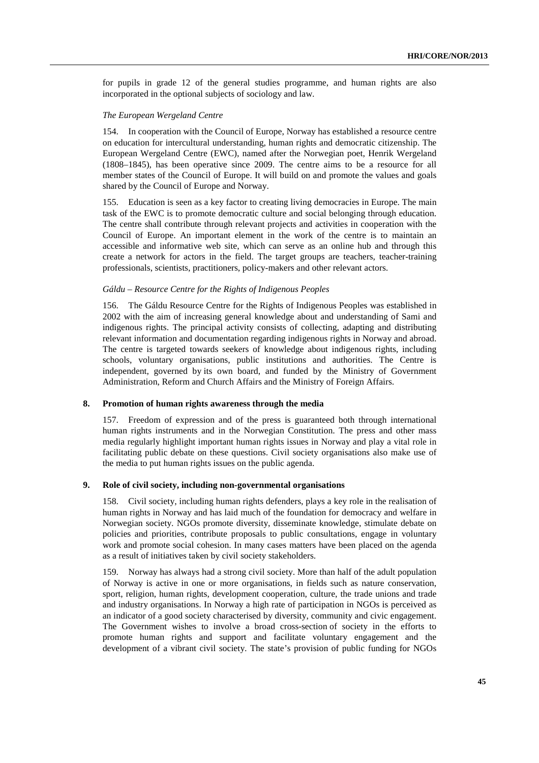for pupils in grade 12 of the general studies programme, and human rights are also incorporated in the optional subjects of sociology and law.

*The European Wergeland Centre*

154. In cooperation with the Council of Europe, Norway has established a resource centre on education for intercultural understanding, human rights and democratic citizenship. The European Wergeland Centre (EWC), named after the Norwegian poet, Henrik Wergeland (1808–1845), has been operative since 2009. The centre aims to be a resource for all member states of the Council of Europe. It will build on and promote the values and goals shared by the Council of Europe and Norway.

155. Education is seen as a key factor to creating living democracies in Europe. The main task of the EWC is to promote democratic culture and social belonging through education. The centre shall contribute through relevant projects and activities in cooperation with the Council of Europe. An important element in the work of the centre is to maintain an accessible and informative web site, which can serve as an online hub and through this create a network for actors in the field. The target groups are teachers, teacher-training professionals, scientists, practitioners, policy-makers and other relevant actors.

*Gáldu – Resource Centre for the Rights of Indigenous Peoples*

156. The Gáldu Resource Centre for the Rights of Indigenous Peoples was established in 2002 with the aim of increasing general knowledge about and understanding of Sami and indigenous rights. The principal activity consists of collecting, adapting and distributing relevant information and documentation regarding indigenous rights in Norway and abroad. The centre is targeted towards seekers of knowledge about indigenous rights, including schools, voluntary organisations, public institutions and authorities. The Centre is independent, governed by its own board, and funded by the Ministry of Government Administration, Reform and Church Affairs and the Ministry of Foreign Affairs.

### 8. Promotion of human rights awareness through the media

157. Freedom of expression and of the press is guaranteed both through international human rights instruments and in the Norwegian Constitution. The press and other mass media regularly highlight important human rights issues in Norway and play a vital role in facilitating public debate on these questions. Civil society organisations also make use of the media to put human rights issues on the public agenda.

### 9. Role of civil society, including non-governmental organisations

158. Civil society, including human rights defenders, plays a key role in the realisation of human rights in Norway and has laid much of the foundation for democracy and welfare in Norwegian society. NGOs promote diversity, disseminate knowledge, stimulate debate on policies and priorities, contribute proposals to public consultations, engage in voluntary work and promote social cohesion. In many cases matters have been placed on the agenda as a result of initiatives taken by civil society stakeholders.

159. Norway has always had a strong civil society. More than half of the adult population of Norway is active in one or more organisations, in fields such as nature conservation, sport, religion, human rights, development cooperation, culture, the trade unions and trade and industry organisations. In Norway a high rate of participation in NGOs is perceived as an indicator of a good society characterised by diversity, community and civic engagement. The Government wishes to involve a broad cross-section of society in the efforts to promote human rights and support and facilitate voluntary engagement and the development of a vibrant civil society. The state's provision of public funding for NGOs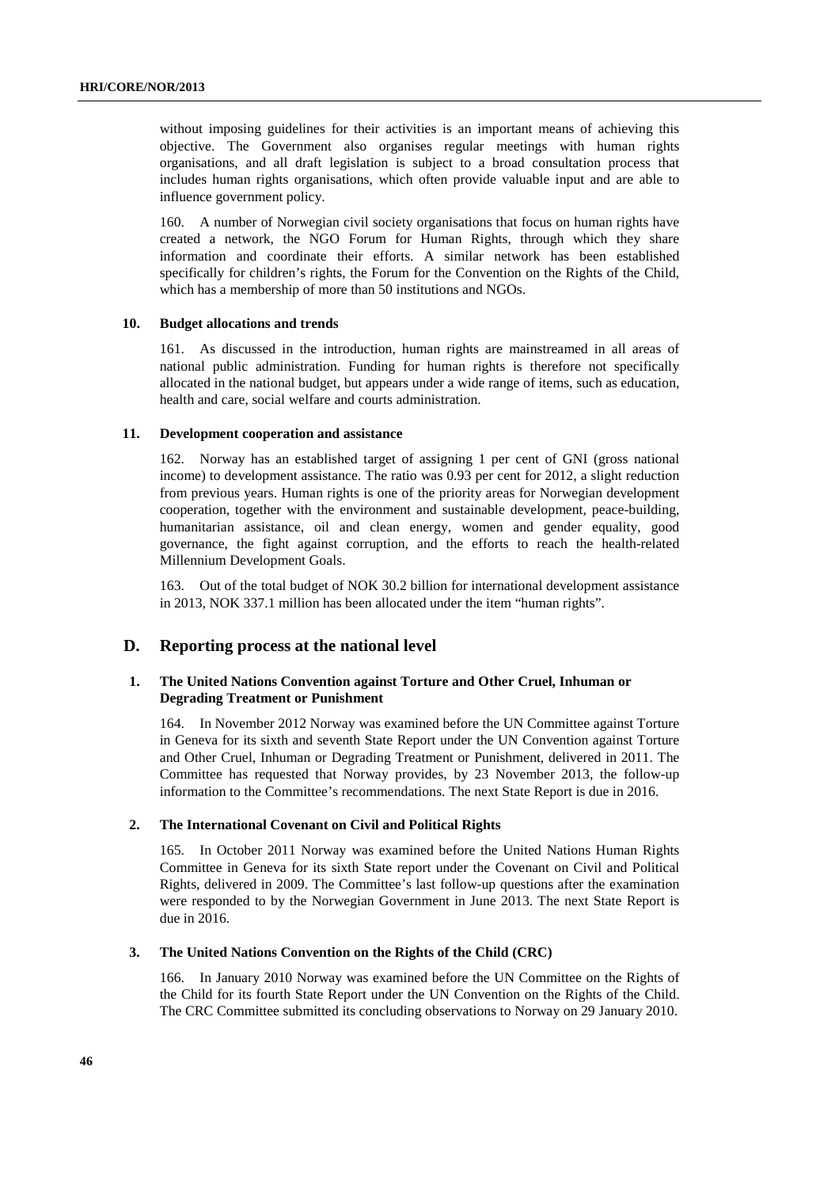without imposing guidelines for their activities is an important means of achieving this objective. The Government also organises regular meetings with human rights organisations, and all draft legislation is subject to a broad consultation process that includes human rights organisations, which often provide valuable input and are able to influence government policy.

160. A number of Norwegian civil society organisations that focus on human rights have created a network, the NGO Forum for Human Rights, through which they share information and coordinate their efforts. A similar network has been established specifically for children's rights, the Forum for the Convention on the Rights of the Child, which has a membership of more than 50 institutions and NGOs.

### 10. Budget allocations and trends

161. As discussed in the introduction, human rights are mainstreamed in all areas of national public administration. Funding for human rights is therefore not specifically allocated in the national budget, but appears under a wide range of items, such as education, health and care, social welfare and courts administration.

### 11. Development cooperation and assistance

162. Norway has an established target of assigning 1 per cent of GNI (gross national income) to development assistance. The ratio was 0.93 per cent for 2012, a slight reduction from previous years. Human rights is one of the priority areas for Norwegian development cooperation, together with the environment and sustainable development, peace-building, humanitarian assistance, oil and clean energy, women and gender equality, good governance, the fight against corruption, and the efforts to reach the health-related Millennium Development Goals.

163. Out of the total budget of NOK 30.2 billion for international development assistance in 2013, NOK 337.1 million has been allocated under the item "human rights".

## D. Reporting process at the national level

### 1. The United Nations Convention against Torture and Other Cruel, Inhuman or Degrading Treatment or Punishment

164. In November 2012 Norway was examined before the UN Committee against Torture in Geneva for its sixth and seventh State Report under the UN Convention against Torture and Other Cruel, Inhuman or Degrading Treatment or Punishment, delivered in 2011. The Committee has requested that Norway provides, by 23 November 2013, the follow-up information to the Committee's recommendations. The next State Report is due in 2016.

### 2. The International Covenant on Civil and Political Rights

165. In October 2011 Norway was examined before the United Nations Human Rights Committee in Geneva for its sixth State report under the Covenant on Civil and Political Rights, delivered in 2009. The Committee's last follow-up questions after the examination were responded to by the Norwegian Government in June 2013. The next State Report is due in 2016.

### 3. The United Nations Convention on the Rights of the Child (CRC)

166. In January 2010 Norway was examined before the UN Committee on the Rights of the Child for its fourth State Report under the UN Convention on the Rights of the Child. The CRC Committee submitted its concluding observations to Norway on 29 January 2010.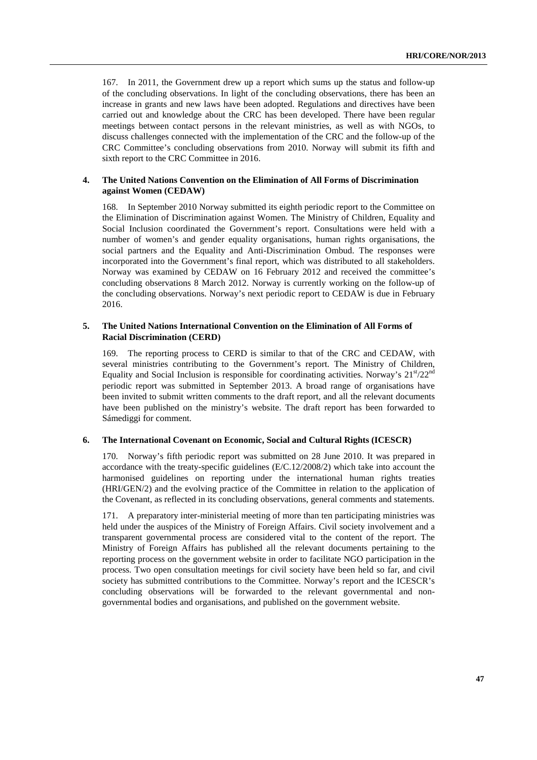167. In 2011, the Government drew up a report which sums up the status and follow-up of the concluding observations. In light of the concluding observations, there has been an increase in grants and new laws have been adopted. Regulations and directives have been carried out and knowledge about the CRC has been developed. There have been regular meetings between contact persons in the relevant ministries, as well as with NGOs, to discuss challenges connected with the implementation of the CRC and the follow-up of the CRC Committee's concluding observations from 2010. Norway will submit its fifth and sixth report to the CRC Committee in 2016.

### 4. The United Nations Convention on the Elimination of All Forms of Discrimination against Women (CEDAW)

168. In September 2010 Norway submitted its eighth periodic report to the Committee on the Elimination of Discrimination against Women. The Ministry of Children, Equality and Social Inclusion coordinated the Government's report. Consultations were held with a number of women's and gender equality organisations, human rights organisations, the social partners and the Equality and Anti-Discrimination Ombud. The responses were incorporated into the Government's final report, which was distributed to all stakeholders. Norway was examined by CEDAW on 16 February 2012 and received the committee's concluding observations 8 March 2012. Norway is currently working on the follow-up of the concluding observations. Norway's next periodic report to CEDAW is due in February 2016.

### 5. The United Nations International Convention on the Elimination of All Forms of Racial Discrimination (CERD)

169. The reporting process to CERD is similar to that of the CRC and CEDAW, with several ministries contributing to the Government's report. The Ministry of Children, Equality and Social Inclusion is responsible for coordinating activities. Norway's 21st/22nd periodic report was submitted in September 2013. A broad range of organisations have been invited to submit written comments to the draft report, and all the relevant documents have been published on the ministry's website. The draft report has been forwarded to Sámediggi for comment.

### 6. The International Covenant on Economic, Social and Cultural Rights (ICESCR)

170. Norway's fifth periodic report was submitted on 28 June 2010. It was prepared in accordance with the treaty-specific guidelines (E/C.12/2008/2) which take into account the harmonised guidelines on reporting under the international human rights treaties (HRI/GEN/2) and the evolving practice of the Committee in relation to the application of the Covenant, as reflected in its concluding observations, general comments and statements.

171. A preparatory inter-ministerial meeting of more than ten participating ministries was held under the auspices of the Ministry of Foreign Affairs. Civil society involvement and a transparent governmental process are considered vital to the content of the report. The Ministry of Foreign Affairs has published all the relevant documents pertaining to the reporting process on the government website in order to facilitate NGO participation in the process. Two open consultation meetings for civil society have been held so far, and civil society has submitted contributions to the Committee. Norway's report and the ICESCR's concluding observations will be forwarded to the relevant governmental and non-governmental bodies and organisations, and published on the government website.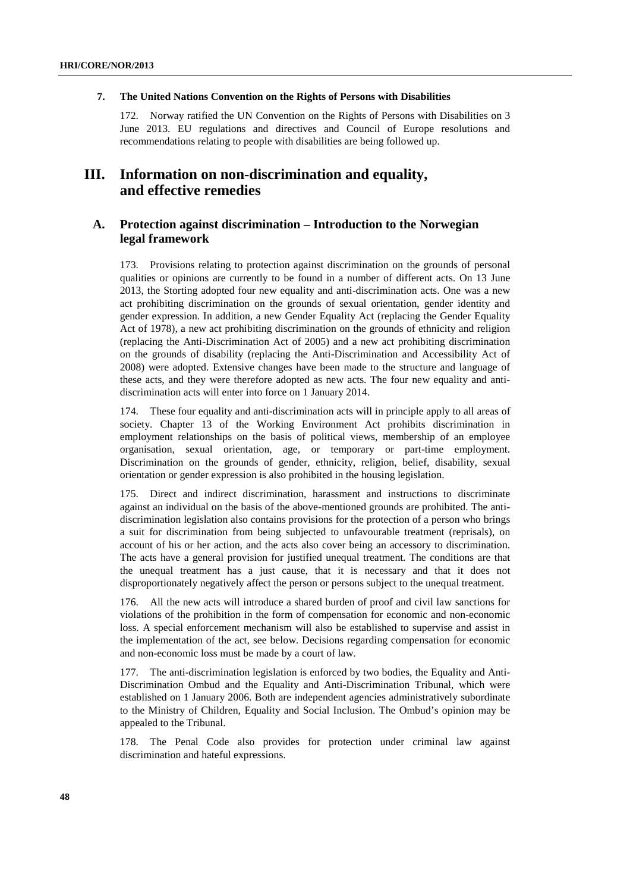### 7. The United Nations Convention on the Rights of Persons with Disabilities

172. Norway ratified the UN Convention on the Rights of Persons with Disabilities on 3 June 2013. EU regulations and directives and Council of Europe resolutions and recommendations relating to people with disabilities are being followed up.

# III. Information on non-discrimination and equality, and effective remedies

## A. Protection against discrimination – Introduction to the Norwegian legal framework

173. Provisions relating to protection against discrimination on the grounds of personal qualities or opinions are currently to be found in a number of different acts. On 13 June 2013, the Storting adopted four new equality and anti-discrimination acts. One was a new act prohibiting discrimination on the grounds of sexual orientation, gender identity and gender expression. In addition, a new Gender Equality Act (replacing the Gender Equality Act of 1978), a new act prohibiting discrimination on the grounds of ethnicity and religion (replacing the Anti-Discrimination Act of 2005) and a new act prohibiting discrimination on the grounds of disability (replacing the Anti-Discrimination and Accessibility Act of 2008) were adopted. Extensive changes have been made to the structure and language of these acts, and they were therefore adopted as new acts. The four new equality and anti-discrimination acts will enter into force on 1 January 2014.

174. These four equality and anti-discrimination acts will in principle apply to all areas of society. Chapter 13 of the Working Environment Act prohibits discrimination in employment relationships on the basis of political views, membership of an employee organisation, sexual orientation, age, or temporary or part-time employment. Discrimination on the grounds of gender, ethnicity, religion, belief, disability, sexual orientation or gender expression is also prohibited in the housing legislation.

175. Direct and indirect discrimination, harassment and instructions to discriminate against an individual on the basis of the above-mentioned grounds are prohibited. The anti-discrimination legislation also contains provisions for the protection of a person who brings a suit for discrimination from being subjected to unfavourable treatment (reprisals), on account of his or her action, and the acts also cover being an accessory to discrimination. The acts have a general provision for justified unequal treatment. The conditions are that the unequal treatment has a just cause, that it is necessary and that it does not disproportionately negatively affect the person or persons subject to the unequal treatment.

176. All the new acts will introduce a shared burden of proof and civil law sanctions for violations of the prohibition in the form of compensation for economic and non-economic loss. A special enforcement mechanism will also be established to supervise and assist in the implementation of the act, see below. Decisions regarding compensation for economic and non-economic loss must be made by a court of law.

177. The anti-discrimination legislation is enforced by two bodies, the Equality and Anti-Discrimination Ombud and the Equality and Anti-Discrimination Tribunal, which were established on 1 January 2006. Both are independent agencies administratively subordinate to the Ministry of Children, Equality and Social Inclusion. The Ombud's opinion may be appealed to the Tribunal.

178. The Penal Code also provides for protection under criminal law against discrimination and hateful expressions.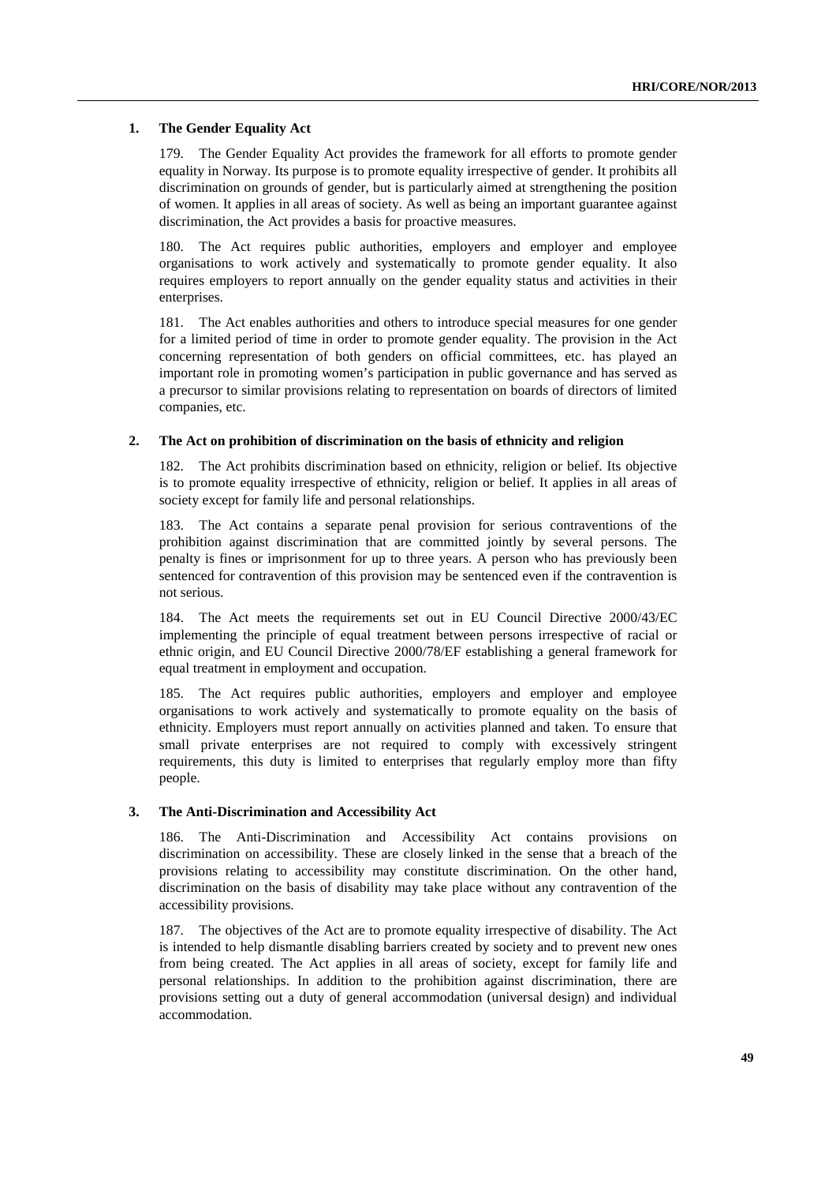### 1. The Gender Equality Act

179. The Gender Equality Act provides the framework for all efforts to promote gender equality in Norway. Its purpose is to promote equality irrespective of gender. It prohibits all discrimination on grounds of gender, but is particularly aimed at strengthening the position of women. It applies in all areas of society. As well as being an important guarantee against discrimination, the Act provides a basis for proactive measures.

180. The Act requires public authorities, employers and employer and employee organisations to work actively and systematically to promote gender equality. It also requires employers to report annually on the gender equality status and activities in their enterprises.

181. The Act enables authorities and others to introduce special measures for one gender for a limited period of time in order to promote gender equality. The provision in the Act concerning representation of both genders on official committees, etc. has played an important role in promoting women's participation in public governance and has served as a precursor to similar provisions relating to representation on boards of directors of limited companies, etc.

### 2. The Act on prohibition of discrimination on the basis of ethnicity and religion

182. The Act prohibits discrimination based on ethnicity, religion or belief. Its objective is to promote equality irrespective of ethnicity, religion or belief. It applies in all areas of society except for family life and personal relationships.

183. The Act contains a separate penal provision for serious contraventions of the prohibition against discrimination that are committed jointly by several persons. The penalty is fines or imprisonment for up to three years. A person who has previously been sentenced for contravention of this provision may be sentenced even if the contravention is not serious.

184. The Act meets the requirements set out in EU Council Directive 2000/43/EC implementing the principle of equal treatment between persons irrespective of racial or ethnic origin, and EU Council Directive 2000/78/EF establishing a general framework for equal treatment in employment and occupation.

185. The Act requires public authorities, employers and employer and employee organisations to work actively and systematically to promote equality on the basis of ethnicity. Employers must report annually on activities planned and taken. To ensure that small private enterprises are not required to comply with excessively stringent requirements, this duty is limited to enterprises that regularly employ more than fifty people.

### 3. The Anti-Discrimination and Accessibility Act

186. The Anti-Discrimination and Accessibility Act contains provisions on discrimination on accessibility. These are closely linked in the sense that a breach of the provisions relating to accessibility may constitute discrimination. On the other hand, discrimination on the basis of disability may take place without any contravention of the accessibility provisions.

187. The objectives of the Act are to promote equality irrespective of disability. The Act is intended to help dismantle disabling barriers created by society and to prevent new ones from being created. The Act applies in all areas of society, except for family life and personal relationships. In addition to the prohibition against discrimination, there are provisions setting out a duty of general accommodation (universal design) and individual accommodation.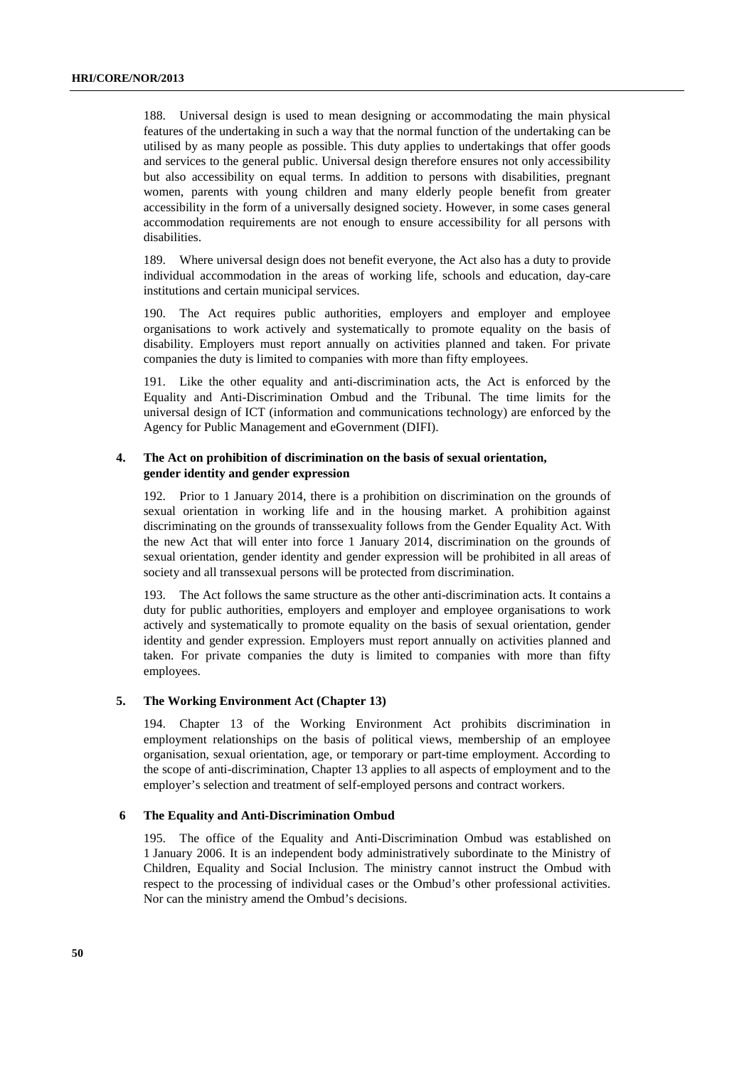188. Universal design is used to mean designing or accommodating the main physical features of the undertaking in such a way that the normal function of the undertaking can be utilised by as many people as possible. This duty applies to undertakings that offer goods and services to the general public. Universal design therefore ensures not only accessibility but also accessibility on equal terms. In addition to persons with disabilities, pregnant women, parents with young children and many elderly people benefit from greater accessibility in the form of a universally designed society. However, in some cases general accommodation requirements are not enough to ensure accessibility for all persons with disabilities.

189. Where universal design does not benefit everyone, the Act also has a duty to provide individual accommodation in the areas of working life, schools and education, day-care institutions and certain municipal services.

190. The Act requires public authorities, employers and employer and employee organisations to work actively and systematically to promote equality on the basis of disability. Employers must report annually on activities planned and taken. For private companies the duty is limited to companies with more than fifty employees.

191. Like the other equality and anti-discrimination acts, the Act is enforced by the Equality and Anti-Discrimination Ombud and the Tribunal. The time limits for the universal design of ICT (information and communications technology) are enforced by the Agency for Public Management and eGovernment (DIFI).

### 4. The Act on prohibition of discrimination on the basis of sexual orientation, gender identity and gender expression

192. Prior to 1 January 2014, there is a prohibition on discrimination on the grounds of sexual orientation in working life and in the housing market. A prohibition against discriminating on the grounds of transsexuality follows from the Gender Equality Act. With the new Act that will enter into force 1 January 2014, discrimination on the grounds of sexual orientation, gender identity and gender expression will be prohibited in all areas of society and all transsexual persons will be protected from discrimination.

193. The Act follows the same structure as the other anti-discrimination acts. It contains a duty for public authorities, employers and employer and employee organisations to work actively and systematically to promote equality on the basis of sexual orientation, gender identity and gender expression. Employers must report annually on activities planned and taken. For private companies the duty is limited to companies with more than fifty employees.

### 5. The Working Environment Act (Chapter 13)

194. Chapter 13 of the Working Environment Act prohibits discrimination in employment relationships on the basis of political views, membership of an employee organisation, sexual orientation, age, or temporary or part-time employment. According to the scope of anti-discrimination, Chapter 13 applies to all aspects of employment and to the employer's selection and treatment of self-employed persons and contract workers.

### 6 The Equality and Anti-Discrimination Ombud

195. The office of the Equality and Anti-Discrimination Ombud was established on 1 January 2006. It is an independent body administratively subordinate to the Ministry of Children, Equality and Social Inclusion. The ministry cannot instruct the Ombud with respect to the processing of individual cases or the Ombud's other professional activities. Nor can the ministry amend the Ombud's decisions.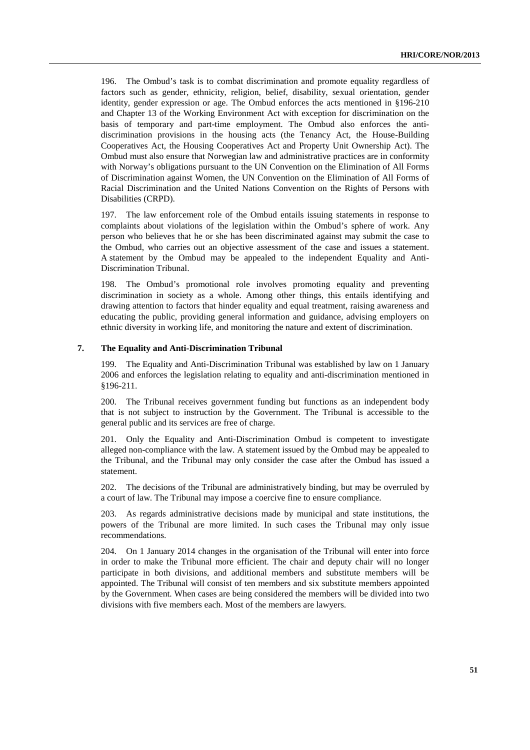196. The Ombud's task is to combat discrimination and promote equality regardless of factors such as gender, ethnicity, religion, belief, disability, sexual orientation, gender identity, gender expression or age. The Ombud enforces the acts mentioned in §196-210 and Chapter 13 of the Working Environment Act with exception for discrimination on the basis of temporary and part-time employment. The Ombud also enforces the anti-discrimination provisions in the housing acts (the Tenancy Act, the House-Building Cooperatives Act, the Housing Cooperatives Act and Property Unit Ownership Act). The Ombud must also ensure that Norwegian law and administrative practices are in conformity with Norway's obligations pursuant to the UN Convention on the Elimination of All Forms of Discrimination against Women, the UN Convention on the Elimination of All Forms of Racial Discrimination and the United Nations Convention on the Rights of Persons with Disabilities (CRPD).

197. The law enforcement role of the Ombud entails issuing statements in response to complaints about violations of the legislation within the Ombud's sphere of work. Any person who believes that he or she has been discriminated against may submit the case to the Ombud, who carries out an objective assessment of the case and issues a statement. A statement by the Ombud may be appealed to the independent Equality and Anti-Discrimination Tribunal.

198. The Ombud's promotional role involves promoting equality and preventing discrimination in society as a whole. Among other things, this entails identifying and drawing attention to factors that hinder equality and equal treatment, raising awareness and educating the public, providing general information and guidance, advising employers on ethnic diversity in working life, and monitoring the nature and extent of discrimination.

### 7. The Equality and Anti-Discrimination Tribunal

199. The Equality and Anti-Discrimination Tribunal was established by law on 1 January 2006 and enforces the legislation relating to equality and anti-discrimination mentioned in §196-211.

200. The Tribunal receives government funding but functions as an independent body that is not subject to instruction by the Government. The Tribunal is accessible to the general public and its services are free of charge.

201. Only the Equality and Anti-Discrimination Ombud is competent to investigate alleged non-compliance with the law. A statement issued by the Ombud may be appealed to the Tribunal, and the Tribunal may only consider the case after the Ombud has issued a statement.

202. The decisions of the Tribunal are administratively binding, but may be overruled by a court of law. The Tribunal may impose a coercive fine to ensure compliance.

203. As regards administrative decisions made by municipal and state institutions, the powers of the Tribunal are more limited. In such cases the Tribunal may only issue recommendations.

204. On 1 January 2014 changes in the organisation of the Tribunal will enter into force in order to make the Tribunal more efficient. The chair and deputy chair will no longer participate in both divisions, and additional members and substitute members will be appointed. The Tribunal will consist of ten members and six substitute members appointed by the Government. When cases are being considered the members will be divided into two divisions with five members each. Most of the members are lawyers.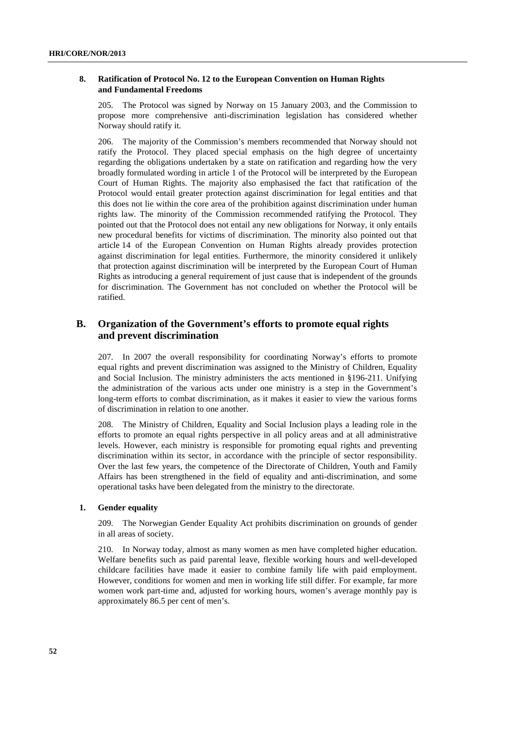### 8. Ratification of Protocol No. 12 to the European Convention on Human Rights and Fundamental Freedoms

205. The Protocol was signed by Norway on 15 January 2003, and the Commission to propose more comprehensive anti-discrimination legislation has considered whether Norway should ratify it.

206. The majority of the Commission's members recommended that Norway should not ratify the Protocol. They placed special emphasis on the high degree of uncertainty regarding the obligations undertaken by a state on ratification and regarding how the very broadly formulated wording in article 1 of the Protocol will be interpreted by the European Court of Human Rights. The majority also emphasised the fact that ratification of the Protocol would entail greater protection against discrimination for legal entities and that this does not lie within the core area of the prohibition against discrimination under human rights law. The minority of the Commission recommended ratifying the Protocol. They pointed out that the Protocol does not entail any new obligations for Norway, it only entails new procedural benefits for victims of discrimination. The minority also pointed out that article 14 of the European Convention on Human Rights already provides protection against discrimination for legal entities. Furthermore, the minority considered it unlikely that protection against discrimination will be interpreted by the European Court of Human Rights as introducing a general requirement of just cause that is independent of the grounds for discrimination. The Government has not concluded on whether the Protocol will be ratified.

## B. Organization of the Government's efforts to promote equal rights and prevent discrimination

207. In 2007 the overall responsibility for coordinating Norway's efforts to promote equal rights and prevent discrimination was assigned to the Ministry of Children, Equality and Social Inclusion. The ministry administers the acts mentioned in §196-211. Unifying the administration of the various acts under one ministry is a step in the Government's long-term efforts to combat discrimination, as it makes it easier to view the various forms of discrimination in relation to one another.

208. The Ministry of Children, Equality and Social Inclusion plays a leading role in the efforts to promote an equal rights perspective in all policy areas and at all administrative levels. However, each ministry is responsible for promoting equal rights and preventing discrimination within its sector, in accordance with the principle of sector responsibility. Over the last few years, the competence of the Directorate of Children, Youth and Family Affairs has been strengthened in the field of equality and anti-discrimination, and some operational tasks have been delegated from the ministry to the directorate.

### 1. Gender equality

209. The Norwegian Gender Equality Act prohibits discrimination on grounds of gender in all areas of society.

210. In Norway today, almost as many women as men have completed higher education. Welfare benefits such as paid parental leave, flexible working hours and well-developed childcare facilities have made it easier to combine family life with paid employment. However, conditions for women and men in working life still differ. For example, far more women work part-time and, adjusted for working hours, women's average monthly pay is approximately 86.5 per cent of men's.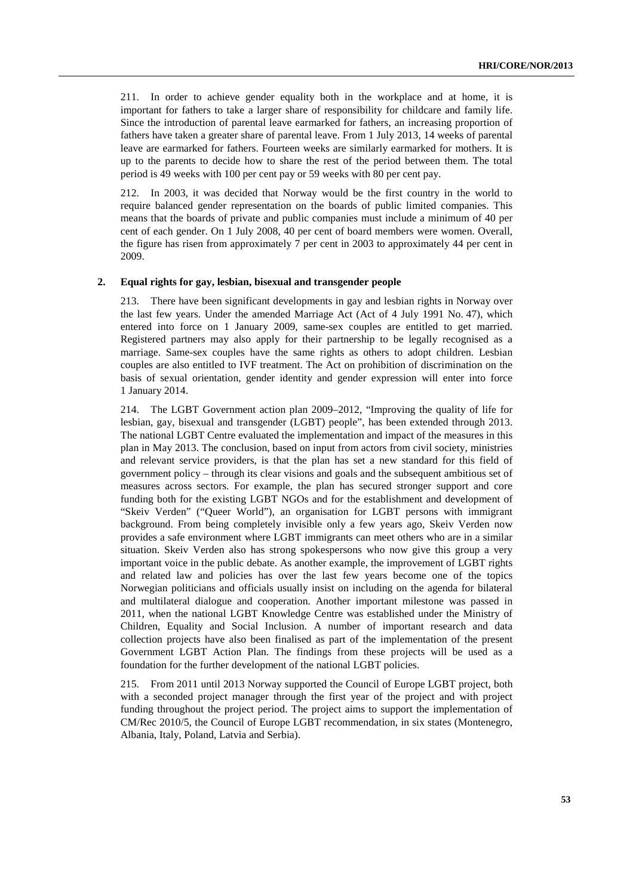211. In order to achieve gender equality both in the workplace and at home, it is important for fathers to take a larger share of responsibility for childcare and family life. Since the introduction of parental leave earmarked for fathers, an increasing proportion of fathers have taken a greater share of parental leave. From 1 July 2013, 14 weeks of parental leave are earmarked for fathers. Fourteen weeks are similarly earmarked for mothers. It is up to the parents to decide how to share the rest of the period between them. The total period is 49 weeks with 100 per cent pay or 59 weeks with 80 per cent pay.

212. In 2003, it was decided that Norway would be the first country in the world to require balanced gender representation on the boards of public limited companies. This means that the boards of private and public companies must include a minimum of 40 per cent of each gender. On 1 July 2008, 40 per cent of board members were women. Overall, the figure has risen from approximately 7 per cent in 2003 to approximately 44 per cent in 2009.

### 2. Equal rights for gay, lesbian, bisexual and transgender people

213. There have been significant developments in gay and lesbian rights in Norway over the last few years. Under the amended Marriage Act (Act of 4 July 1991 No. 47), which entered into force on 1 January 2009, same-sex couples are entitled to get married. Registered partners may also apply for their partnership to be legally recognised as a marriage. Same-sex couples have the same rights as others to adopt children. Lesbian couples are also entitled to IVF treatment. The Act on prohibition of discrimination on the basis of sexual orientation, gender identity and gender expression will enter into force 1 January 2014.

214. The LGBT Government action plan 2009–2012, "Improving the quality of life for lesbian, gay, bisexual and transgender (LGBT) people", has been extended through 2013. The national LGBT Centre evaluated the implementation and impact of the measures in this plan in May 2013. The conclusion, based on input from actors from civil society, ministries and relevant service providers, is that the plan has set a new standard for this field of government policy – through its clear visions and goals and the subsequent ambitious set of measures across sectors. For example, the plan has secured stronger support and core funding both for the existing LGBT NGOs and for the establishment and development of "Skeiv Verden" ("Queer World"), an organisation for LGBT persons with immigrant background. From being completely invisible only a few years ago, Skeiv Verden now provides a safe environment where LGBT immigrants can meet others who are in a similar situation. Skeiv Verden also has strong spokespersons who now give this group a very important voice in the public debate. As another example, the improvement of LGBT rights and related law and policies has over the last few years become one of the topics Norwegian politicians and officials usually insist on including on the agenda for bilateral and multilateral dialogue and cooperation. Another important milestone was passed in 2011, when the national LGBT Knowledge Centre was established under the Ministry of Children, Equality and Social Inclusion. A number of important research and data collection projects have also been finalised as part of the implementation of the present Government LGBT Action Plan. The findings from these projects will be used as a foundation for the further development of the national LGBT policies.

215. From 2011 until 2013 Norway supported the Council of Europe LGBT project, both with a seconded project manager through the first year of the project and with project funding throughout the project period. The project aims to support the implementation of CM/Rec 2010/5, the Council of Europe LGBT recommendation, in six states (Montenegro, Albania, Italy, Poland, Latvia and Serbia).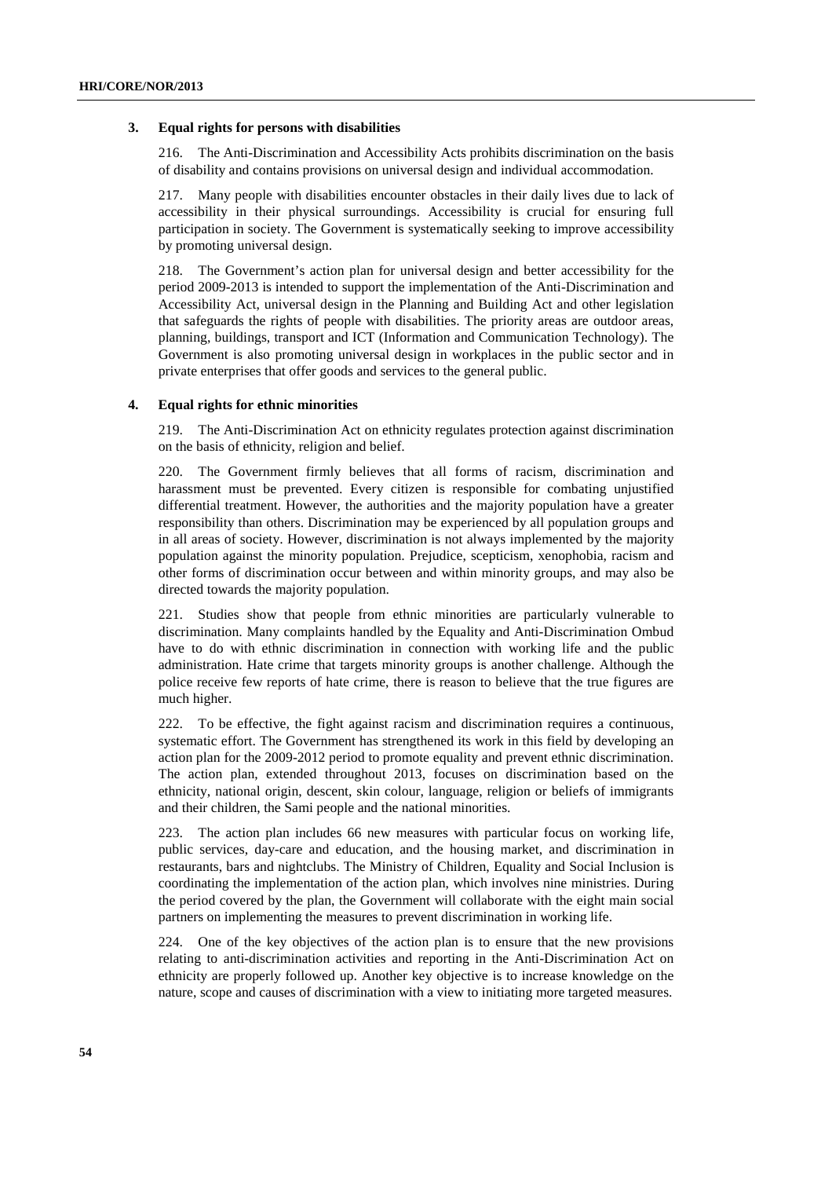### 3. Equal rights for persons with disabilities

216. The Anti-Discrimination and Accessibility Acts prohibits discrimination on the basis of disability and contains provisions on universal design and individual accommodation.

217. Many people with disabilities encounter obstacles in their daily lives due to lack of accessibility in their physical surroundings. Accessibility is crucial for ensuring full participation in society. The Government is systematically seeking to improve accessibility by promoting universal design.

218. The Government's action plan for universal design and better accessibility for the period 2009-2013 is intended to support the implementation of the Anti-Discrimination and Accessibility Act, universal design in the Planning and Building Act and other legislation that safeguards the rights of people with disabilities. The priority areas are outdoor areas, planning, buildings, transport and ICT (Information and Communication Technology). The Government is also promoting universal design in workplaces in the public sector and in private enterprises that offer goods and services to the general public.

### 4. Equal rights for ethnic minorities

219. The Anti-Discrimination Act on ethnicity regulates protection against discrimination on the basis of ethnicity, religion and belief.

220. The Government firmly believes that all forms of racism, discrimination and harassment must be prevented. Every citizen is responsible for combating unjustified differential treatment. However, the authorities and the majority population have a greater responsibility than others. Discrimination may be experienced by all population groups and in all areas of society. However, discrimination is not always implemented by the majority population against the minority population. Prejudice, scepticism, xenophobia, racism and other forms of discrimination occur between and within minority groups, and may also be directed towards the majority population.

221. Studies show that people from ethnic minorities are particularly vulnerable to discrimination. Many complaints handled by the Equality and Anti-Discrimination Ombud have to do with ethnic discrimination in connection with working life and the public administration. Hate crime that targets minority groups is another challenge. Although the police receive few reports of hate crime, there is reason to believe that the true figures are much higher.

222. To be effective, the fight against racism and discrimination requires a continuous, systematic effort. The Government has strengthened its work in this field by developing an action plan for the 2009-2012 period to promote equality and prevent ethnic discrimination. The action plan, extended throughout 2013, focuses on discrimination based on the ethnicity, national origin, descent, skin colour, language, religion or beliefs of immigrants and their children, the Sami people and the national minorities.

223. The action plan includes 66 new measures with particular focus on working life, public services, day-care and education, and the housing market, and discrimination in restaurants, bars and nightclubs. The Ministry of Children, Equality and Social Inclusion is coordinating the implementation of the action plan, which involves nine ministries. During the period covered by the plan, the Government will collaborate with the eight main social partners on implementing the measures to prevent discrimination in working life.

224. One of the key objectives of the action plan is to ensure that the new provisions relating to anti-discrimination activities and reporting in the Anti-Discrimination Act on ethnicity are properly followed up. Another key objective is to increase knowledge on the nature, scope and causes of discrimination with a view to initiating more targeted measures.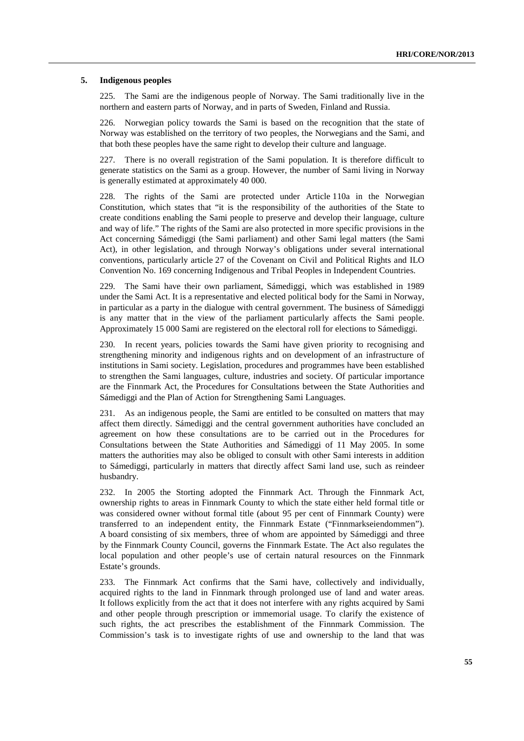## 5. Indigenous peoples

225. The Sami are the indigenous people of Norway. The Sami traditionally live in the northern and eastern parts of Norway, and in parts of Sweden, Finland and Russia.

226. Norwegian policy towards the Sami is based on the recognition that the state of Norway was established on the territory of two peoples, the Norwegians and the Sami, and that both these peoples have the same right to develop their culture and language.

227. There is no overall registration of the Sami population. It is therefore difficult to generate statistics on the Sami as a group. However, the number of Sami living in Norway is generally estimated at approximately 40 000.

228. The rights of the Sami are protected under Article 110a in the Norwegian Constitution, which states that "it is the responsibility of the authorities of the State to create conditions enabling the Sami people to preserve and develop their language, culture and way of life." The rights of the Sami are also protected in more specific provisions in the Act concerning Sámediggi (the Sami parliament) and other Sami legal matters (the Sami Act), in other legislation, and through Norway's obligations under several international conventions, particularly article 27 of the Covenant on Civil and Political Rights and ILO Convention No. 169 concerning Indigenous and Tribal Peoples in Independent Countries.

229. The Sami have their own parliament, Sámediggi, which was established in 1989 under the Sami Act. It is a representative and elected political body for the Sami in Norway, in particular as a party in the dialogue with central government. The business of Sámediggi is any matter that in the view of the parliament particularly affects the Sami people. Approximately 15 000 Sami are registered on the electoral roll for elections to Sámediggi.

230. In recent years, policies towards the Sami have given priority to recognising and strengthening minority and indigenous rights and on development of an infrastructure of institutions in Sami society. Legislation, procedures and programmes have been established to strengthen the Sami languages, culture, industries and society. Of particular importance are the Finnmark Act, the Procedures for Consultations between the State Authorities and Sámediggi and the Plan of Action for Strengthening Sami Languages.

231. As an indigenous people, the Sami are entitled to be consulted on matters that may affect them directly. Sámediggi and the central government authorities have concluded an agreement on how these consultations are to be carried out in the Procedures for Consultations between the State Authorities and Sámediggi of 11 May 2005. In some matters the authorities may also be obliged to consult with other Sami interests in addition to Sámediggi, particularly in matters that directly affect Sami land use, such as reindeer husbandry.

232. In 2005 the Storting adopted the Finnmark Act. Through the Finnmark Act, ownership rights to areas in Finnmark County to which the state either held formal title or was considered owner without formal title (about 95 per cent of Finnmark County) were transferred to an independent entity, the Finnmark Estate ("Finnmarkseiendommen"). A board consisting of six members, three of whom are appointed by Sámediggi and three by the Finnmark County Council, governs the Finnmark Estate. The Act also regulates the local population and other people's use of certain natural resources on the Finnmark Estate's grounds.

233. The Finnmark Act confirms that the Sami have, collectively and individually, acquired rights to the land in Finnmark through prolonged use of land and water areas. It follows explicitly from the act that it does not interfere with any rights acquired by Sami and other people through prescription or immemorial usage. To clarify the existence of such rights, the act prescribes the establishment of the Finnmark Commission. The Commission's task is to investigate rights of use and ownership to the land that was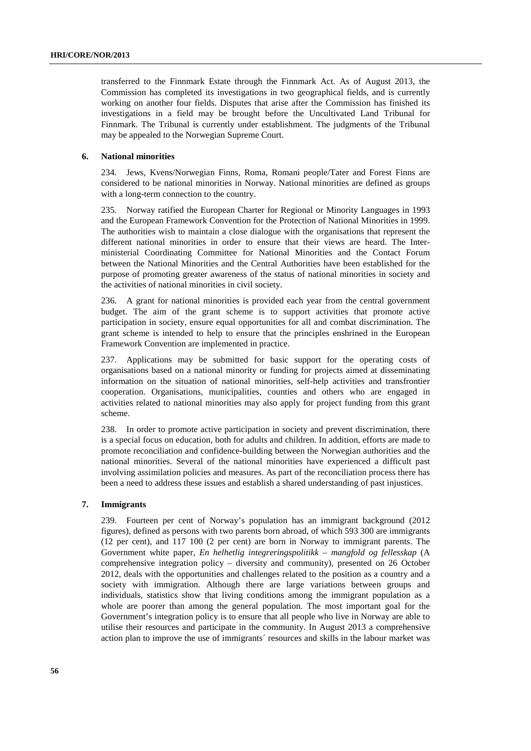transferred to the Finnmark Estate through the Finnmark Act. As of August 2013, the Commission has completed its investigations in two geographical fields, and is currently working on another four fields. Disputes that arise after the Commission has finished its investigations in a field may be brought before the Uncultivated Land Tribunal for Finnmark. The Tribunal is currently under establishment. The judgments of the Tribunal may be appealed to the Norwegian Supreme Court.

### 6. National minorities

234. Jews, Kvens/Norwegian Finns, Roma, Romani people/Tater and Forest Finns are considered to be national minorities in Norway. National minorities are defined as groups with a long-term connection to the country.

235. Norway ratified the European Charter for Regional or Minority Languages in 1993 and the European Framework Convention for the Protection of National Minorities in 1999. The authorities wish to maintain a close dialogue with the organisations that represent the different national minorities in order to ensure that their views are heard. The Inter-ministerial Coordinating Committee for National Minorities and the Contact Forum between the National Minorities and the Central Authorities have been established for the purpose of promoting greater awareness of the status of national minorities in society and the activities of national minorities in civil society.

236. A grant for national minorities is provided each year from the central government budget. The aim of the grant scheme is to support activities that promote active participation in society, ensure equal opportunities for all and combat discrimination. The grant scheme is intended to help to ensure that the principles enshrined in the European Framework Convention are implemented in practice.

237. Applications may be submitted for basic support for the operating costs of organisations based on a national minority or funding for projects aimed at disseminating information on the situation of national minorities, self-help activities and transfrontier cooperation. Organisations, municipalities, counties and others who are engaged in activities related to national minorities may also apply for project funding from this grant scheme.

238. In order to promote active participation in society and prevent discrimination, there is a special focus on education, both for adults and children. In addition, efforts are made to promote reconciliation and confidence-building between the Norwegian authorities and the national minorities. Several of the national minorities have experienced a difficult past involving assimilation policies and measures. As part of the reconciliation process there has been a need to address these issues and establish a shared understanding of past injustices.

### 7. Immigrants

239. Fourteen per cent of Norway's population has an immigrant background (2012 figures), defined as persons with two parents born abroad, of which 593 300 are immigrants (12 per cent), and 117 100 (2 per cent) are born in Norway to immigrant parents. The Government white paper, *En helhetlig integreringspolitikk – mangfold og fellesskap* (A comprehensive integration policy – diversity and community), presented on 26 October 2012, deals with the opportunities and challenges related to the position as a country and a society with immigration. Although there are large variations between groups and individuals, statistics show that living conditions among the immigrant population as a whole are poorer than among the general population. The most important goal for the Government's integration policy is to ensure that all people who live in Norway are able to utilise their resources and participate in the community. In August 2013 a comprehensive action plan to improve the use of immigrants´ resources and skills in the labour market was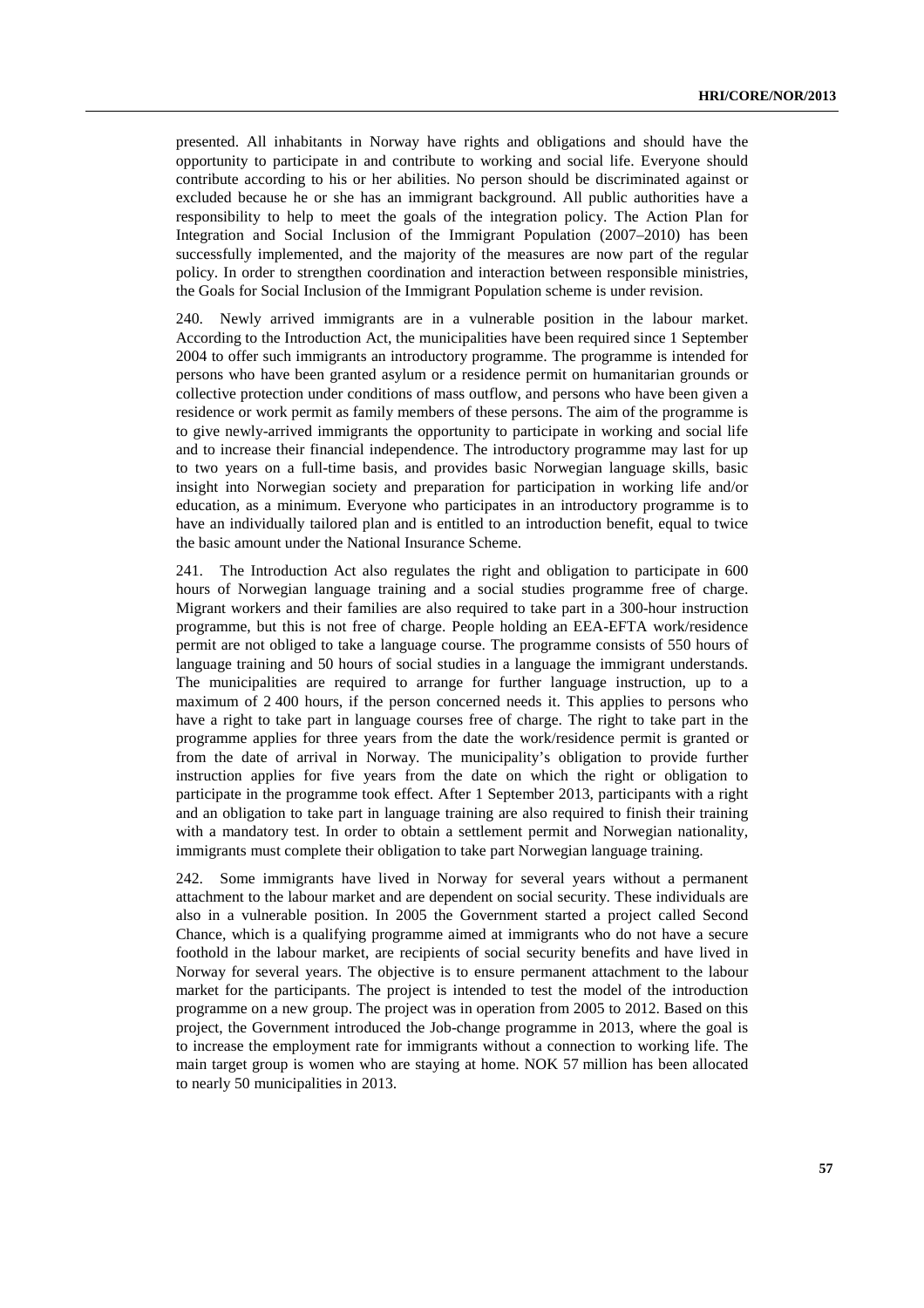presented. All inhabitants in Norway have rights and obligations and should have the opportunity to participate in and contribute to working and social life. Everyone should contribute according to his or her abilities. No person should be discriminated against or excluded because he or she has an immigrant background. All public authorities have a responsibility to help to meet the goals of the integration policy. The Action Plan for Integration and Social Inclusion of the Immigrant Population (2007–2010) has been successfully implemented, and the majority of the measures are now part of the regular policy. In order to strengthen coordination and interaction between responsible ministries, the Goals for Social Inclusion of the Immigrant Population scheme is under revision.

240. Newly arrived immigrants are in a vulnerable position in the labour market. According to the Introduction Act, the municipalities have been required since 1 September 2004 to offer such immigrants an introductory programme. The programme is intended for persons who have been granted asylum or a residence permit on humanitarian grounds or collective protection under conditions of mass outflow, and persons who have been given a residence or work permit as family members of these persons. The aim of the programme is to give newly-arrived immigrants the opportunity to participate in working and social life and to increase their financial independence. The introductory programme may last for up to two years on a full-time basis, and provides basic Norwegian language skills, basic insight into Norwegian society and preparation for participation in working life and/or education, as a minimum. Everyone who participates in an introductory programme is to have an individually tailored plan and is entitled to an introduction benefit, equal to twice the basic amount under the National Insurance Scheme.

241. The Introduction Act also regulates the right and obligation to participate in 600 hours of Norwegian language training and a social studies programme free of charge. Migrant workers and their families are also required to take part in a 300-hour instruction programme, but this is not free of charge. People holding an EEA-EFTA work/residence permit are not obliged to take a language course. The programme consists of 550 hours of language training and 50 hours of social studies in a language the immigrant understands. The municipalities are required to arrange for further language instruction, up to a maximum of 2 400 hours, if the person concerned needs it. This applies to persons who have a right to take part in language courses free of charge. The right to take part in the programme applies for three years from the date the work/residence permit is granted or from the date of arrival in Norway. The municipality's obligation to provide further instruction applies for five years from the date on which the right or obligation to participate in the programme took effect. After 1 September 2013, participants with a right and an obligation to take part in language training are also required to finish their training with a mandatory test. In order to obtain a settlement permit and Norwegian nationality, immigrants must complete their obligation to take part Norwegian language training.

242. Some immigrants have lived in Norway for several years without a permanent attachment to the labour market and are dependent on social security. These individuals are also in a vulnerable position. In 2005 the Government started a project called Second Chance, which is a qualifying programme aimed at immigrants who do not have a secure foothold in the labour market, are recipients of social security benefits and have lived in Norway for several years. The objective is to ensure permanent attachment to the labour market for the participants. The project is intended to test the model of the introduction programme on a new group. The project was in operation from 2005 to 2012. Based on this project, the Government introduced the Job-change programme in 2013, where the goal is to increase the employment rate for immigrants without a connection to working life. The main target group is women who are staying at home. NOK 57 million has been allocated to nearly 50 municipalities in 2013.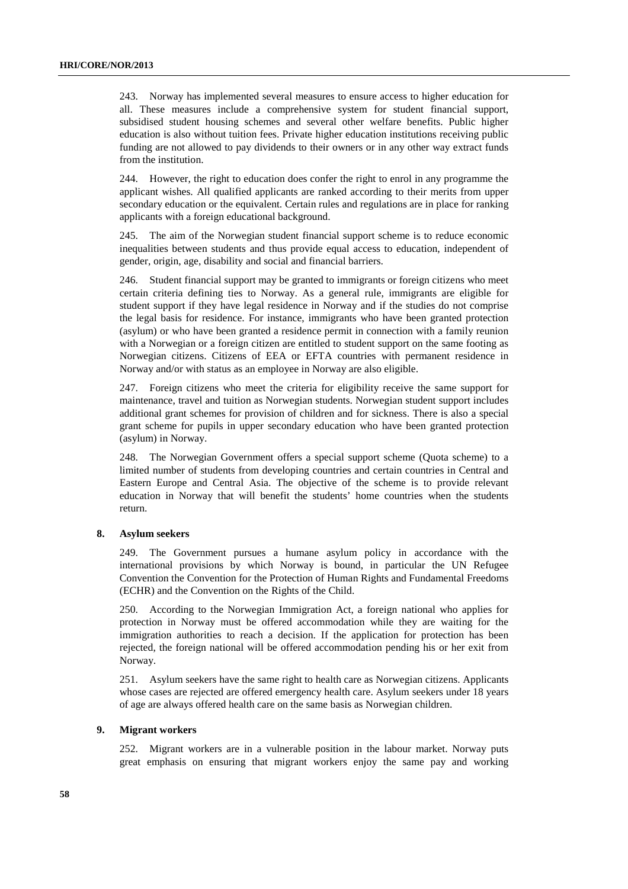243. Norway has implemented several measures to ensure access to higher education for all. These measures include a comprehensive system for student financial support, subsidised student housing schemes and several other welfare benefits. Public higher education is also without tuition fees. Private higher education institutions receiving public funding are not allowed to pay dividends to their owners or in any other way extract funds from the institution.

244. However, the right to education does confer the right to enrol in any programme the applicant wishes. All qualified applicants are ranked according to their merits from upper secondary education or the equivalent. Certain rules and regulations are in place for ranking applicants with a foreign educational background.

245. The aim of the Norwegian student financial support scheme is to reduce economic inequalities between students and thus provide equal access to education, independent of gender, origin, age, disability and social and financial barriers.

246. Student financial support may be granted to immigrants or foreign citizens who meet certain criteria defining ties to Norway. As a general rule, immigrants are eligible for student support if they have legal residence in Norway and if the studies do not comprise the legal basis for residence. For instance, immigrants who have been granted protection (asylum) or who have been granted a residence permit in connection with a family reunion with a Norwegian or a foreign citizen are entitled to student support on the same footing as Norwegian citizens. Citizens of EEA or EFTA countries with permanent residence in Norway and/or with status as an employee in Norway are also eligible.

247. Foreign citizens who meet the criteria for eligibility receive the same support for maintenance, travel and tuition as Norwegian students. Norwegian student support includes additional grant schemes for provision of children and for sickness. There is also a special grant scheme for pupils in upper secondary education who have been granted protection (asylum) in Norway.

248. The Norwegian Government offers a special support scheme (Quota scheme) to a limited number of students from developing countries and certain countries in Central and Eastern Europe and Central Asia. The objective of the scheme is to provide relevant education in Norway that will benefit the students' home countries when the students return.

### 8. Asylum seekers

249. The Government pursues a humane asylum policy in accordance with the international provisions by which Norway is bound, in particular the UN Refugee Convention the Convention for the Protection of Human Rights and Fundamental Freedoms (ECHR) and the Convention on the Rights of the Child.

250. According to the Norwegian Immigration Act, a foreign national who applies for protection in Norway must be offered accommodation while they are waiting for the immigration authorities to reach a decision. If the application for protection has been rejected, the foreign national will be offered accommodation pending his or her exit from Norway.

251. Asylum seekers have the same right to health care as Norwegian citizens. Applicants whose cases are rejected are offered emergency health care. Asylum seekers under 18 years of age are always offered health care on the same basis as Norwegian children.

### 9. Migrant workers

252. Migrant workers are in a vulnerable position in the labour market. Norway puts great emphasis on ensuring that migrant workers enjoy the same pay and working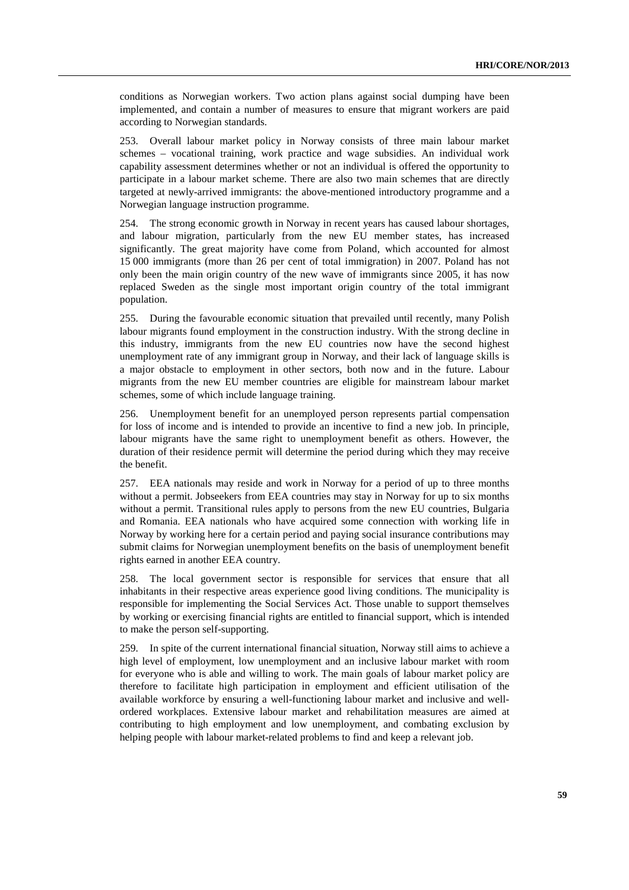conditions as Norwegian workers. Two action plans against social dumping have been implemented, and contain a number of measures to ensure that migrant workers are paid according to Norwegian standards.

253. Overall labour market policy in Norway consists of three main labour market schemes – vocational training, work practice and wage subsidies. An individual work capability assessment determines whether or not an individual is offered the opportunity to participate in a labour market scheme. There are also two main schemes that are directly targeted at newly-arrived immigrants: the above-mentioned introductory programme and a Norwegian language instruction programme.

254. The strong economic growth in Norway in recent years has caused labour shortages, and labour migration, particularly from the new EU member states, has increased significantly. The great majority have come from Poland, which accounted for almost 15 000 immigrants (more than 26 per cent of total immigration) in 2007. Poland has not only been the main origin country of the new wave of immigrants since 2005, it has now replaced Sweden as the single most important origin country of the total immigrant population.

255. During the favourable economic situation that prevailed until recently, many Polish labour migrants found employment in the construction industry. With the strong decline in this industry, immigrants from the new EU countries now have the second highest unemployment rate of any immigrant group in Norway, and their lack of language skills is a major obstacle to employment in other sectors, both now and in the future. Labour migrants from the new EU member countries are eligible for mainstream labour market schemes, some of which include language training.

256. Unemployment benefit for an unemployed person represents partial compensation for loss of income and is intended to provide an incentive to find a new job. In principle, labour migrants have the same right to unemployment benefit as others. However, the duration of their residence permit will determine the period during which they may receive the benefit.

257. EEA nationals may reside and work in Norway for a period of up to three months without a permit. Jobseekers from EEA countries may stay in Norway for up to six months without a permit. Transitional rules apply to persons from the new EU countries, Bulgaria and Romania. EEA nationals who have acquired some connection with working life in Norway by working here for a certain period and paying social insurance contributions may submit claims for Norwegian unemployment benefits on the basis of unemployment benefit rights earned in another EEA country.

258. The local government sector is responsible for services that ensure that all inhabitants in their respective areas experience good living conditions. The municipality is responsible for implementing the Social Services Act. Those unable to support themselves by working or exercising financial rights are entitled to financial support, which is intended to make the person self-supporting.

259. In spite of the current international financial situation, Norway still aims to achieve a high level of employment, low unemployment and an inclusive labour market with room for everyone who is able and willing to work. The main goals of labour market policy are therefore to facilitate high participation in employment and efficient utilisation of the available workforce by ensuring a well-functioning labour market and inclusive and well-ordered workplaces. Extensive labour market and rehabilitation measures are aimed at contributing to high employment and low unemployment, and combating exclusion by helping people with labour market-related problems to find and keep a relevant job.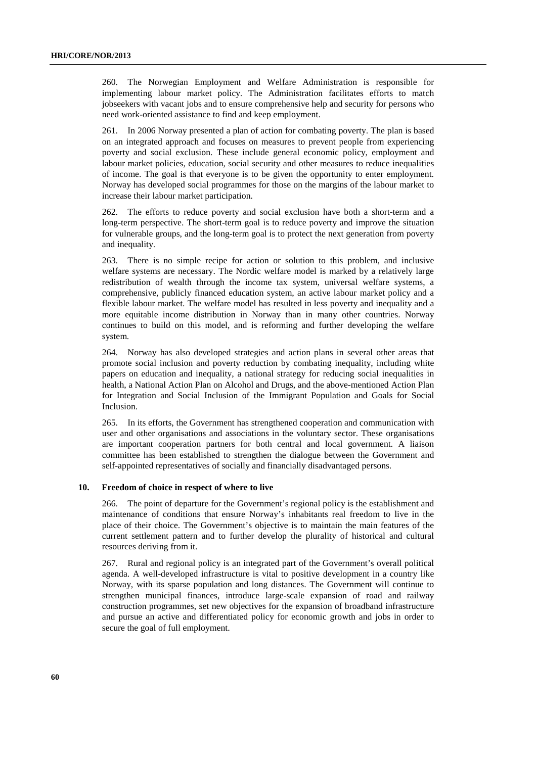260. The Norwegian Employment and Welfare Administration is responsible for implementing labour market policy. The Administration facilitates efforts to match jobseekers with vacant jobs and to ensure comprehensive help and security for persons who need work-oriented assistance to find and keep employment.

261. In 2006 Norway presented a plan of action for combating poverty. The plan is based on an integrated approach and focuses on measures to prevent people from experiencing poverty and social exclusion. These include general economic policy, employment and labour market policies, education, social security and other measures to reduce inequalities of income. The goal is that everyone is to be given the opportunity to enter employment. Norway has developed social programmes for those on the margins of the labour market to increase their labour market participation.

262. The efforts to reduce poverty and social exclusion have both a short-term and a long-term perspective. The short-term goal is to reduce poverty and improve the situation for vulnerable groups, and the long-term goal is to protect the next generation from poverty and inequality.

263. There is no simple recipe for action or solution to this problem, and inclusive welfare systems are necessary. The Nordic welfare model is marked by a relatively large redistribution of wealth through the income tax system, universal welfare systems, a comprehensive, publicly financed education system, an active labour market policy and a flexible labour market. The welfare model has resulted in less poverty and inequality and a more equitable income distribution in Norway than in many other countries. Norway continues to build on this model, and is reforming and further developing the welfare system.

264. Norway has also developed strategies and action plans in several other areas that promote social inclusion and poverty reduction by combating inequality, including white papers on education and inequality, a national strategy for reducing social inequalities in health, a National Action Plan on Alcohol and Drugs, and the above-mentioned Action Plan for Integration and Social Inclusion of the Immigrant Population and Goals for Social Inclusion.

265. In its efforts, the Government has strengthened cooperation and communication with user and other organisations and associations in the voluntary sector. These organisations are important cooperation partners for both central and local government. A liaison committee has been established to strengthen the dialogue between the Government and self-appointed representatives of socially and financially disadvantaged persons.

### 10. Freedom of choice in respect of where to live

266. The point of departure for the Government's regional policy is the establishment and maintenance of conditions that ensure Norway's inhabitants real freedom to live in the place of their choice. The Government's objective is to maintain the main features of the current settlement pattern and to further develop the plurality of historical and cultural resources deriving from it.

267. Rural and regional policy is an integrated part of the Government's overall political agenda. A well-developed infrastructure is vital to positive development in a country like Norway, with its sparse population and long distances. The Government will continue to strengthen municipal finances, introduce large-scale expansion of road and railway construction programmes, set new objectives for the expansion of broadband infrastructure and pursue an active and differentiated policy for economic growth and jobs in order to secure the goal of full employment.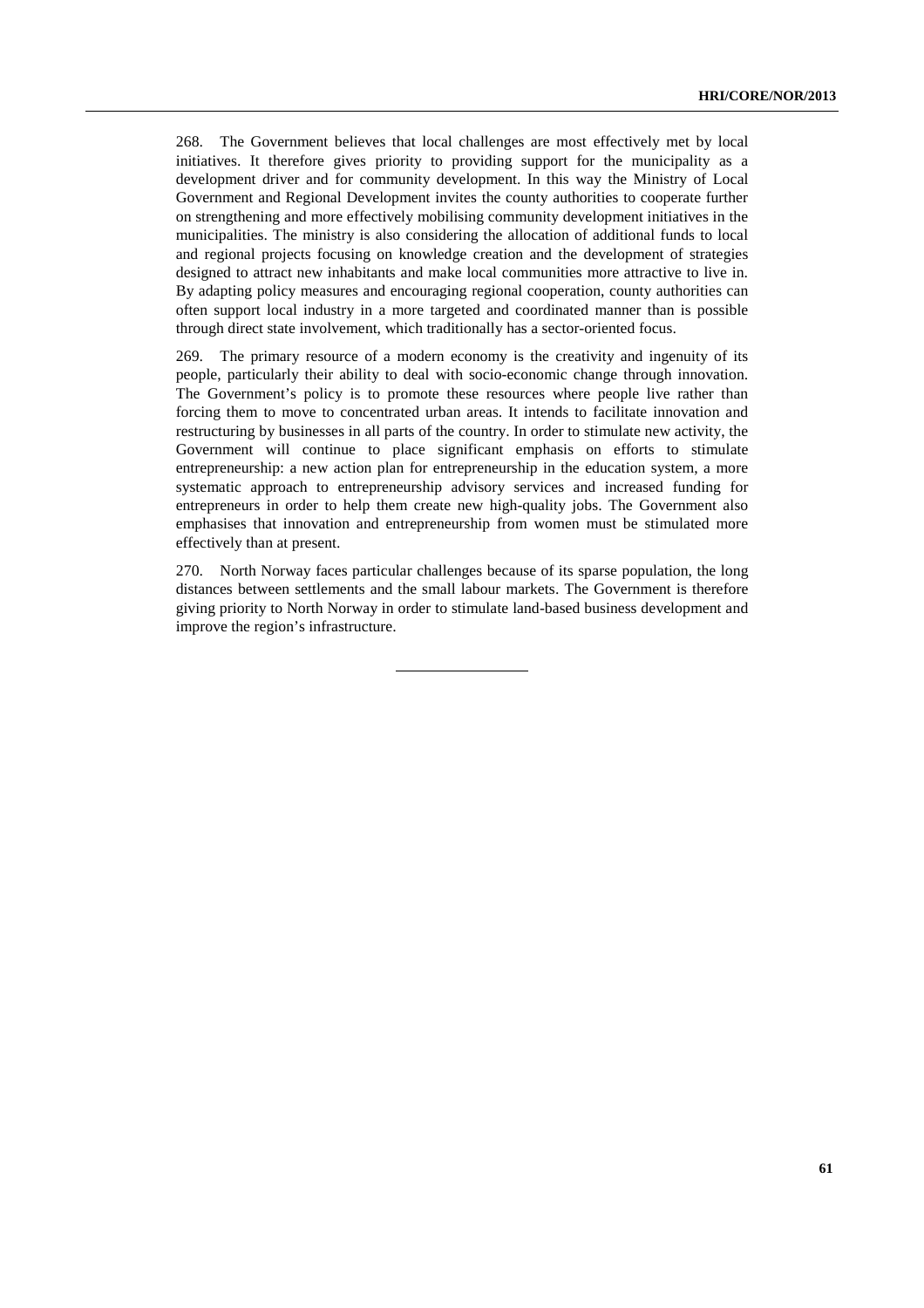268. The Government believes that local challenges are most effectively met by local initiatives. It therefore gives priority to providing support for the municipality as a development driver and for community development. In this way the Ministry of Local Government and Regional Development invites the county authorities to cooperate further on strengthening and more effectively mobilising community development initiatives in the municipalities. The ministry is also considering the allocation of additional funds to local and regional projects focusing on knowledge creation and the development of strategies designed to attract new inhabitants and make local communities more attractive to live in. By adapting policy measures and encouraging regional cooperation, county authorities can often support local industry in a more targeted and coordinated manner than is possible through direct state involvement, which traditionally has a sector-oriented focus.

269. The primary resource of a modern economy is the creativity and ingenuity of its people, particularly their ability to deal with socio-economic change through innovation. The Government's policy is to promote these resources where people live rather than forcing them to move to concentrated urban areas. It intends to facilitate innovation and restructuring by businesses in all parts of the country. In order to stimulate new activity, the Government will continue to place significant emphasis on efforts to stimulate entrepreneurship: a new action plan for entrepreneurship in the education system, a more systematic approach to entrepreneurship advisory services and increased funding for entrepreneurs in order to help them create new high-quality jobs. The Government also emphasises that innovation and entrepreneurship from women must be stimulated more effectively than at present.

270. North Norway faces particular challenges because of its sparse population, the long distances between settlements and the small labour markets. The Government is therefore giving priority to North Norway in order to stimulate land-based business development and improve the region's infrastructure.